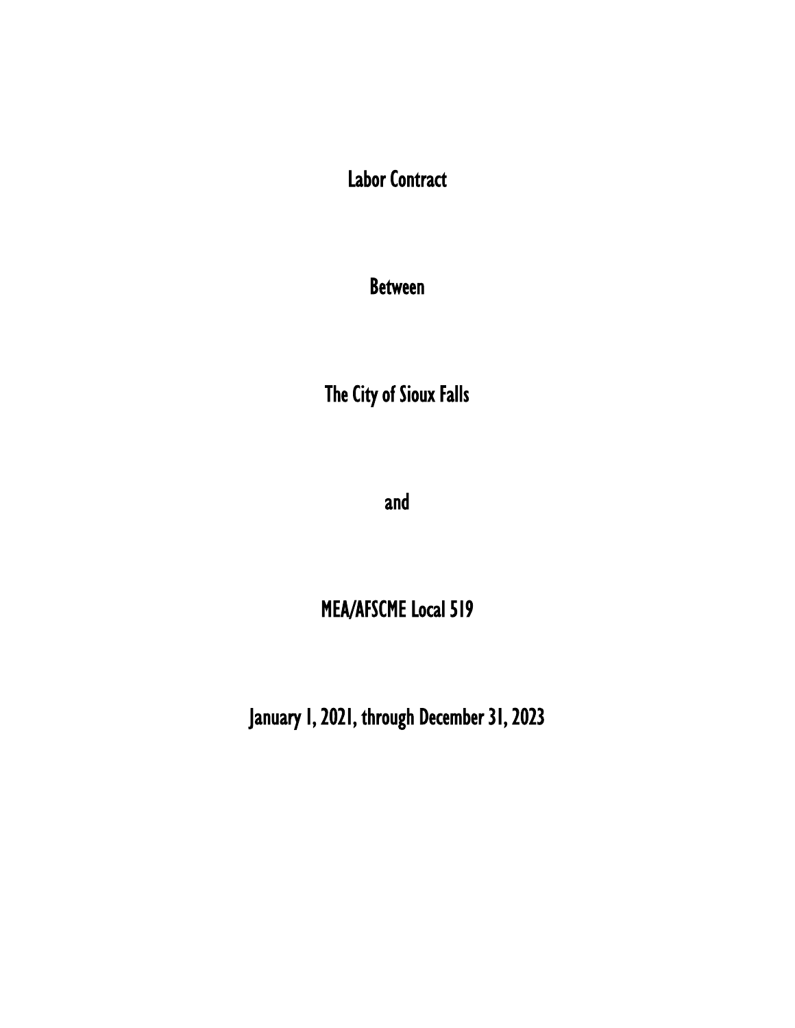# Labor Contract

# Between

# The City of Sioux Falls

# and

# MEA/AFSCME Local 519

# January 1, 2021, through December 31, 2023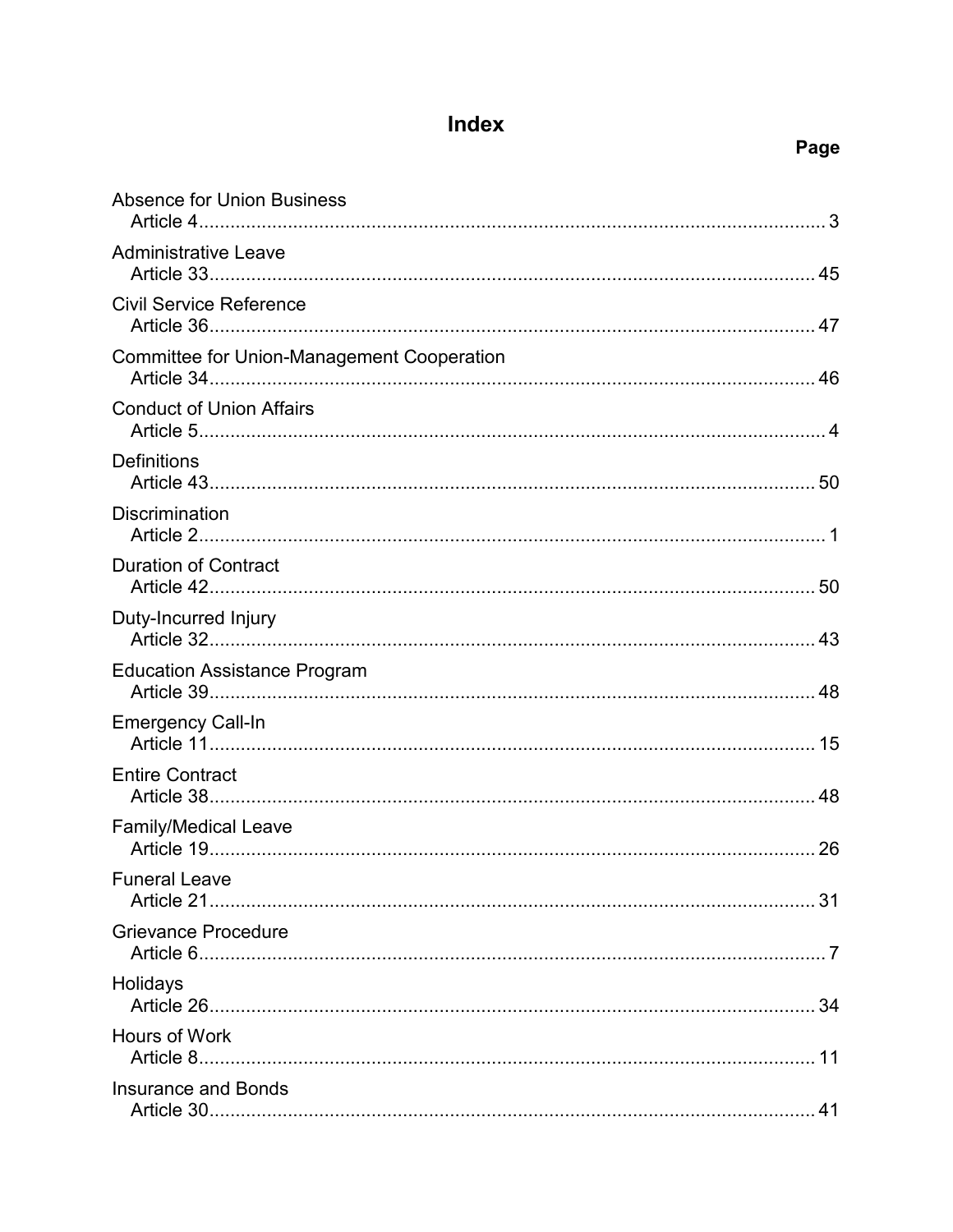# Index

**Page**

Absence for Union Business
Article 4 .................................................................................................................. 3

Administrative Leave
Article 33 ................................................................................................................ 45

Civil Service Reference
Article 36 ................................................................................................................ 47

Committee for Union-Management Cooperation
Article 34 ................................................................................................................ 46

Conduct of Union Affairs
Article 5 .................................................................................................................. 4

Definitions
Article 43 ................................................................................................................ 50

Discrimination
Article 2 .................................................................................................................. 1

Duration of Contract
Article 42 ................................................................................................................ 50

Duty-Incurred Injury
Article 32 ................................................................................................................ 43

Education Assistance Program
Article 39 ................................................................................................................ 48

Emergency Call-In
Article 11 ................................................................................................................ 15

Entire Contract
Article 38 ................................................................................................................ 48

Family/Medical Leave
Article 19 ................................................................................................................ 26

Funeral Leave
Article 21 ................................................................................................................ 31

Grievance Procedure
Article 6 .................................................................................................................. 7

Holidays
Article 26 ................................................................................................................ 34

Hours of Work
Article 8 .................................................................................................................. 11

Insurance and Bonds
Article 30 ................................................................................................................ 41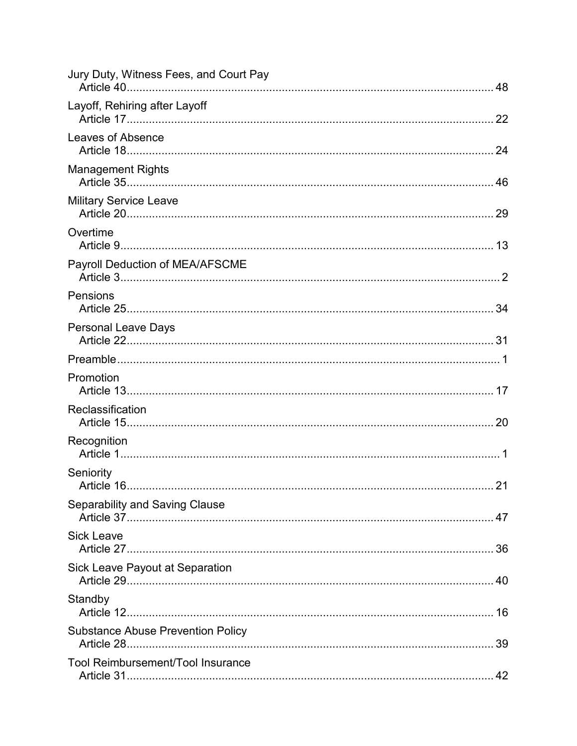Jury Duty, Witness Fees, and Court Pay
  Article 40........................................................................................................ 48

Layoff, Rehiring after Layoff
  Article 17........................................................................................................ 22

Leaves of Absence
  Article 18........................................................................................................ 24

Management Rights
  Article 35........................................................................................................ 46

Military Service Leave
  Article 20........................................................................................................ 29

Overtime
  Article 9.......................................................................................................... 13

Payroll Deduction of MEA/AFSCME
  Article 3............................................................................................................ 2

Pensions
  Article 25........................................................................................................ 34

Personal Leave Days
  Article 22........................................................................................................ 31

Preamble.............................................................................................................. 1

Promotion
  Article 13........................................................................................................ 17

Reclassification
  Article 15........................................................................................................ 20

Recognition
  Article 1............................................................................................................ 1

Seniority
  Article 16........................................................................................................ 21

Separability and Saving Clause
  Article 37........................................................................................................ 47

Sick Leave
  Article 27........................................................................................................ 36

Sick Leave Payout at Separation
  Article 29........................................................................................................ 40

Standby
  Article 12........................................................................................................ 16

Substance Abuse Prevention Policy
  Article 28........................................................................................................ 39

Tool Reimbursement/Tool Insurance
  Article 31........................................................................................................ 42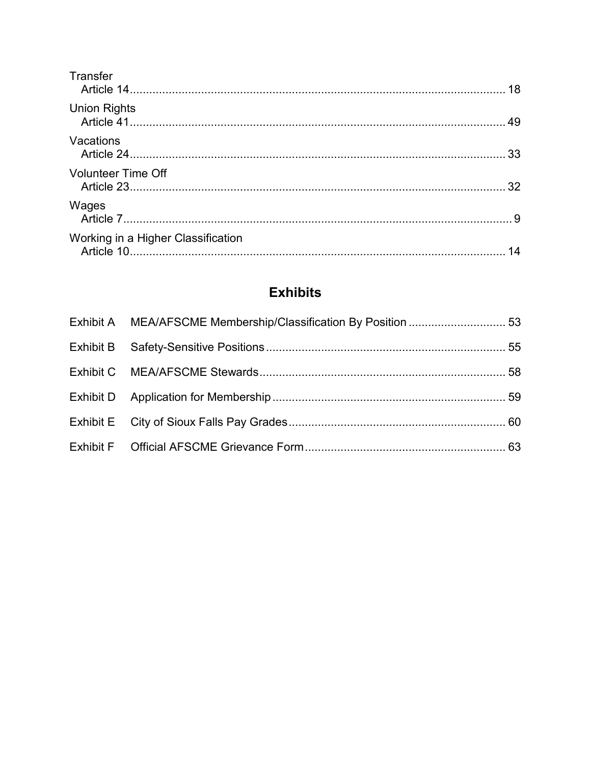Transfer
Article 14 ........ 18

Union Rights
Article 41 ........ 49

Vacations
Article 24 ........ 33

Volunteer Time Off
Article 23 ........ 32

Wages
Article 7 ........ 9

Working in a Higher Classification
Article 10 ........ 14

## Exhibits

Exhibit A MEA/AFSCME Membership/Classification By Position ........ 53

Exhibit B Safety-Sensitive Positions ........ 55

Exhibit C MEA/AFSCME Stewards ........ 58

Exhibit D Application for Membership ........ 59

Exhibit E City of Sioux Falls Pay Grades ........ 60

Exhibit F Official AFSCME Grievance Form ........ 63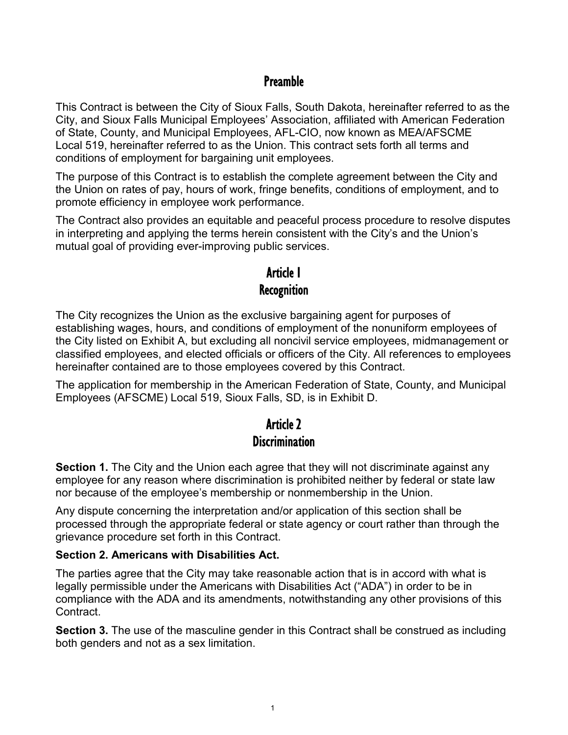# Preamble

This Contract is between the City of Sioux Falls, South Dakota, hereinafter referred to as the City, and Sioux Falls Municipal Employees' Association, affiliated with American Federation of State, County, and Municipal Employees, AFL-CIO, now known as MEA/AFSCME Local 519, hereinafter referred to as the Union. This contract sets forth all terms and conditions of employment for bargaining unit employees.

The purpose of this Contract is to establish the complete agreement between the City and the Union on rates of pay, hours of work, fringe benefits, conditions of employment, and to promote efficiency in employee work performance.

The Contract also provides an equitable and peaceful process procedure to resolve disputes in interpreting and applying the terms herein consistent with the City's and the Union's mutual goal of providing ever-improving public services.

# Article 1
## Recognition

The City recognizes the Union as the exclusive bargaining agent for purposes of establishing wages, hours, and conditions of employment of the nonuniform employees of the City listed on Exhibit A, but excluding all noncivil service employees, midmanagement or classified employees, and elected officials or officers of the City. All references to employees hereinafter contained are to those employees covered by this Contract.

The application for membership in the American Federation of State, County, and Municipal Employees (AFSCME) Local 519, Sioux Falls, SD, is in Exhibit D.

# Article 2
## Discrimination

**Section 1.** The City and the Union each agree that they will not discriminate against any employee for any reason where discrimination is prohibited neither by federal or state law nor because of the employee's membership or nonmembership in the Union.

Any dispute concerning the interpretation and/or application of this section shall be processed through the appropriate federal or state agency or court rather than through the grievance procedure set forth in this Contract.

**Section 2. Americans with Disabilities Act.**

The parties agree that the City may take reasonable action that is in accord with what is legally permissible under the Americans with Disabilities Act ("ADA") in order to be in compliance with the ADA and its amendments, notwithstanding any other provisions of this Contract.

**Section 3.** The use of the masculine gender in this Contract shall be construed as including both genders and not as a sex limitation.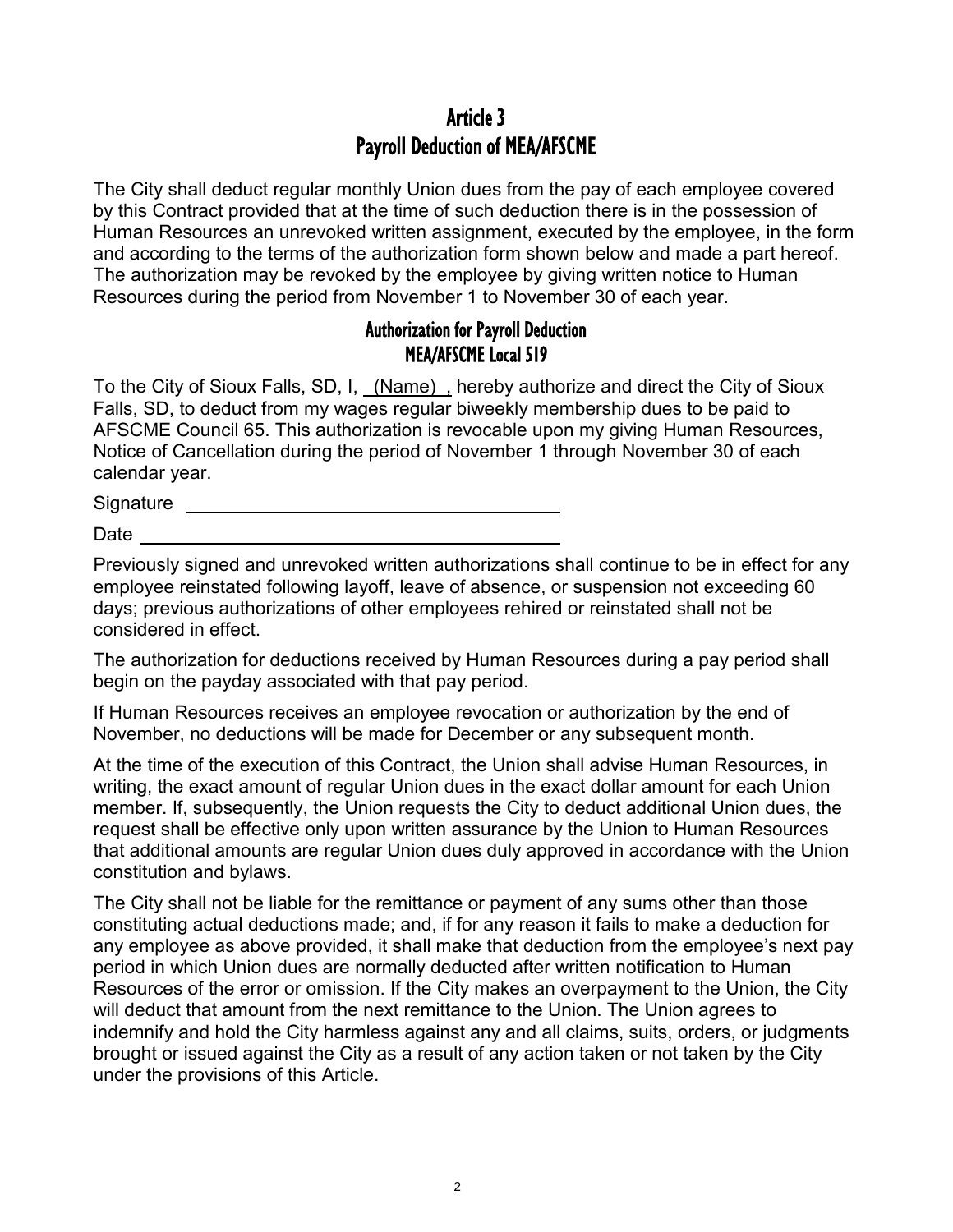# Article 3
# Payroll Deduction of MEA/AFSCME

The City shall deduct regular monthly Union dues from the pay of each employee covered by this Contract provided that at the time of such deduction there is in the possession of Human Resources an unrevoked written assignment, executed by the employee, in the form and according to the terms of the authorization form shown below and made a part hereof. The authorization may be revoked by the employee by giving written notice to Human Resources during the period from November 1 to November 30 of each year.

## Authorization for Payroll Deduction
## MEA/AFSCME Local 519

To the City of Sioux Falls, SD, I, (Name) , hereby authorize and direct the City of Sioux Falls, SD, to deduct from my wages regular biweekly membership dues to be paid to AFSCME Council 65. This authorization is revocable upon my giving Human Resources, Notice of Cancellation during the period of November 1 through November 30 of each calendar year.

Signature ___________________________________

Date ___________________________________

Previously signed and unrevoked written authorizations shall continue to be in effect for any employee reinstated following layoff, leave of absence, or suspension not exceeding 60 days; previous authorizations of other employees rehired or reinstated shall not be considered in effect.

The authorization for deductions received by Human Resources during a pay period shall begin on the payday associated with that pay period.

If Human Resources receives an employee revocation or authorization by the end of November, no deductions will be made for December or any subsequent month.

At the time of the execution of this Contract, the Union shall advise Human Resources, in writing, the exact amount of regular Union dues in the exact dollar amount for each Union member. If, subsequently, the Union requests the City to deduct additional Union dues, the request shall be effective only upon written assurance by the Union to Human Resources that additional amounts are regular Union dues duly approved in accordance with the Union constitution and bylaws.

The City shall not be liable for the remittance or payment of any sums other than those constituting actual deductions made; and, if for any reason it fails to make a deduction for any employee as above provided, it shall make that deduction from the employee's next pay period in which Union dues are normally deducted after written notification to Human Resources of the error or omission. If the City makes an overpayment to the Union, the City will deduct that amount from the next remittance to the Union. The Union agrees to indemnify and hold the City harmless against any and all claims, suits, orders, or judgments brought or issued against the City as a result of any action taken or not taken by the City under the provisions of this Article.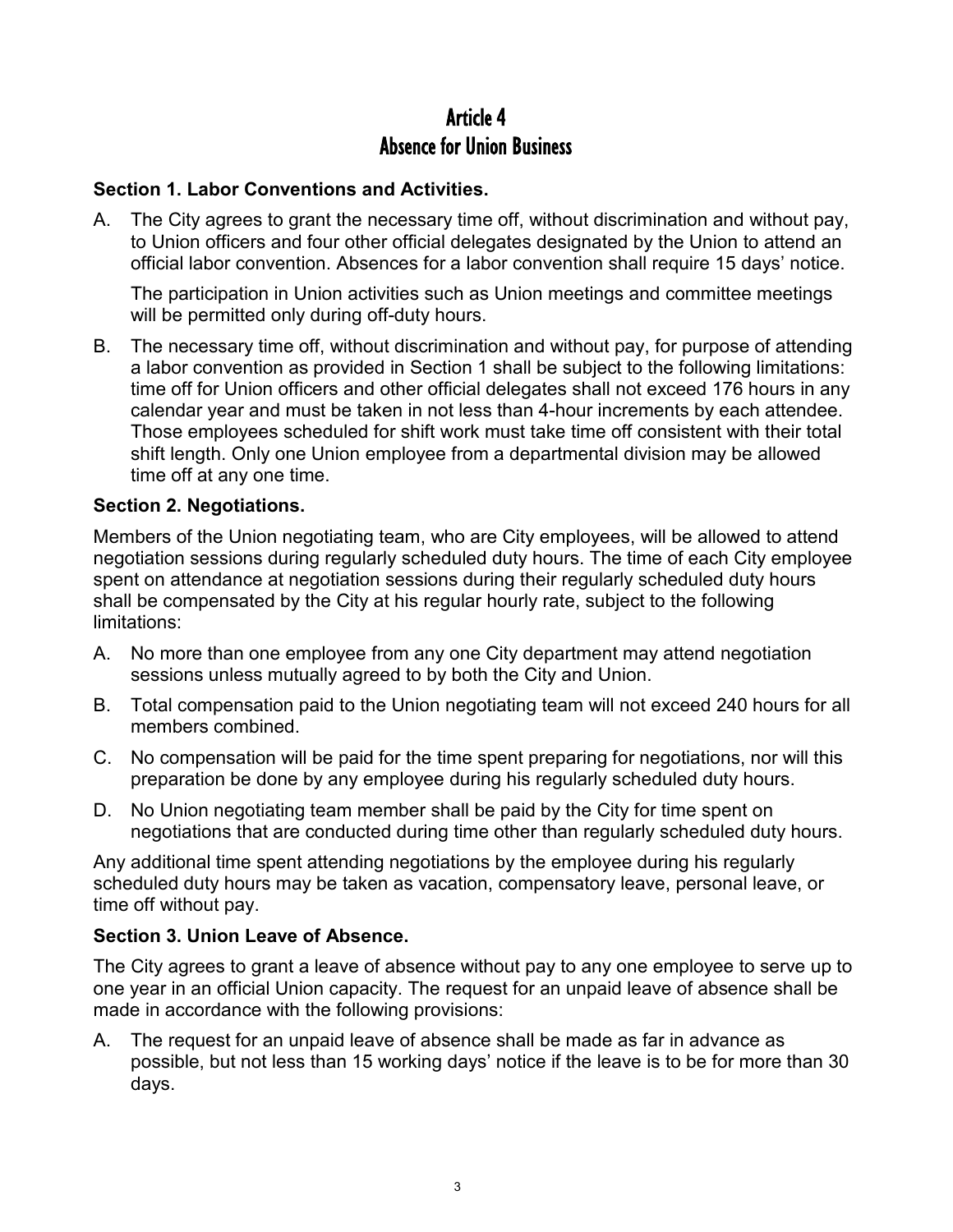# Article 4
# Absence for Union Business

**Section 1. Labor Conventions and Activities.**

A. The City agrees to grant the necessary time off, without discrimination and without pay, to Union officers and four other official delegates designated by the Union to attend an official labor convention. Absences for a labor convention shall require 15 days' notice.

   The participation in Union activities such as Union meetings and committee meetings will be permitted only during off-duty hours.

B. The necessary time off, without discrimination and without pay, for purpose of attending a labor convention as provided in Section 1 shall be subject to the following limitations: time off for Union officers and other official delegates shall not exceed 176 hours in any calendar year and must be taken in not less than 4-hour increments by each attendee. Those employees scheduled for shift work must take time off consistent with their total shift length. Only one Union employee from a departmental division may be allowed time off at any one time.

**Section 2. Negotiations.**

Members of the Union negotiating team, who are City employees, will be allowed to attend negotiation sessions during regularly scheduled duty hours. The time of each City employee spent on attendance at negotiation sessions during their regularly scheduled duty hours shall be compensated by the City at his regular hourly rate, subject to the following limitations:

A. No more than one employee from any one City department may attend negotiation sessions unless mutually agreed to by both the City and Union.

B. Total compensation paid to the Union negotiating team will not exceed 240 hours for all members combined.

C. No compensation will be paid for the time spent preparing for negotiations, nor will this preparation be done by any employee during his regularly scheduled duty hours.

D. No Union negotiating team member shall be paid by the City for time spent on negotiations that are conducted during time other than regularly scheduled duty hours.

Any additional time spent attending negotiations by the employee during his regularly scheduled duty hours may be taken as vacation, compensatory leave, personal leave, or time off without pay.

**Section 3. Union Leave of Absence.**

The City agrees to grant a leave of absence without pay to any one employee to serve up to one year in an official Union capacity. The request for an unpaid leave of absence shall be made in accordance with the following provisions:

A. The request for an unpaid leave of absence shall be made as far in advance as possible, but not less than 15 working days' notice if the leave is to be for more than 30 days.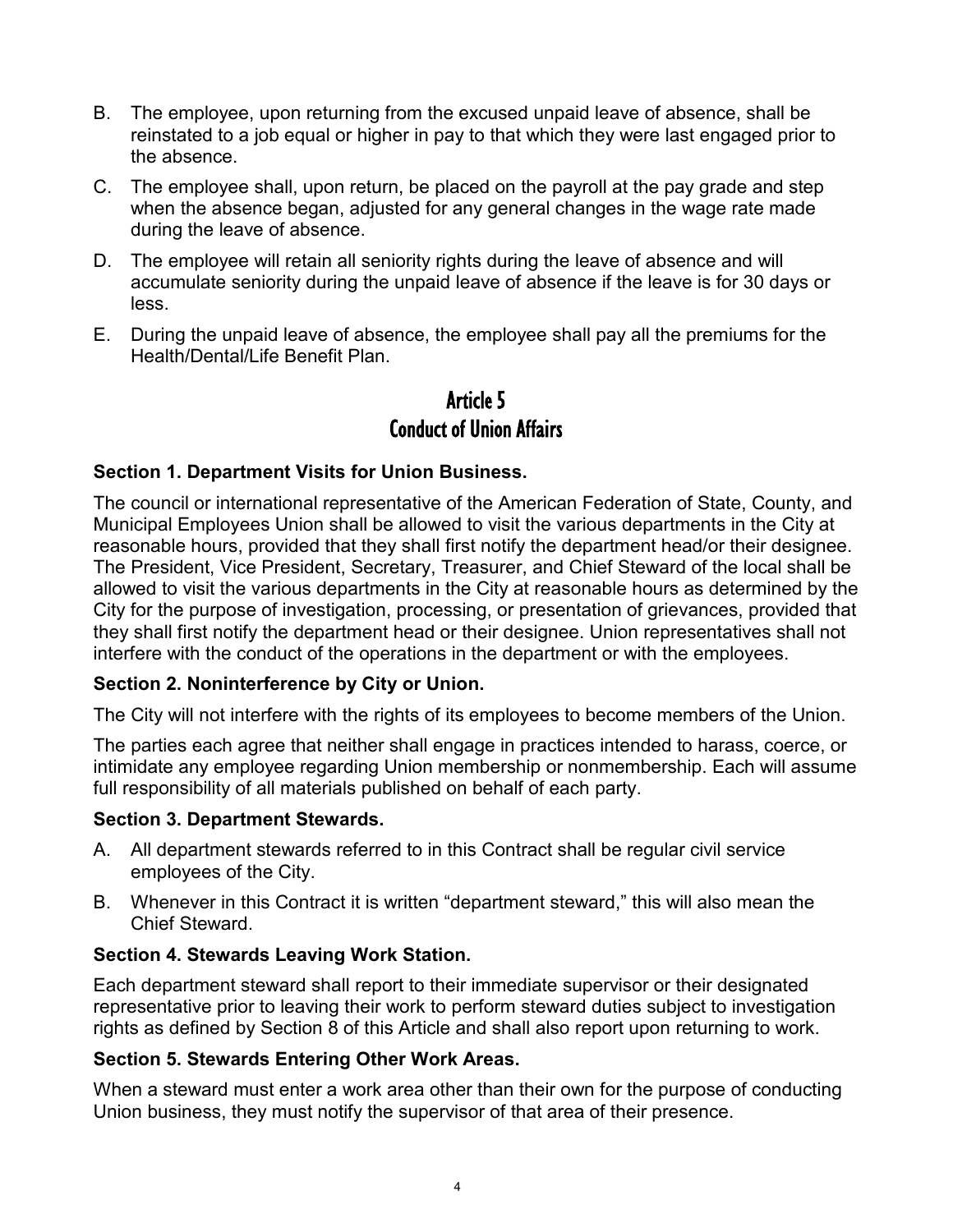B. The employee, upon returning from the excused unpaid leave of absence, shall be reinstated to a job equal or higher in pay to that which they were last engaged prior to the absence.

C. The employee shall, upon return, be placed on the payroll at the pay grade and step when the absence began, adjusted for any general changes in the wage rate made during the leave of absence.

D. The employee will retain all seniority rights during the leave of absence and will accumulate seniority during the unpaid leave of absence if the leave is for 30 days or less.

E. During the unpaid leave of absence, the employee shall pay all the premiums for the Health/Dental/Life Benefit Plan.

# Article 5
# Conduct of Union Affairs

**Section 1. Department Visits for Union Business.**

The council or international representative of the American Federation of State, County, and Municipal Employees Union shall be allowed to visit the various departments in the City at reasonable hours, provided that they shall first notify the department head/or their designee. The President, Vice President, Secretary, Treasurer, and Chief Steward of the local shall be allowed to visit the various departments in the City at reasonable hours as determined by the City for the purpose of investigation, processing, or presentation of grievances, provided that they shall first notify the department head or their designee. Union representatives shall not interfere with the conduct of the operations in the department or with the employees.

**Section 2. Noninterference by City or Union.**

The City will not interfere with the rights of its employees to become members of the Union.

The parties each agree that neither shall engage in practices intended to harass, coerce, or intimidate any employee regarding Union membership or nonmembership. Each will assume full responsibility of all materials published on behalf of each party.

**Section 3. Department Stewards.**

A. All department stewards referred to in this Contract shall be regular civil service employees of the City.

B. Whenever in this Contract it is written "department steward," this will also mean the Chief Steward.

**Section 4. Stewards Leaving Work Station.**

Each department steward shall report to their immediate supervisor or their designated representative prior to leaving their work to perform steward duties subject to investigation rights as defined by Section 8 of this Article and shall also report upon returning to work.

**Section 5. Stewards Entering Other Work Areas.**

When a steward must enter a work area other than their own for the purpose of conducting Union business, they must notify the supervisor of that area of their presence.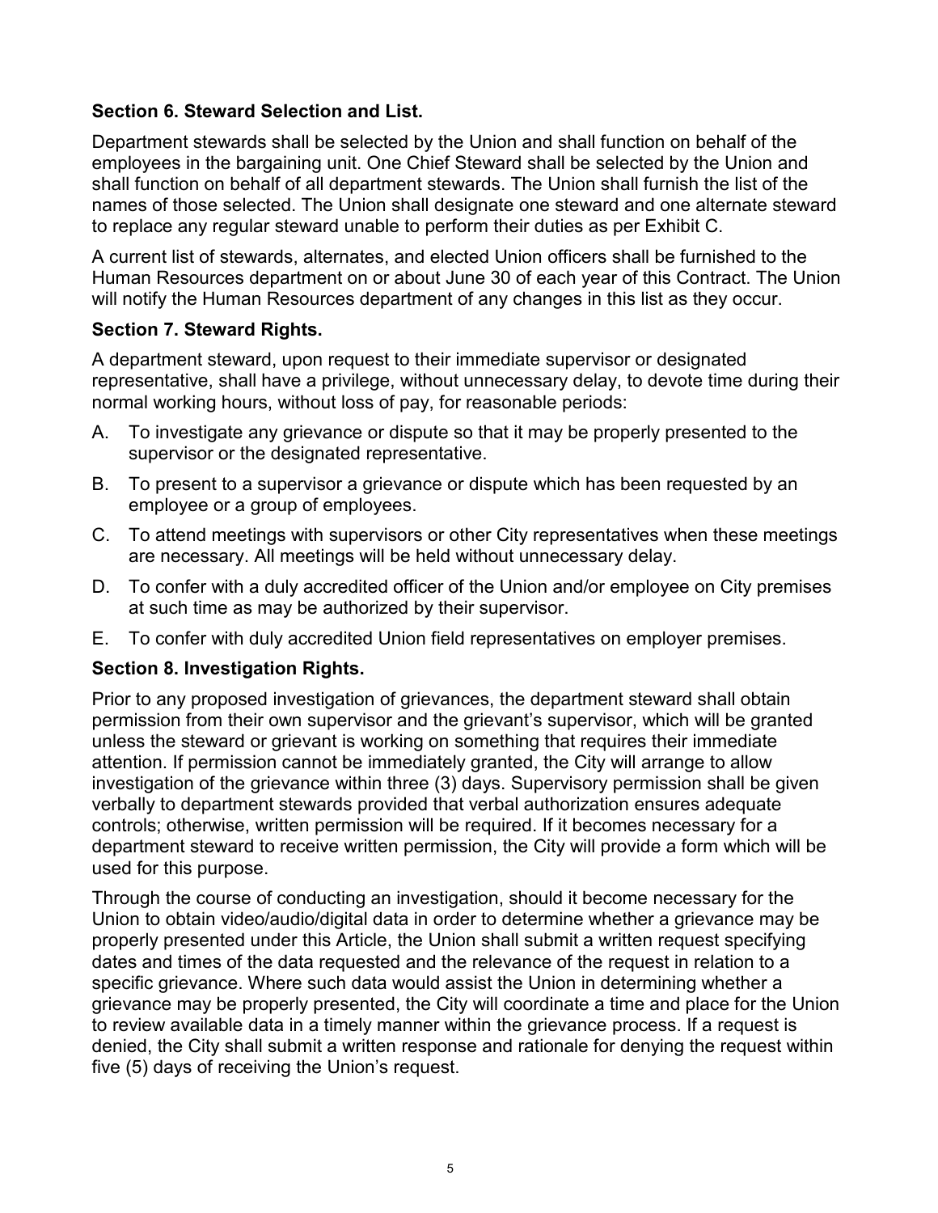### Section 6. Steward Selection and List.

Department stewards shall be selected by the Union and shall function on behalf of the employees in the bargaining unit. One Chief Steward shall be selected by the Union and shall function on behalf of all department stewards. The Union shall furnish the list of the names of those selected. The Union shall designate one steward and one alternate steward to replace any regular steward unable to perform their duties as per Exhibit C.

A current list of stewards, alternates, and elected Union officers shall be furnished to the Human Resources department on or about June 30 of each year of this Contract. The Union will notify the Human Resources department of any changes in this list as they occur.

### Section 7. Steward Rights.

A department steward, upon request to their immediate supervisor or designated representative, shall have a privilege, without unnecessary delay, to devote time during their normal working hours, without loss of pay, for reasonable periods:

A. To investigate any grievance or dispute so that it may be properly presented to the supervisor or the designated representative.

B. To present to a supervisor a grievance or dispute which has been requested by an employee or a group of employees.

C. To attend meetings with supervisors or other City representatives when these meetings are necessary. All meetings will be held without unnecessary delay.

D. To confer with a duly accredited officer of the Union and/or employee on City premises at such time as may be authorized by their supervisor.

E. To confer with duly accredited Union field representatives on employer premises.

### Section 8. Investigation Rights.

Prior to any proposed investigation of grievances, the department steward shall obtain permission from their own supervisor and the grievant's supervisor, which will be granted unless the steward or grievant is working on something that requires their immediate attention. If permission cannot be immediately granted, the City will arrange to allow investigation of the grievance within three (3) days. Supervisory permission shall be given verbally to department stewards provided that verbal authorization ensures adequate controls; otherwise, written permission will be required. If it becomes necessary for a department steward to receive written permission, the City will provide a form which will be used for this purpose.

Through the course of conducting an investigation, should it become necessary for the Union to obtain video/audio/digital data in order to determine whether a grievance may be properly presented under this Article, the Union shall submit a written request specifying dates and times of the data requested and the relevance of the request in relation to a specific grievance. Where such data would assist the Union in determining whether a grievance may be properly presented, the City will coordinate a time and place for the Union to review available data in a timely manner within the grievance process. If a request is denied, the City shall submit a written response and rationale for denying the request within five (5) days of receiving the Union's request.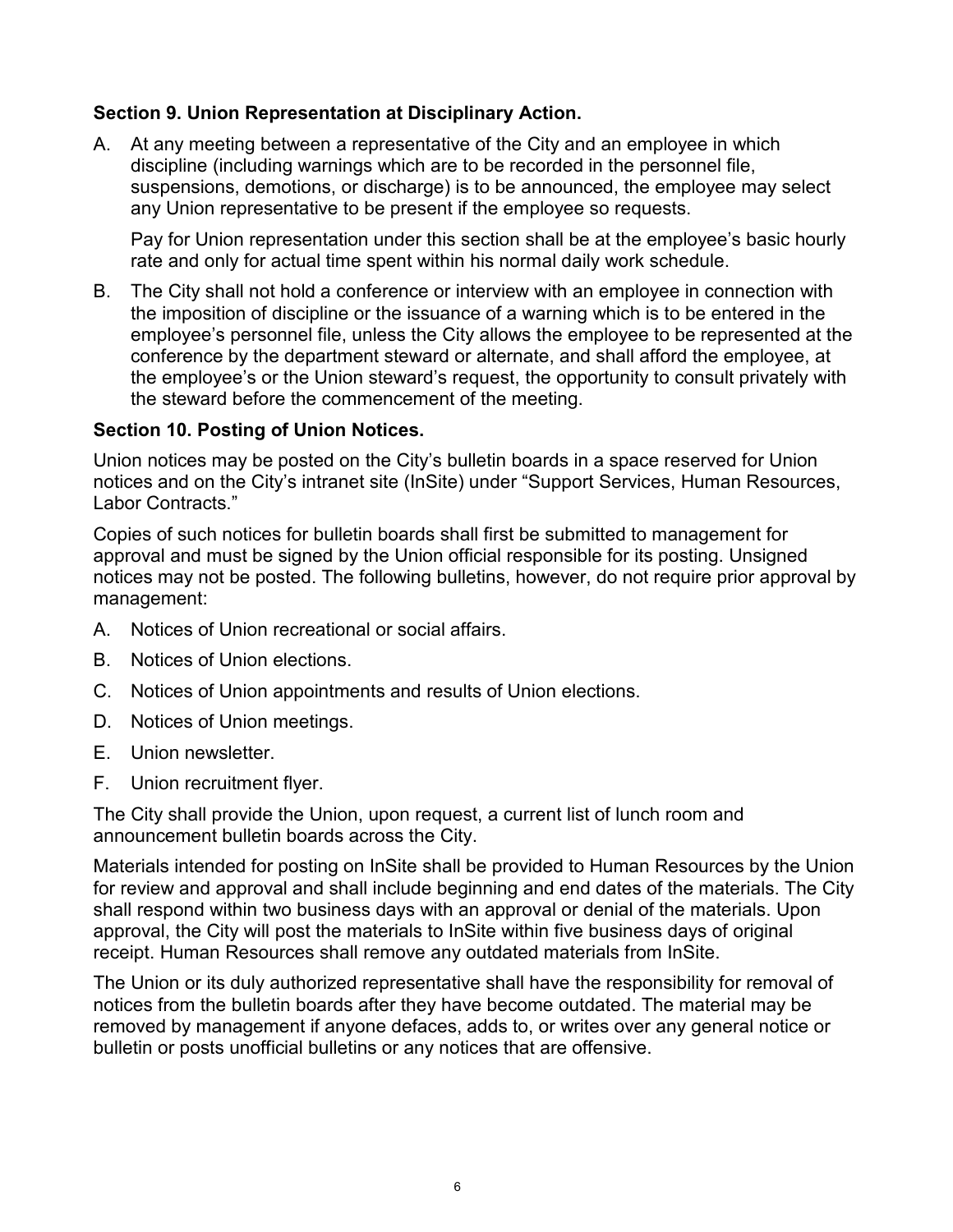**Section 9. Union Representation at Disciplinary Action.**

A. At any meeting between a representative of the City and an employee in which discipline (including warnings which are to be recorded in the personnel file, suspensions, demotions, or discharge) is to be announced, the employee may select any Union representative to be present if the employee so requests.

   Pay for Union representation under this section shall be at the employee's basic hourly rate and only for actual time spent within his normal daily work schedule.

B. The City shall not hold a conference or interview with an employee in connection with the imposition of discipline or the issuance of a warning which is to be entered in the employee's personnel file, unless the City allows the employee to be represented at the conference by the department steward or alternate, and shall afford the employee, at the employee's or the Union steward's request, the opportunity to consult privately with the steward before the commencement of the meeting.

**Section 10. Posting of Union Notices.**

Union notices may be posted on the City's bulletin boards in a space reserved for Union notices and on the City's intranet site (InSite) under "Support Services, Human Resources, Labor Contracts."

Copies of such notices for bulletin boards shall first be submitted to management for approval and must be signed by the Union official responsible for its posting. Unsigned notices may not be posted. The following bulletins, however, do not require prior approval by management:

A. Notices of Union recreational or social affairs.

B. Notices of Union elections.

C. Notices of Union appointments and results of Union elections.

D. Notices of Union meetings.

E. Union newsletter.

F. Union recruitment flyer.

The City shall provide the Union, upon request, a current list of lunch room and announcement bulletin boards across the City.

Materials intended for posting on InSite shall be provided to Human Resources by the Union for review and approval and shall include beginning and end dates of the materials. The City shall respond within two business days with an approval or denial of the materials. Upon approval, the City will post the materials to InSite within five business days of original receipt. Human Resources shall remove any outdated materials from InSite.

The Union or its duly authorized representative shall have the responsibility for removal of notices from the bulletin boards after they have become outdated. The material may be removed by management if anyone defaces, adds to, or writes over any general notice or bulletin or posts unofficial bulletins or any notices that are offensive.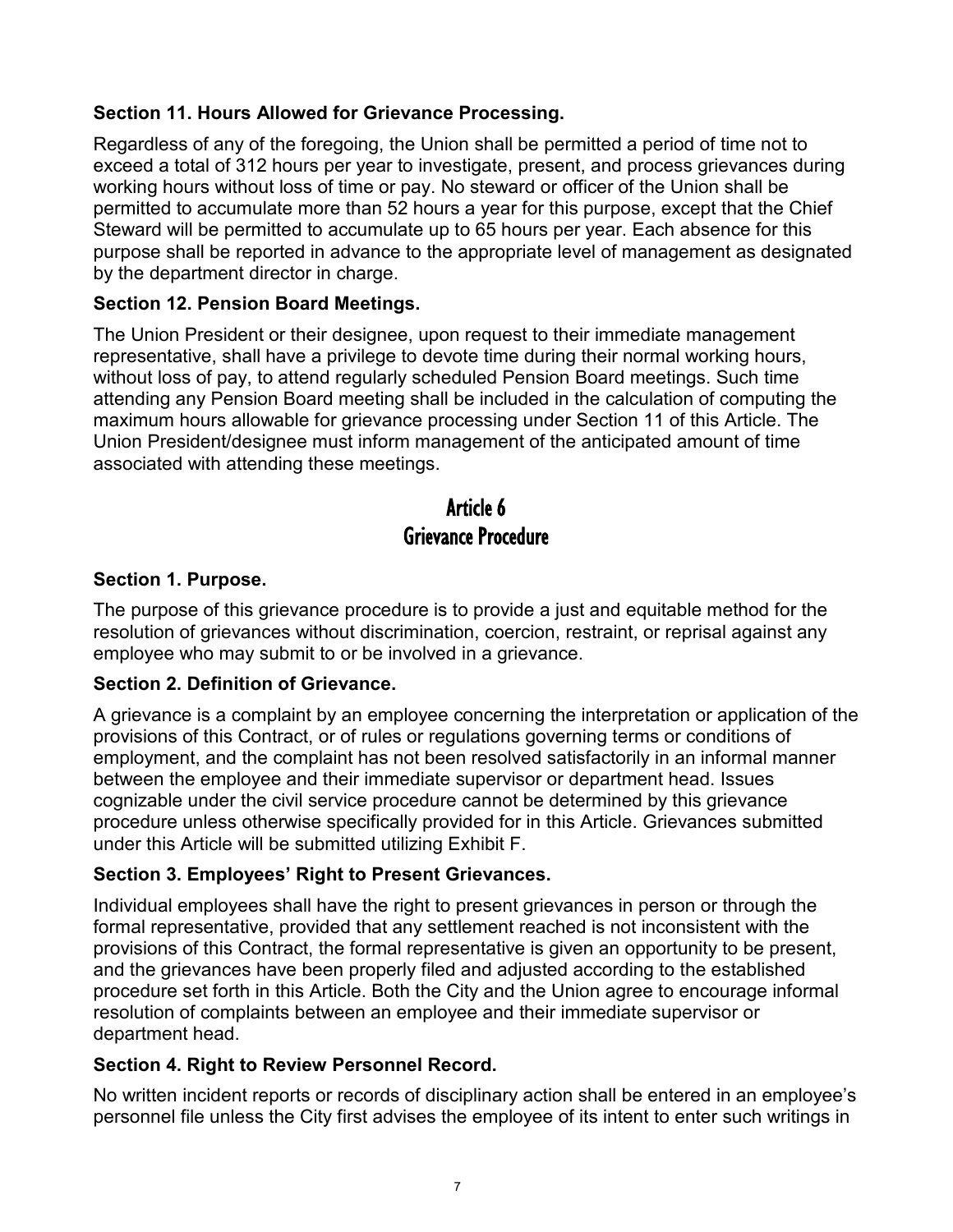**Section 11. Hours Allowed for Grievance Processing.**

Regardless of any of the foregoing, the Union shall be permitted a period of time not to exceed a total of 312 hours per year to investigate, present, and process grievances during working hours without loss of time or pay. No steward or officer of the Union shall be permitted to accumulate more than 52 hours a year for this purpose, except that the Chief Steward will be permitted to accumulate up to 65 hours per year. Each absence for this purpose shall be reported in advance to the appropriate level of management as designated by the department director in charge.

**Section 12. Pension Board Meetings.**

The Union President or their designee, upon request to their immediate management representative, shall have a privilege to devote time during their normal working hours, without loss of pay, to attend regularly scheduled Pension Board meetings. Such time attending any Pension Board meeting shall be included in the calculation of computing the maximum hours allowable for grievance processing under Section 11 of this Article. The Union President/designee must inform management of the anticipated amount of time associated with attending these meetings.

# Article 6
# Grievance Procedure

**Section 1. Purpose.**

The purpose of this grievance procedure is to provide a just and equitable method for the resolution of grievances without discrimination, coercion, restraint, or reprisal against any employee who may submit to or be involved in a grievance.

**Section 2. Definition of Grievance.**

A grievance is a complaint by an employee concerning the interpretation or application of the provisions of this Contract, or of rules or regulations governing terms or conditions of employment, and the complaint has not been resolved satisfactorily in an informal manner between the employee and their immediate supervisor or department head. Issues cognizable under the civil service procedure cannot be determined by this grievance procedure unless otherwise specifically provided for in this Article. Grievances submitted under this Article will be submitted utilizing Exhibit F.

**Section 3. Employees' Right to Present Grievances.**

Individual employees shall have the right to present grievances in person or through the formal representative, provided that any settlement reached is not inconsistent with the provisions of this Contract, the formal representative is given an opportunity to be present, and the grievances have been properly filed and adjusted according to the established procedure set forth in this Article. Both the City and the Union agree to encourage informal resolution of complaints between an employee and their immediate supervisor or department head.

**Section 4. Right to Review Personnel Record.**

No written incident reports or records of disciplinary action shall be entered in an employee's personnel file unless the City first advises the employee of its intent to enter such writings in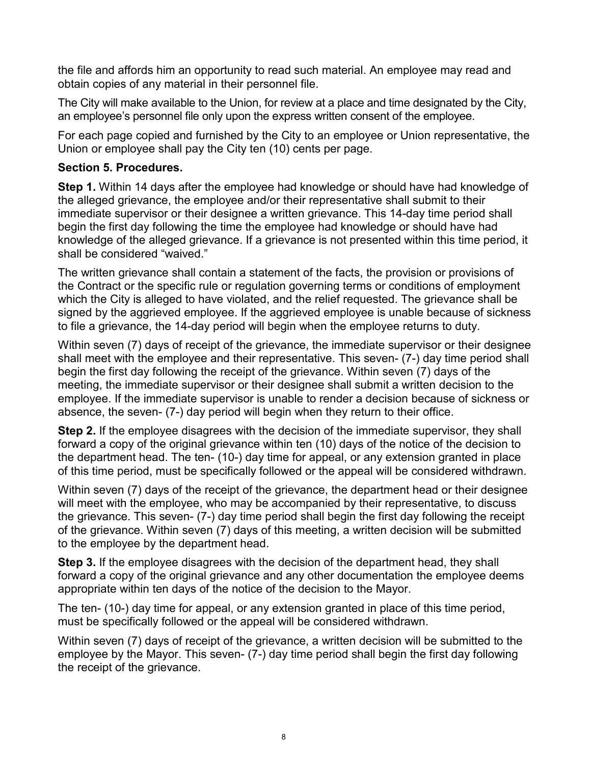the file and affords him an opportunity to read such material. An employee may read and obtain copies of any material in their personnel file.

The City will make available to the Union, for review at a place and time designated by the City, an employee's personnel file only upon the express written consent of the employee.

For each page copied and furnished by the City to an employee or Union representative, the Union or employee shall pay the City ten (10) cents per page.

**Section 5. Procedures.**

**Step 1.** Within 14 days after the employee had knowledge or should have had knowledge of the alleged grievance, the employee and/or their representative shall submit to their immediate supervisor or their designee a written grievance. This 14-day time period shall begin the first day following the time the employee had knowledge or should have had knowledge of the alleged grievance. If a grievance is not presented within this time period, it shall be considered "waived."

The written grievance shall contain a statement of the facts, the provision or provisions of the Contract or the specific rule or regulation governing terms or conditions of employment which the City is alleged to have violated, and the relief requested. The grievance shall be signed by the aggrieved employee. If the aggrieved employee is unable because of sickness to file a grievance, the 14-day period will begin when the employee returns to duty.

Within seven (7) days of receipt of the grievance, the immediate supervisor or their designee shall meet with the employee and their representative. This seven- (7-) day time period shall begin the first day following the receipt of the grievance. Within seven (7) days of the meeting, the immediate supervisor or their designee shall submit a written decision to the employee. If the immediate supervisor is unable to render a decision because of sickness or absence, the seven- (7-) day period will begin when they return to their office.

**Step 2.** If the employee disagrees with the decision of the immediate supervisor, they shall forward a copy of the original grievance within ten (10) days of the notice of the decision to the department head. The ten- (10-) day time for appeal, or any extension granted in place of this time period, must be specifically followed or the appeal will be considered withdrawn.

Within seven (7) days of the receipt of the grievance, the department head or their designee will meet with the employee, who may be accompanied by their representative, to discuss the grievance. This seven- (7-) day time period shall begin the first day following the receipt of the grievance. Within seven (7) days of this meeting, a written decision will be submitted to the employee by the department head.

**Step 3.** If the employee disagrees with the decision of the department head, they shall forward a copy of the original grievance and any other documentation the employee deems appropriate within ten days of the notice of the decision to the Mayor.

The ten- (10-) day time for appeal, or any extension granted in place of this time period, must be specifically followed or the appeal will be considered withdrawn.

Within seven (7) days of receipt of the grievance, a written decision will be submitted to the employee by the Mayor. This seven- (7-) day time period shall begin the first day following the receipt of the grievance.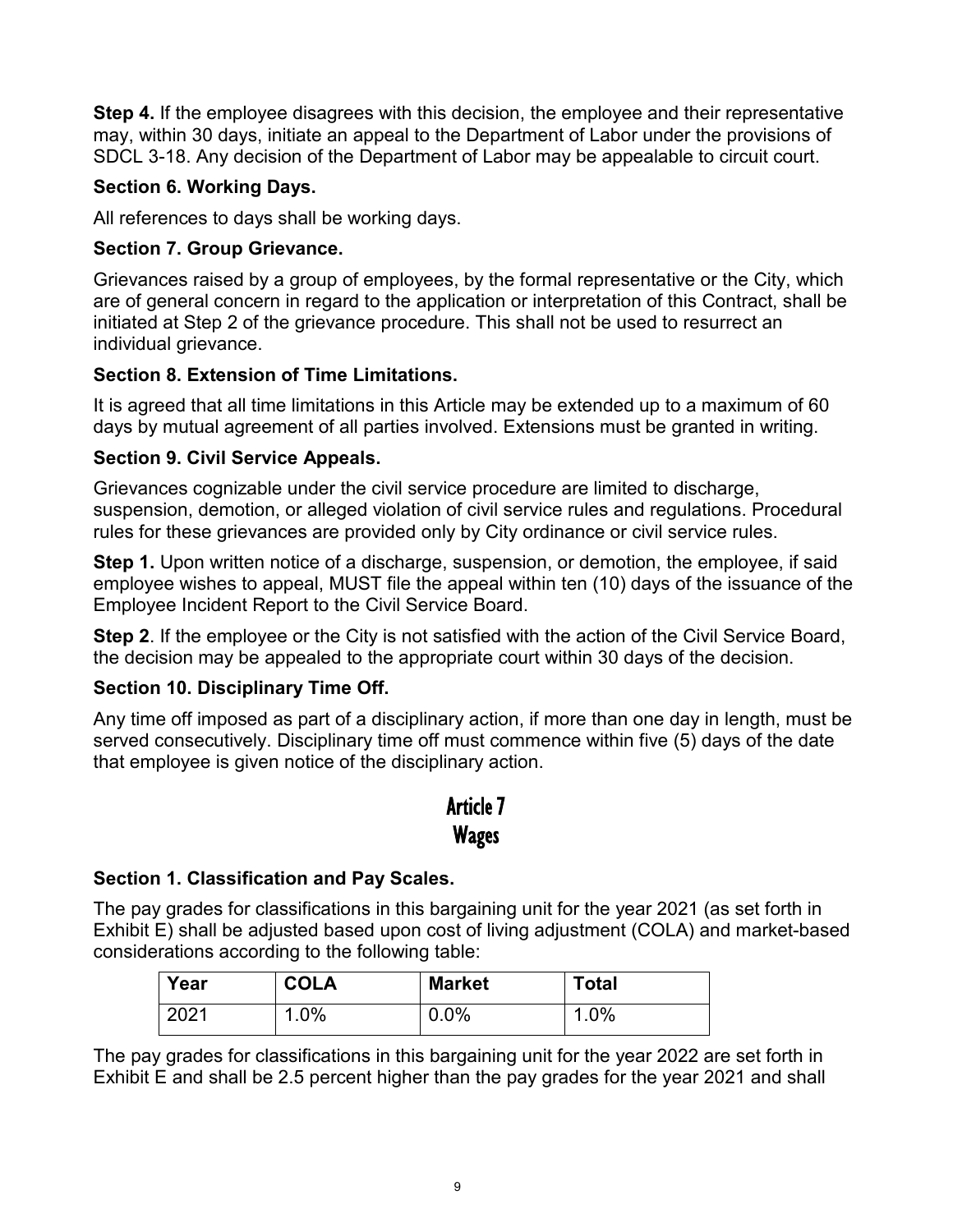**Step 4.** If the employee disagrees with this decision, the employee and their representative may, within 30 days, initiate an appeal to the Department of Labor under the provisions of SDCL 3-18. Any decision of the Department of Labor may be appealable to circuit court.

### Section 6. Working Days.

All references to days shall be working days.

### Section 7. Group Grievance.

Grievances raised by a group of employees, by the formal representative or the City, which are of general concern in regard to the application or interpretation of this Contract, shall be initiated at Step 2 of the grievance procedure. This shall not be used to resurrect an individual grievance.

### Section 8. Extension of Time Limitations.

It is agreed that all time limitations in this Article may be extended up to a maximum of 60 days by mutual agreement of all parties involved. Extensions must be granted in writing.

### Section 9. Civil Service Appeals.

Grievances cognizable under the civil service procedure are limited to discharge, suspension, demotion, or alleged violation of civil service rules and regulations. Procedural rules for these grievances are provided only by City ordinance or civil service rules.

**Step 1.** Upon written notice of a discharge, suspension, or demotion, the employee, if said employee wishes to appeal, MUST file the appeal within ten (10) days of the issuance of the Employee Incident Report to the Civil Service Board.

**Step 2**. If the employee or the City is not satisfied with the action of the Civil Service Board, the decision may be appealed to the appropriate court within 30 days of the decision.

### Section 10. Disciplinary Time Off.

Any time off imposed as part of a disciplinary action, if more than one day in length, must be served consecutively. Disciplinary time off must commence within five (5) days of the date that employee is given notice of the disciplinary action.

# Article 7
# Wages

### Section 1. Classification and Pay Scales.

The pay grades for classifications in this bargaining unit for the year 2021 (as set forth in Exhibit E) shall be adjusted based upon cost of living adjustment (COLA) and market-based considerations according to the following table:

| Year | COLA | Market | Total |
|---|---|---|---|
| 2021 | 1.0% | 0.0% | 1.0% |

The pay grades for classifications in this bargaining unit for the year 2022 are set forth in Exhibit E and shall be 2.5 percent higher than the pay grades for the year 2021 and shall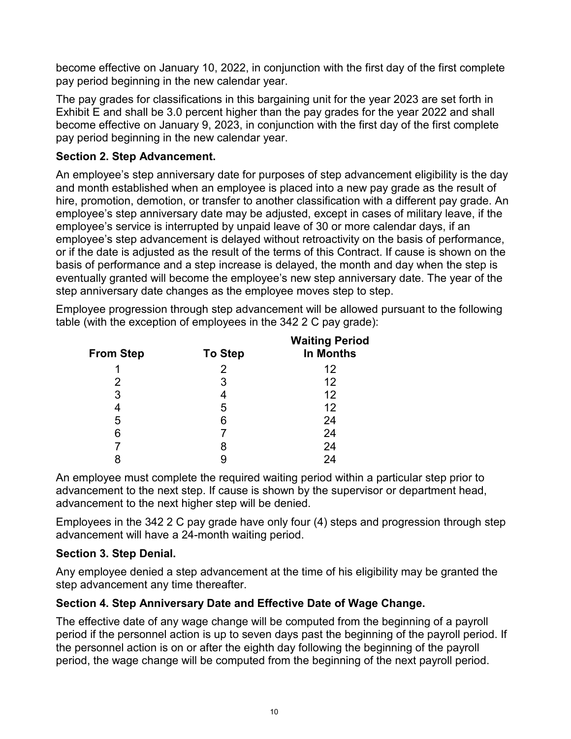become effective on January 10, 2022, in conjunction with the first day of the first complete pay period beginning in the new calendar year.

The pay grades for classifications in this bargaining unit for the year 2023 are set forth in Exhibit E and shall be 3.0 percent higher than the pay grades for the year 2022 and shall become effective on January 9, 2023, in conjunction with the first day of the first complete pay period beginning in the new calendar year.

**Section 2. Step Advancement.**

An employee's step anniversary date for purposes of step advancement eligibility is the day and month established when an employee is placed into a new pay grade as the result of hire, promotion, demotion, or transfer to another classification with a different pay grade. An employee's step anniversary date may be adjusted, except in cases of military leave, if the employee's service is interrupted by unpaid leave of 30 or more calendar days, if an employee's step advancement is delayed without retroactivity on the basis of performance, or if the date is adjusted as the result of the terms of this Contract. If cause is shown on the basis of performance and a step increase is delayed, the month and day when the step is eventually granted will become the employee's new step anniversary date. The year of the step anniversary date changes as the employee moves step to step.

Employee progression through step advancement will be allowed pursuant to the following table (with the exception of employees in the 342 2 C pay grade):

| From Step | To Step | Waiting Period In Months |
|---|---|---|
| 1 | 2 | 12 |
| 2 | 3 | 12 |
| 3 | 4 | 12 |
| 4 | 5 | 12 |
| 5 | 6 | 24 |
| 6 | 7 | 24 |
| 7 | 8 | 24 |
| 8 | 9 | 24 |

An employee must complete the required waiting period within a particular step prior to advancement to the next step. If cause is shown by the supervisor or department head, advancement to the next higher step will be denied.

Employees in the 342 2 C pay grade have only four (4) steps and progression through step advancement will have a 24-month waiting period.

**Section 3. Step Denial.**

Any employee denied a step advancement at the time of his eligibility may be granted the step advancement any time thereafter.

**Section 4. Step Anniversary Date and Effective Date of Wage Change.**

The effective date of any wage change will be computed from the beginning of a payroll period if the personnel action is up to seven days past the beginning of the payroll period. If the personnel action is on or after the eighth day following the beginning of the payroll period, the wage change will be computed from the beginning of the next payroll period.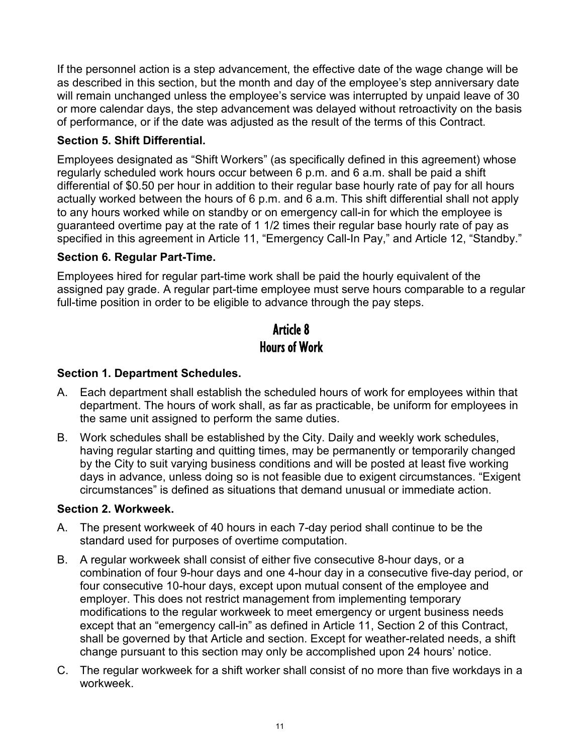If the personnel action is a step advancement, the effective date of the wage change will be as described in this section, but the month and day of the employee's step anniversary date will remain unchanged unless the employee's service was interrupted by unpaid leave of 30 or more calendar days, the step advancement was delayed without retroactivity on the basis of performance, or if the date was adjusted as the result of the terms of this Contract.

### Section 5. Shift Differential.

Employees designated as "Shift Workers" (as specifically defined in this agreement) whose regularly scheduled work hours occur between 6 p.m. and 6 a.m. shall be paid a shift differential of $0.50 per hour in addition to their regular base hourly rate of pay for all hours actually worked between the hours of 6 p.m. and 6 a.m. This shift differential shall not apply to any hours worked while on standby or on emergency call-in for which the employee is guaranteed overtime pay at the rate of 1 1/2 times their regular base hourly rate of pay as specified in this agreement in Article 11, "Emergency Call-In Pay," and Article 12, "Standby."

### Section 6. Regular Part-Time.

Employees hired for regular part-time work shall be paid the hourly equivalent of the assigned pay grade. A regular part-time employee must serve hours comparable to a regular full-time position in order to be eligible to advance through the pay steps.

## Article 8
## Hours of Work

### Section 1. Department Schedules.

A. Each department shall establish the scheduled hours of work for employees within that department. The hours of work shall, as far as practicable, be uniform for employees in the same unit assigned to perform the same duties.

B. Work schedules shall be established by the City. Daily and weekly work schedules, having regular starting and quitting times, may be permanently or temporarily changed by the City to suit varying business conditions and will be posted at least five working days in advance, unless doing so is not feasible due to exigent circumstances. "Exigent circumstances" is defined as situations that demand unusual or immediate action.

### Section 2. Workweek.

A. The present workweek of 40 hours in each 7-day period shall continue to be the standard used for purposes of overtime computation.

B. A regular workweek shall consist of either five consecutive 8-hour days, or a combination of four 9-hour days and one 4-hour day in a consecutive five-day period, or four consecutive 10-hour days, except upon mutual consent of the employee and employer. This does not restrict management from implementing temporary modifications to the regular workweek to meet emergency or urgent business needs except that an "emergency call-in" as defined in Article 11, Section 2 of this Contract, shall be governed by that Article and section. Except for weather-related needs, a shift change pursuant to this section may only be accomplished upon 24 hours' notice.

C. The regular workweek for a shift worker shall consist of no more than five workdays in a workweek.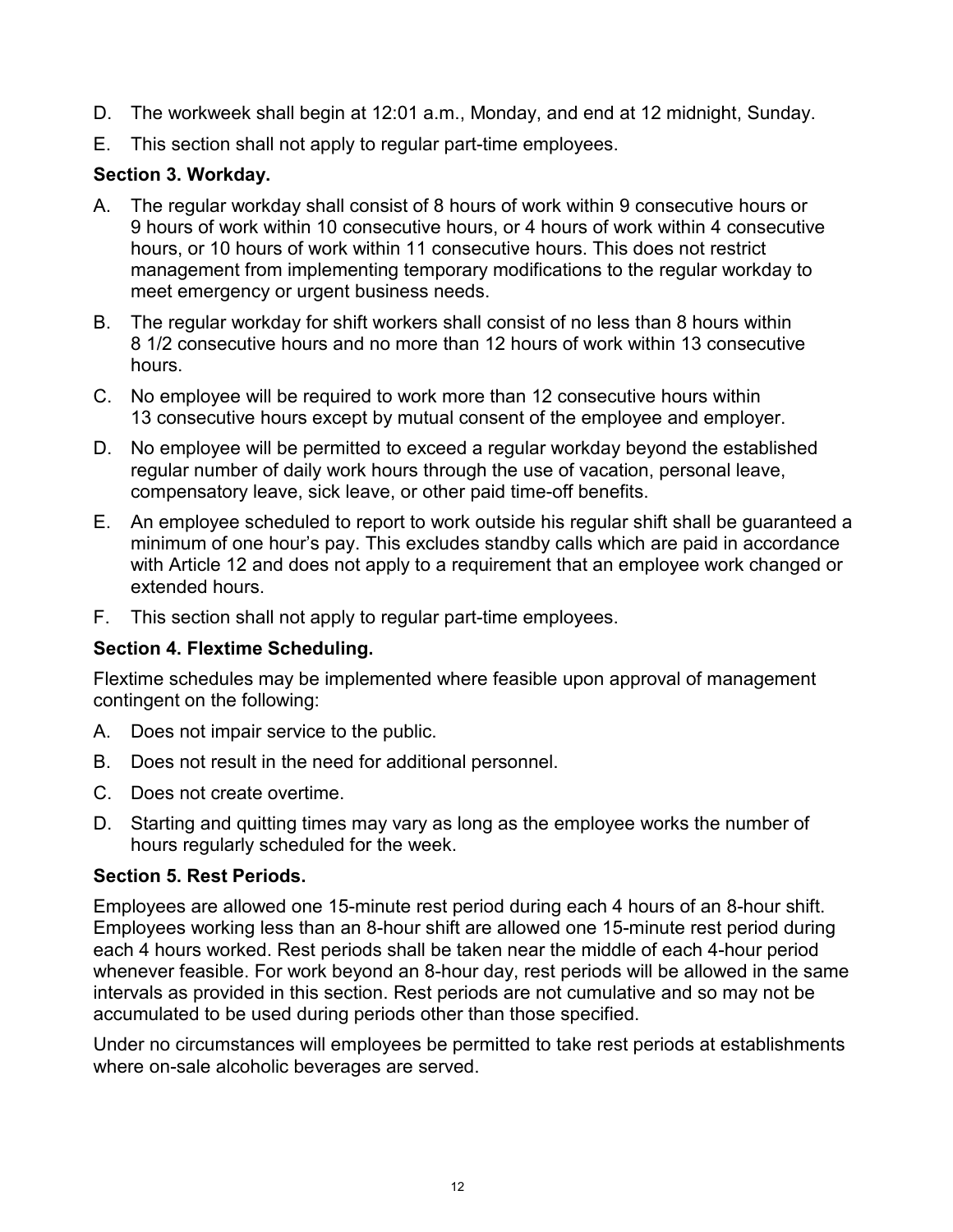D. The workweek shall begin at 12:01 a.m., Monday, and end at 12 midnight, Sunday.

E. This section shall not apply to regular part-time employees.

### Section 3. Workday.

A. The regular workday shall consist of 8 hours of work within 9 consecutive hours or 9 hours of work within 10 consecutive hours, or 4 hours of work within 4 consecutive hours, or 10 hours of work within 11 consecutive hours. This does not restrict management from implementing temporary modifications to the regular workday to meet emergency or urgent business needs.

B. The regular workday for shift workers shall consist of no less than 8 hours within 8 1/2 consecutive hours and no more than 12 hours of work within 13 consecutive hours.

C. No employee will be required to work more than 12 consecutive hours within 13 consecutive hours except by mutual consent of the employee and employer.

D. No employee will be permitted to exceed a regular workday beyond the established regular number of daily work hours through the use of vacation, personal leave, compensatory leave, sick leave, or other paid time-off benefits.

E. An employee scheduled to report to work outside his regular shift shall be guaranteed a minimum of one hour's pay. This excludes standby calls which are paid in accordance with Article 12 and does not apply to a requirement that an employee work changed or extended hours.

F. This section shall not apply to regular part-time employees.

### Section 4. Flextime Scheduling.

Flextime schedules may be implemented where feasible upon approval of management contingent on the following:

A. Does not impair service to the public.

B. Does not result in the need for additional personnel.

C. Does not create overtime.

D. Starting and quitting times may vary as long as the employee works the number of hours regularly scheduled for the week.

### Section 5. Rest Periods.

Employees are allowed one 15-minute rest period during each 4 hours of an 8-hour shift. Employees working less than an 8-hour shift are allowed one 15-minute rest period during each 4 hours worked. Rest periods shall be taken near the middle of each 4-hour period whenever feasible. For work beyond an 8-hour day, rest periods will be allowed in the same intervals as provided in this section. Rest periods are not cumulative and so may not be accumulated to be used during periods other than those specified.

Under no circumstances will employees be permitted to take rest periods at establishments where on-sale alcoholic beverages are served.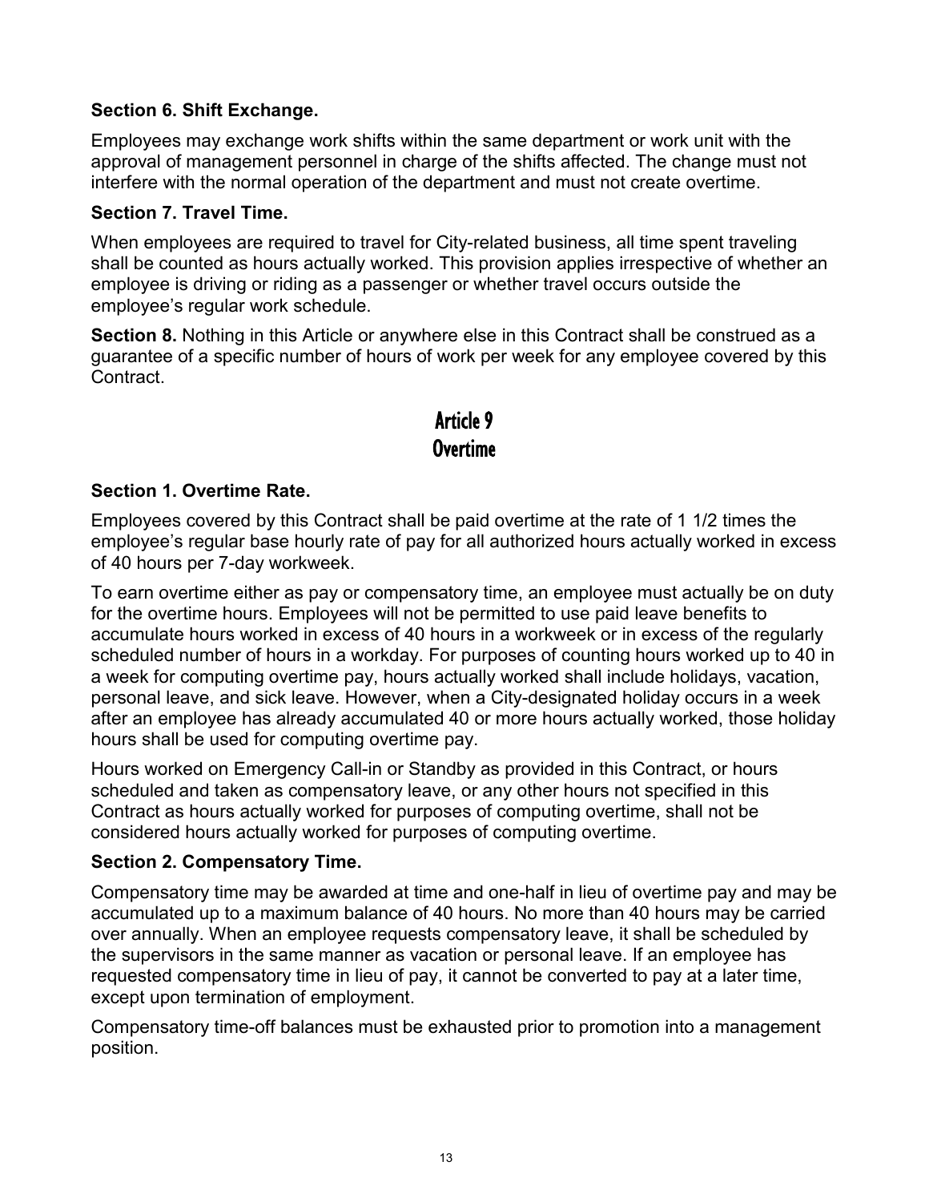**Section 6. Shift Exchange.**

Employees may exchange work shifts within the same department or work unit with the approval of management personnel in charge of the shifts affected. The change must not interfere with the normal operation of the department and must not create overtime.

**Section 7. Travel Time.**

When employees are required to travel for City-related business, all time spent traveling shall be counted as hours actually worked. This provision applies irrespective of whether an employee is driving or riding as a passenger or whether travel occurs outside the employee's regular work schedule.

**Section 8.** Nothing in this Article or anywhere else in this Contract shall be construed as a guarantee of a specific number of hours of work per week for any employee covered by this Contract.

## Article 9
## Overtime

**Section 1. Overtime Rate.**

Employees covered by this Contract shall be paid overtime at the rate of 1 1/2 times the employee's regular base hourly rate of pay for all authorized hours actually worked in excess of 40 hours per 7-day workweek.

To earn overtime either as pay or compensatory time, an employee must actually be on duty for the overtime hours. Employees will not be permitted to use paid leave benefits to accumulate hours worked in excess of 40 hours in a workweek or in excess of the regularly scheduled number of hours in a workday. For purposes of counting hours worked up to 40 in a week for computing overtime pay, hours actually worked shall include holidays, vacation, personal leave, and sick leave. However, when a City-designated holiday occurs in a week after an employee has already accumulated 40 or more hours actually worked, those holiday hours shall be used for computing overtime pay.

Hours worked on Emergency Call-in or Standby as provided in this Contract, or hours scheduled and taken as compensatory leave, or any other hours not specified in this Contract as hours actually worked for purposes of computing overtime, shall not be considered hours actually worked for purposes of computing overtime.

**Section 2. Compensatory Time.**

Compensatory time may be awarded at time and one-half in lieu of overtime pay and may be accumulated up to a maximum balance of 40 hours. No more than 40 hours may be carried over annually. When an employee requests compensatory leave, it shall be scheduled by the supervisors in the same manner as vacation or personal leave. If an employee has requested compensatory time in lieu of pay, it cannot be converted to pay at a later time, except upon termination of employment.

Compensatory time-off balances must be exhausted prior to promotion into a management position.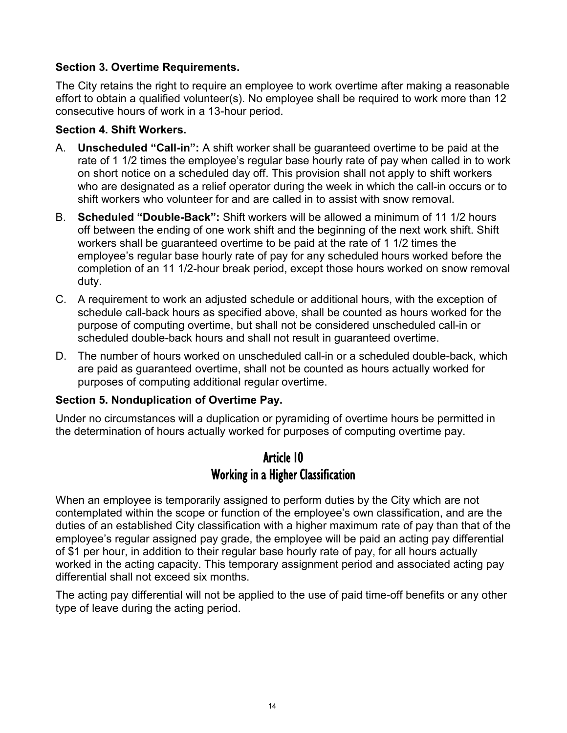### Section 3. Overtime Requirements.

The City retains the right to require an employee to work overtime after making a reasonable effort to obtain a qualified volunteer(s). No employee shall be required to work more than 12 consecutive hours of work in a 13-hour period.

### Section 4. Shift Workers.

A. **Unscheduled "Call-in":** A shift worker shall be guaranteed overtime to be paid at the rate of 1 1/2 times the employee's regular base hourly rate of pay when called in to work on short notice on a scheduled day off. This provision shall not apply to shift workers who are designated as a relief operator during the week in which the call-in occurs or to shift workers who volunteer for and are called in to assist with snow removal.

B. **Scheduled "Double-Back":** Shift workers will be allowed a minimum of 11 1/2 hours off between the ending of one work shift and the beginning of the next work shift. Shift workers shall be guaranteed overtime to be paid at the rate of 1 1/2 times the employee's regular base hourly rate of pay for any scheduled hours worked before the completion of an 11 1/2-hour break period, except those hours worked on snow removal duty.

C. A requirement to work an adjusted schedule or additional hours, with the exception of schedule call-back hours as specified above, shall be counted as hours worked for the purpose of computing overtime, but shall not be considered unscheduled call-in or scheduled double-back hours and shall not result in guaranteed overtime.

D. The number of hours worked on unscheduled call-in or a scheduled double-back, which are paid as guaranteed overtime, shall not be counted as hours actually worked for purposes of computing additional regular overtime.

### Section 5. Nonduplication of Overtime Pay.

Under no circumstances will a duplication or pyramiding of overtime hours be permitted in the determination of hours actually worked for purposes of computing overtime pay.

## Article 10
## Working in a Higher Classification

When an employee is temporarily assigned to perform duties by the City which are not contemplated within the scope or function of the employee's own classification, and are the duties of an established City classification with a higher maximum rate of pay than that of the employee's regular assigned pay grade, the employee will be paid an acting pay differential of $1 per hour, in addition to their regular base hourly rate of pay, for all hours actually worked in the acting capacity. This temporary assignment period and associated acting pay differential shall not exceed six months.

The acting pay differential will not be applied to the use of paid time-off benefits or any other type of leave during the acting period.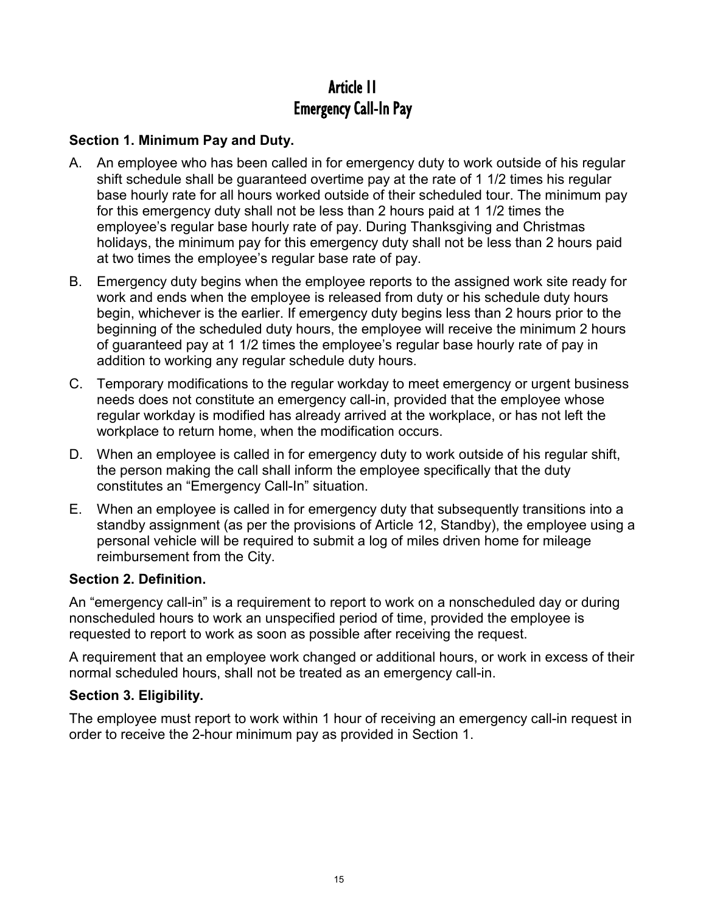# Article 11
# Emergency Call-In Pay

### Section 1. Minimum Pay and Duty.

A. An employee who has been called in for emergency duty to work outside of his regular shift schedule shall be guaranteed overtime pay at the rate of 1 1/2 times his regular base hourly rate for all hours worked outside of their scheduled tour. The minimum pay for this emergency duty shall not be less than 2 hours paid at 1 1/2 times the employee's regular base hourly rate of pay. During Thanksgiving and Christmas holidays, the minimum pay for this emergency duty shall not be less than 2 hours paid at two times the employee's regular base rate of pay.

B. Emergency duty begins when the employee reports to the assigned work site ready for work and ends when the employee is released from duty or his schedule duty hours begin, whichever is the earlier. If emergency duty begins less than 2 hours prior to the beginning of the scheduled duty hours, the employee will receive the minimum 2 hours of guaranteed pay at 1 1/2 times the employee's regular base hourly rate of pay in addition to working any regular schedule duty hours.

C. Temporary modifications to the regular workday to meet emergency or urgent business needs does not constitute an emergency call-in, provided that the employee whose regular workday is modified has already arrived at the workplace, or has not left the workplace to return home, when the modification occurs.

D. When an employee is called in for emergency duty to work outside of his regular shift, the person making the call shall inform the employee specifically that the duty constitutes an "Emergency Call-In" situation.

E. When an employee is called in for emergency duty that subsequently transitions into a standby assignment (as per the provisions of Article 12, Standby), the employee using a personal vehicle will be required to submit a log of miles driven home for mileage reimbursement from the City.

### Section 2. Definition.

An "emergency call-in" is a requirement to report to work on a nonscheduled day or during nonscheduled hours to work an unspecified period of time, provided the employee is requested to report to work as soon as possible after receiving the request.

A requirement that an employee work changed or additional hours, or work in excess of their normal scheduled hours, shall not be treated as an emergency call-in.

### Section 3. Eligibility.

The employee must report to work within 1 hour of receiving an emergency call-in request in order to receive the 2-hour minimum pay as provided in Section 1.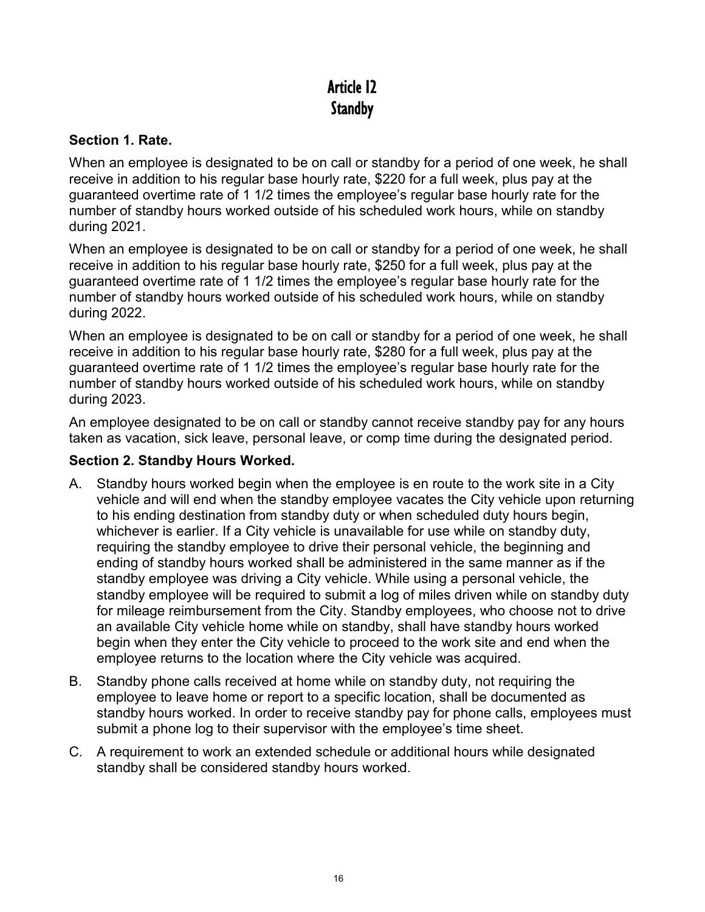# Article 12
# Standby

### Section 1. Rate.

When an employee is designated to be on call or standby for a period of one week, he shall receive in addition to his regular base hourly rate, $220 for a full week, plus pay at the guaranteed overtime rate of 1 1/2 times the employee's regular base hourly rate for the number of standby hours worked outside of his scheduled work hours, while on standby during 2021.

When an employee is designated to be on call or standby for a period of one week, he shall receive in addition to his regular base hourly rate, $250 for a full week, plus pay at the guaranteed overtime rate of 1 1/2 times the employee's regular base hourly rate for the number of standby hours worked outside of his scheduled work hours, while on standby during 2022.

When an employee is designated to be on call or standby for a period of one week, he shall receive in addition to his regular base hourly rate, $280 for a full week, plus pay at the guaranteed overtime rate of 1 1/2 times the employee's regular base hourly rate for the number of standby hours worked outside of his scheduled work hours, while on standby during 2023.

An employee designated to be on call or standby cannot receive standby pay for any hours taken as vacation, sick leave, personal leave, or comp time during the designated period.

### Section 2. Standby Hours Worked.

A. Standby hours worked begin when the employee is en route to the work site in a City vehicle and will end when the standby employee vacates the City vehicle upon returning to his ending destination from standby duty or when scheduled duty hours begin, whichever is earlier. If a City vehicle is unavailable for use while on standby duty, requiring the standby employee to drive their personal vehicle, the beginning and ending of standby hours worked shall be administered in the same manner as if the standby employee was driving a City vehicle. While using a personal vehicle, the standby employee will be required to submit a log of miles driven while on standby duty for mileage reimbursement from the City. Standby employees, who choose not to drive an available City vehicle home while on standby, shall have standby hours worked begin when they enter the City vehicle to proceed to the work site and end when the employee returns to the location where the City vehicle was acquired.

B. Standby phone calls received at home while on standby duty, not requiring the employee to leave home or report to a specific location, shall be documented as standby hours worked. In order to receive standby pay for phone calls, employees must submit a phone log to their supervisor with the employee's time sheet.

C. A requirement to work an extended schedule or additional hours while designated standby shall be considered standby hours worked.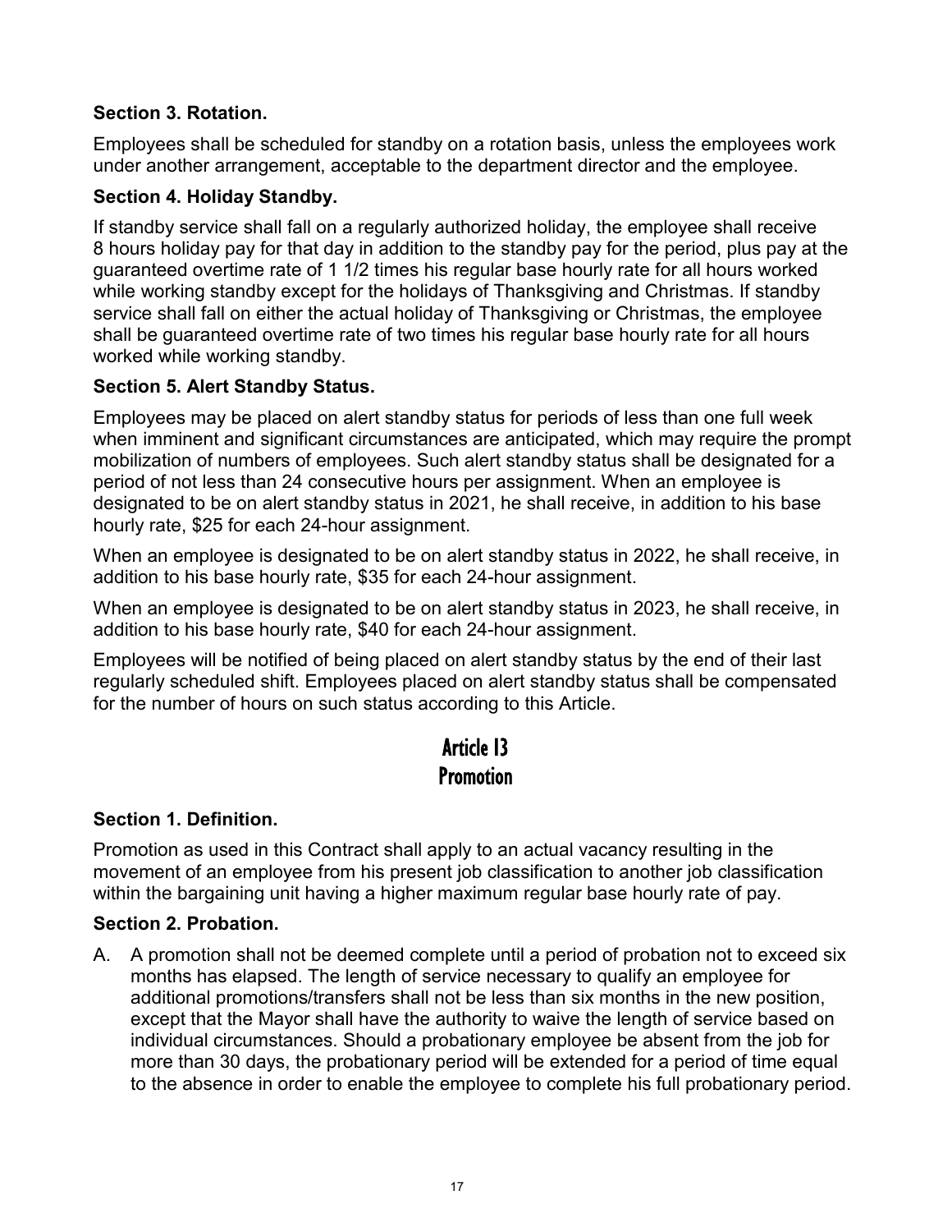**Section 3. Rotation.**

Employees shall be scheduled for standby on a rotation basis, unless the employees work under another arrangement, acceptable to the department director and the employee.

**Section 4. Holiday Standby.**

If standby service shall fall on a regularly authorized holiday, the employee shall receive 8 hours holiday pay for that day in addition to the standby pay for the period, plus pay at the guaranteed overtime rate of 1 1/2 times his regular base hourly rate for all hours worked while working standby except for the holidays of Thanksgiving and Christmas. If standby service shall fall on either the actual holiday of Thanksgiving or Christmas, the employee shall be guaranteed overtime rate of two times his regular base hourly rate for all hours worked while working standby.

**Section 5. Alert Standby Status.**

Employees may be placed on alert standby status for periods of less than one full week when imminent and significant circumstances are anticipated, which may require the prompt mobilization of numbers of employees. Such alert standby status shall be designated for a period of not less than 24 consecutive hours per assignment. When an employee is designated to be on alert standby status in 2021, he shall receive, in addition to his base hourly rate, $25 for each 24-hour assignment.

When an employee is designated to be on alert standby status in 2022, he shall receive, in addition to his base hourly rate, $35 for each 24-hour assignment.

When an employee is designated to be on alert standby status in 2023, he shall receive, in addition to his base hourly rate, $40 for each 24-hour assignment.

Employees will be notified of being placed on alert standby status by the end of their last regularly scheduled shift. Employees placed on alert standby status shall be compensated for the number of hours on such status according to this Article.

## Article 13
## Promotion

**Section 1. Definition.**

Promotion as used in this Contract shall apply to an actual vacancy resulting in the movement of an employee from his present job classification to another job classification within the bargaining unit having a higher maximum regular base hourly rate of pay.

**Section 2. Probation.**

A. A promotion shall not be deemed complete until a period of probation not to exceed six months has elapsed. The length of service necessary to qualify an employee for additional promotions/transfers shall not be less than six months in the new position, except that the Mayor shall have the authority to waive the length of service based on individual circumstances. Should a probationary employee be absent from the job for more than 30 days, the probationary period will be extended for a period of time equal to the absence in order to enable the employee to complete his full probationary period.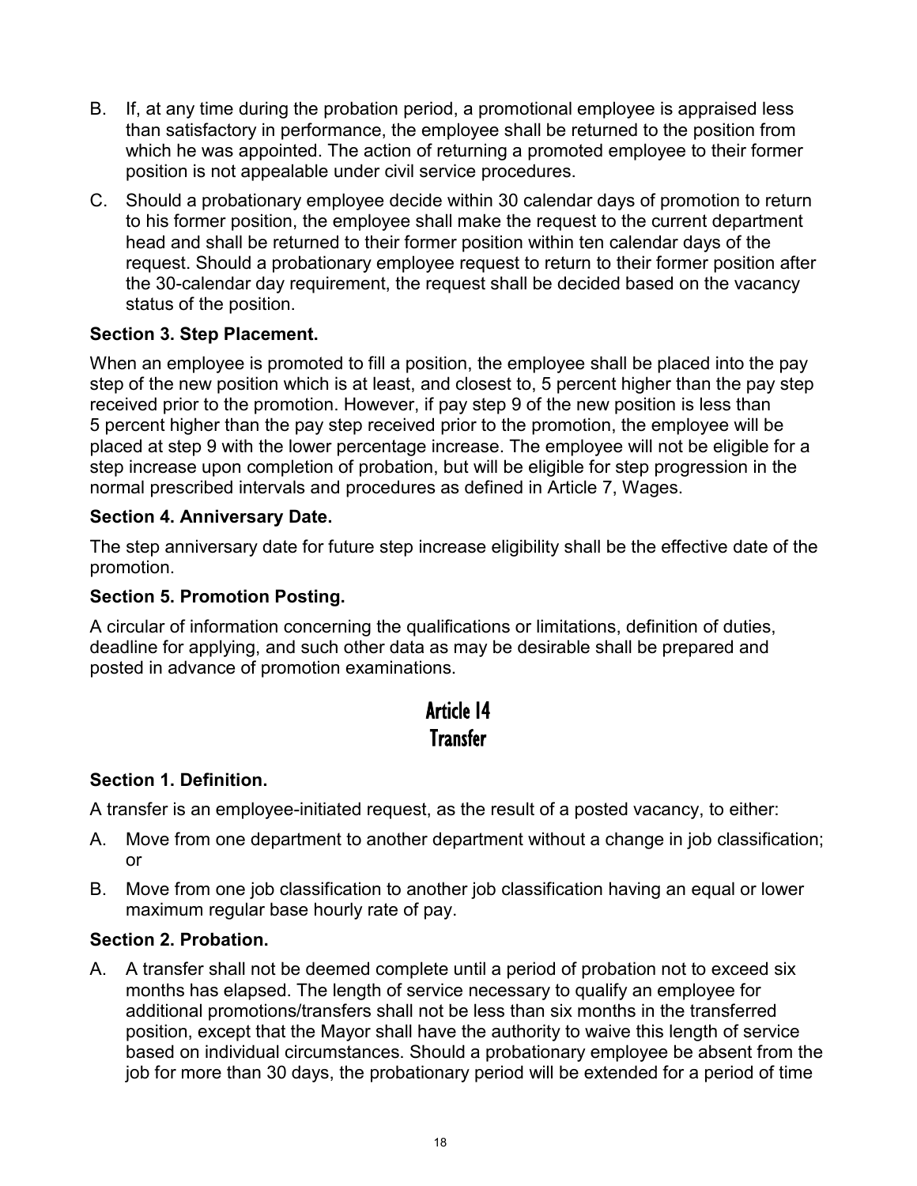B. If, at any time during the probation period, a promotional employee is appraised less than satisfactory in performance, the employee shall be returned to the position from which he was appointed. The action of returning a promoted employee to their former position is not appealable under civil service procedures.

C. Should a probationary employee decide within 30 calendar days of promotion to return to his former position, the employee shall make the request to the current department head and shall be returned to their former position within ten calendar days of the request. Should a probationary employee request to return to their former position after the 30-calendar day requirement, the request shall be decided based on the vacancy status of the position.

**Section 3. Step Placement.**

When an employee is promoted to fill a position, the employee shall be placed into the pay step of the new position which is at least, and closest to, 5 percent higher than the pay step received prior to the promotion. However, if pay step 9 of the new position is less than 5 percent higher than the pay step received prior to the promotion, the employee will be placed at step 9 with the lower percentage increase. The employee will not be eligible for a step increase upon completion of probation, but will be eligible for step progression in the normal prescribed intervals and procedures as defined in Article 7, Wages.

**Section 4. Anniversary Date.**

The step anniversary date for future step increase eligibility shall be the effective date of the promotion.

**Section 5. Promotion Posting.**

A circular of information concerning the qualifications or limitations, definition of duties, deadline for applying, and such other data as may be desirable shall be prepared and posted in advance of promotion examinations.

## Article 14
## Transfer

**Section 1. Definition.**

A transfer is an employee-initiated request, as the result of a posted vacancy, to either:

A. Move from one department to another department without a change in job classification; or

B. Move from one job classification to another job classification having an equal or lower maximum regular base hourly rate of pay.

**Section 2. Probation.**

A. A transfer shall not be deemed complete until a period of probation not to exceed six months has elapsed. The length of service necessary to qualify an employee for additional promotions/transfers shall not be less than six months in the transferred position, except that the Mayor shall have the authority to waive this length of service based on individual circumstances. Should a probationary employee be absent from the job for more than 30 days, the probationary period will be extended for a period of time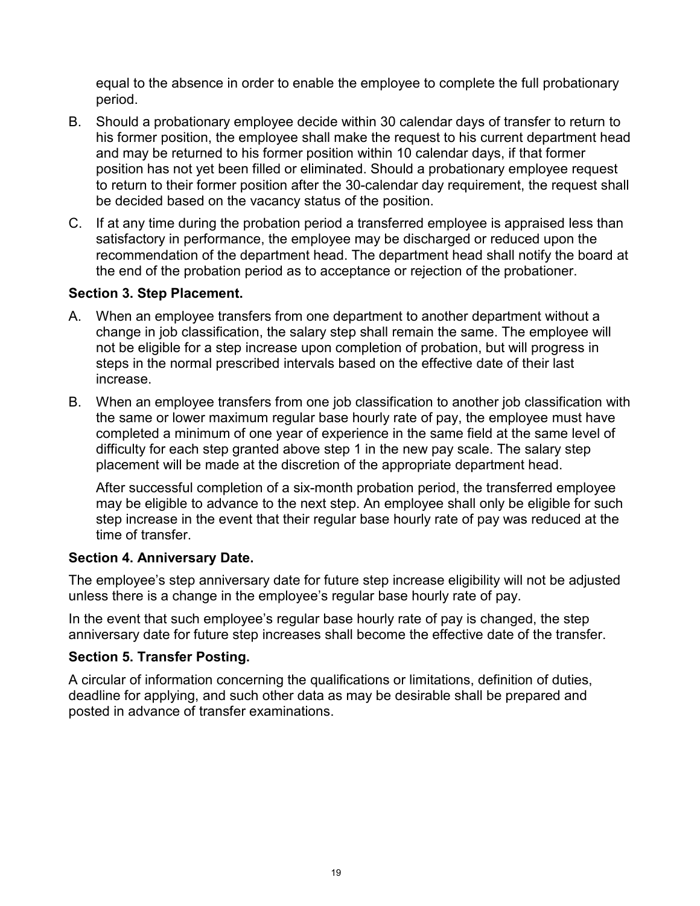equal to the absence in order to enable the employee to complete the full probationary period.

B. Should a probationary employee decide within 30 calendar days of transfer to return to his former position, the employee shall make the request to his current department head and may be returned to his former position within 10 calendar days, if that former position has not yet been filled or eliminated. Should a probationary employee request to return to their former position after the 30-calendar day requirement, the request shall be decided based on the vacancy status of the position.

C. If at any time during the probation period a transferred employee is appraised less than satisfactory in performance, the employee may be discharged or reduced upon the recommendation of the department head. The department head shall notify the board at the end of the probation period as to acceptance or rejection of the probationer.

**Section 3. Step Placement.**

A. When an employee transfers from one department to another department without a change in job classification, the salary step shall remain the same. The employee will not be eligible for a step increase upon completion of probation, but will progress in steps in the normal prescribed intervals based on the effective date of their last increase.

B. When an employee transfers from one job classification to another job classification with the same or lower maximum regular base hourly rate of pay, the employee must have completed a minimum of one year of experience in the same field at the same level of difficulty for each step granted above step 1 in the new pay scale. The salary step placement will be made at the discretion of the appropriate department head.

   After successful completion of a six-month probation period, the transferred employee may be eligible to advance to the next step. An employee shall only be eligible for such step increase in the event that their regular base hourly rate of pay was reduced at the time of transfer.

**Section 4. Anniversary Date.**

The employee's step anniversary date for future step increase eligibility will not be adjusted unless there is a change in the employee's regular base hourly rate of pay.

In the event that such employee's regular base hourly rate of pay is changed, the step anniversary date for future step increases shall become the effective date of the transfer.

**Section 5. Transfer Posting.**

A circular of information concerning the qualifications or limitations, definition of duties, deadline for applying, and such other data as may be desirable shall be prepared and posted in advance of transfer examinations.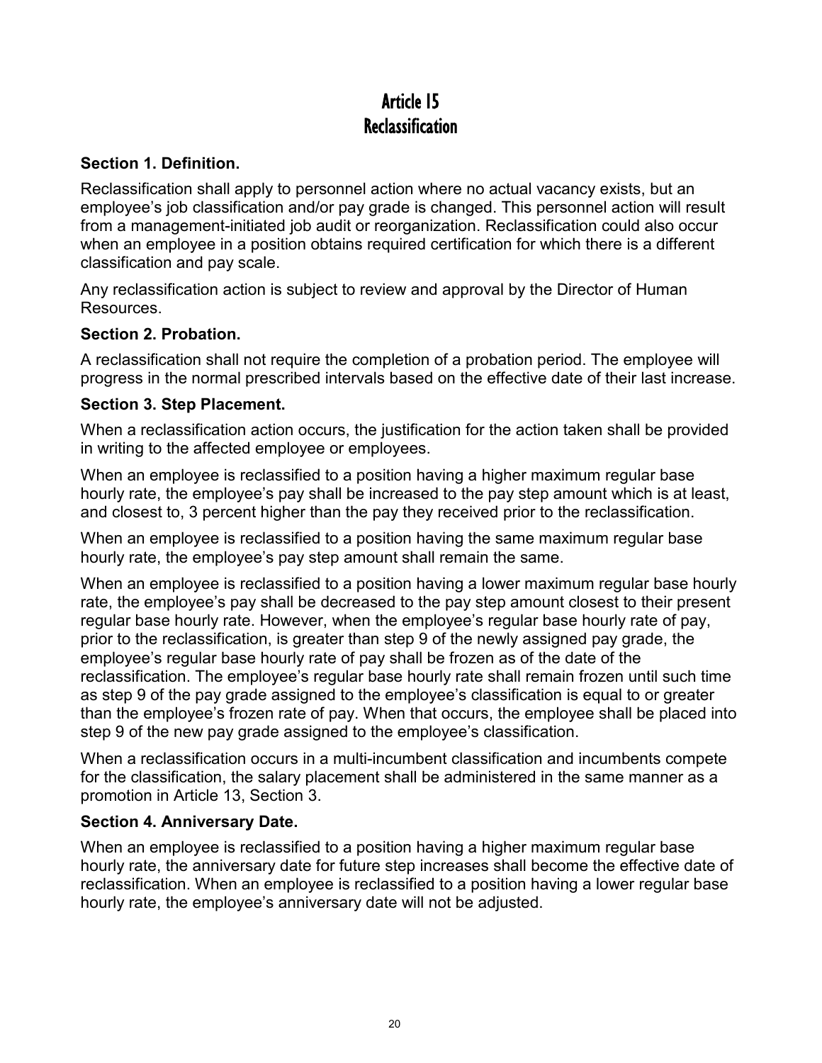# Article 15
# Reclassification

### Section 1. Definition.

Reclassification shall apply to personnel action where no actual vacancy exists, but an employee's job classification and/or pay grade is changed. This personnel action will result from a management-initiated job audit or reorganization. Reclassification could also occur when an employee in a position obtains required certification for which there is a different classification and pay scale.

Any reclassification action is subject to review and approval by the Director of Human Resources.

### Section 2. Probation.

A reclassification shall not require the completion of a probation period. The employee will progress in the normal prescribed intervals based on the effective date of their last increase.

### Section 3. Step Placement.

When a reclassification action occurs, the justification for the action taken shall be provided in writing to the affected employee or employees.

When an employee is reclassified to a position having a higher maximum regular base hourly rate, the employee's pay shall be increased to the pay step amount which is at least, and closest to, 3 percent higher than the pay they received prior to the reclassification.

When an employee is reclassified to a position having the same maximum regular base hourly rate, the employee's pay step amount shall remain the same.

When an employee is reclassified to a position having a lower maximum regular base hourly rate, the employee's pay shall be decreased to the pay step amount closest to their present regular base hourly rate. However, when the employee's regular base hourly rate of pay, prior to the reclassification, is greater than step 9 of the newly assigned pay grade, the employee's regular base hourly rate of pay shall be frozen as of the date of the reclassification. The employee's regular base hourly rate shall remain frozen until such time as step 9 of the pay grade assigned to the employee's classification is equal to or greater than the employee's frozen rate of pay. When that occurs, the employee shall be placed into step 9 of the new pay grade assigned to the employee's classification.

When a reclassification occurs in a multi-incumbent classification and incumbents compete for the classification, the salary placement shall be administered in the same manner as a promotion in Article 13, Section 3.

### Section 4. Anniversary Date.

When an employee is reclassified to a position having a higher maximum regular base hourly rate, the anniversary date for future step increases shall become the effective date of reclassification. When an employee is reclassified to a position having a lower regular base hourly rate, the employee's anniversary date will not be adjusted.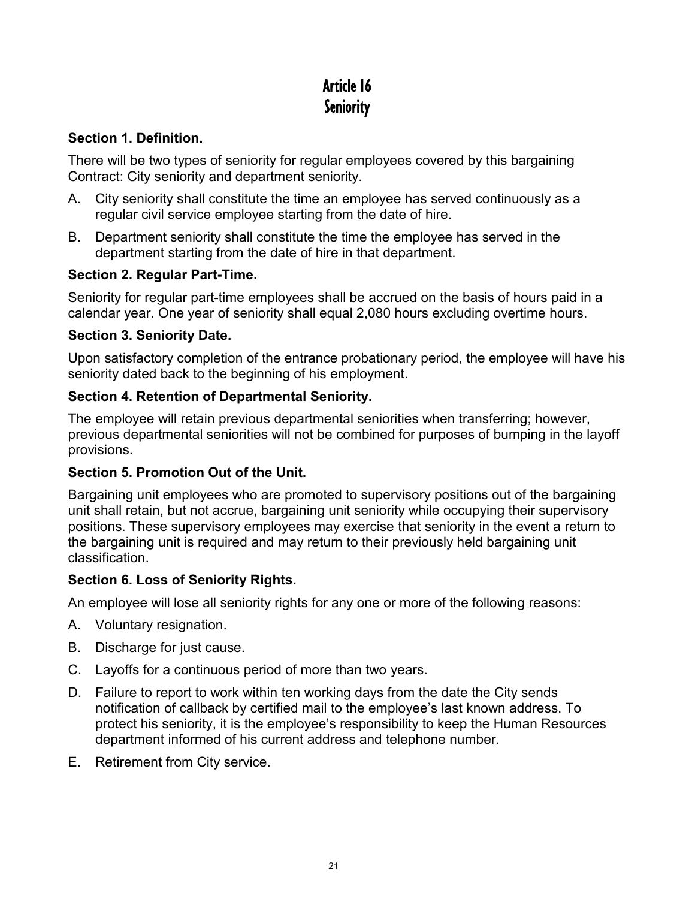# Article 16
# Seniority

**Section 1. Definition.**

There will be two types of seniority for regular employees covered by this bargaining Contract: City seniority and department seniority.

A. City seniority shall constitute the time an employee has served continuously as a regular civil service employee starting from the date of hire.

B. Department seniority shall constitute the time the employee has served in the department starting from the date of hire in that department.

**Section 2. Regular Part-Time.**

Seniority for regular part-time employees shall be accrued on the basis of hours paid in a calendar year. One year of seniority shall equal 2,080 hours excluding overtime hours.

**Section 3. Seniority Date.**

Upon satisfactory completion of the entrance probationary period, the employee will have his seniority dated back to the beginning of his employment.

**Section 4. Retention of Departmental Seniority.**

The employee will retain previous departmental seniorities when transferring; however, previous departmental seniorities will not be combined for purposes of bumping in the layoff provisions.

**Section 5. Promotion Out of the Unit.**

Bargaining unit employees who are promoted to supervisory positions out of the bargaining unit shall retain, but not accrue, bargaining unit seniority while occupying their supervisory positions. These supervisory employees may exercise that seniority in the event a return to the bargaining unit is required and may return to their previously held bargaining unit classification.

**Section 6. Loss of Seniority Rights.**

An employee will lose all seniority rights for any one or more of the following reasons:

A. Voluntary resignation.

B. Discharge for just cause.

C. Layoffs for a continuous period of more than two years.

D. Failure to report to work within ten working days from the date the City sends notification of callback by certified mail to the employee's last known address. To protect his seniority, it is the employee's responsibility to keep the Human Resources department informed of his current address and telephone number.

E. Retirement from City service.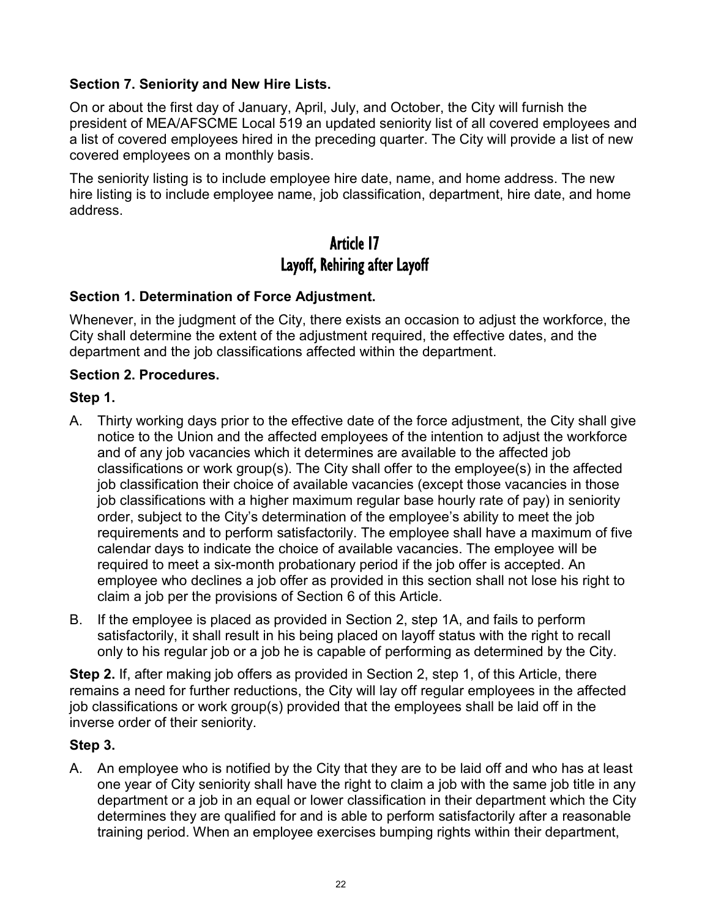**Section 7. Seniority and New Hire Lists.**

On or about the first day of January, April, July, and October, the City will furnish the president of MEA/AFSCME Local 519 an updated seniority list of all covered employees and a list of covered employees hired in the preceding quarter. The City will provide a list of new covered employees on a monthly basis.

The seniority listing is to include employee hire date, name, and home address. The new hire listing is to include employee name, job classification, department, hire date, and home address.

# Article 17
# Layoff, Rehiring after Layoff

**Section 1. Determination of Force Adjustment.**

Whenever, in the judgment of the City, there exists an occasion to adjust the workforce, the City shall determine the extent of the adjustment required, the effective dates, and the department and the job classifications affected within the department.

**Section 2. Procedures.**

**Step 1.**

A. Thirty working days prior to the effective date of the force adjustment, the City shall give notice to the Union and the affected employees of the intention to adjust the workforce and of any job vacancies which it determines are available to the affected job classifications or work group(s). The City shall offer to the employee(s) in the affected job classification their choice of available vacancies (except those vacancies in those job classifications with a higher maximum regular base hourly rate of pay) in seniority order, subject to the City's determination of the employee's ability to meet the job requirements and to perform satisfactorily. The employee shall have a maximum of five calendar days to indicate the choice of available vacancies. The employee will be required to meet a six-month probationary period if the job offer is accepted. An employee who declines a job offer as provided in this section shall not lose his right to claim a job per the provisions of Section 6 of this Article.

B. If the employee is placed as provided in Section 2, step 1A, and fails to perform satisfactorily, it shall result in his being placed on layoff status with the right to recall only to his regular job or a job he is capable of performing as determined by the City.

**Step 2.** If, after making job offers as provided in Section 2, step 1, of this Article, there remains a need for further reductions, the City will lay off regular employees in the affected job classifications or work group(s) provided that the employees shall be laid off in the inverse order of their seniority.

**Step 3.**

A. An employee who is notified by the City that they are to be laid off and who has at least one year of City seniority shall have the right to claim a job with the same job title in any department or a job in an equal or lower classification in their department which the City determines they are qualified for and is able to perform satisfactorily after a reasonable training period. When an employee exercises bumping rights within their department,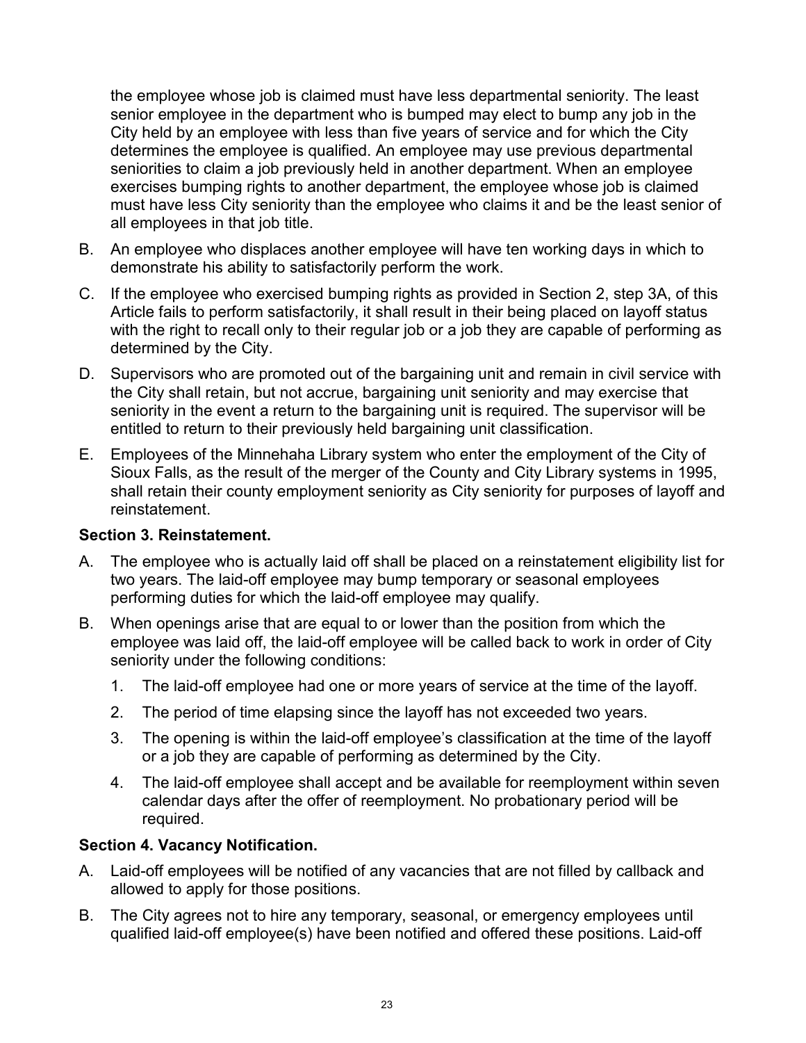the employee whose job is claimed must have less departmental seniority. The least senior employee in the department who is bumped may elect to bump any job in the City held by an employee with less than five years of service and for which the City determines the employee is qualified. An employee may use previous departmental seniorities to claim a job previously held in another department. When an employee exercises bumping rights to another department, the employee whose job is claimed must have less City seniority than the employee who claims it and be the least senior of all employees in that job title.

B. An employee who displaces another employee will have ten working days in which to demonstrate his ability to satisfactorily perform the work.

C. If the employee who exercised bumping rights as provided in Section 2, step 3A, of this Article fails to perform satisfactorily, it shall result in their being placed on layoff status with the right to recall only to their regular job or a job they are capable of performing as determined by the City.

D. Supervisors who are promoted out of the bargaining unit and remain in civil service with the City shall retain, but not accrue, bargaining unit seniority and may exercise that seniority in the event a return to the bargaining unit is required. The supervisor will be entitled to return to their previously held bargaining unit classification.

E. Employees of the Minnehaha Library system who enter the employment of the City of Sioux Falls, as the result of the merger of the County and City Library systems in 1995, shall retain their county employment seniority as City seniority for purposes of layoff and reinstatement.

**Section 3. Reinstatement.**

A. The employee who is actually laid off shall be placed on a reinstatement eligibility list for two years. The laid-off employee may bump temporary or seasonal employees performing duties for which the laid-off employee may qualify.

B. When openings arise that are equal to or lower than the position from which the employee was laid off, the laid-off employee will be called back to work in order of City seniority under the following conditions:

   1. The laid-off employee had one or more years of service at the time of the layoff.
   2. The period of time elapsing since the layoff has not exceeded two years.
   3. The opening is within the laid-off employee's classification at the time of the layoff or a job they are capable of performing as determined by the City.
   4. The laid-off employee shall accept and be available for reemployment within seven calendar days after the offer of reemployment. No probationary period will be required.

**Section 4. Vacancy Notification.**

A. Laid-off employees will be notified of any vacancies that are not filled by callback and allowed to apply for those positions.

B. The City agrees not to hire any temporary, seasonal, or emergency employees until qualified laid-off employee(s) have been notified and offered these positions. Laid-off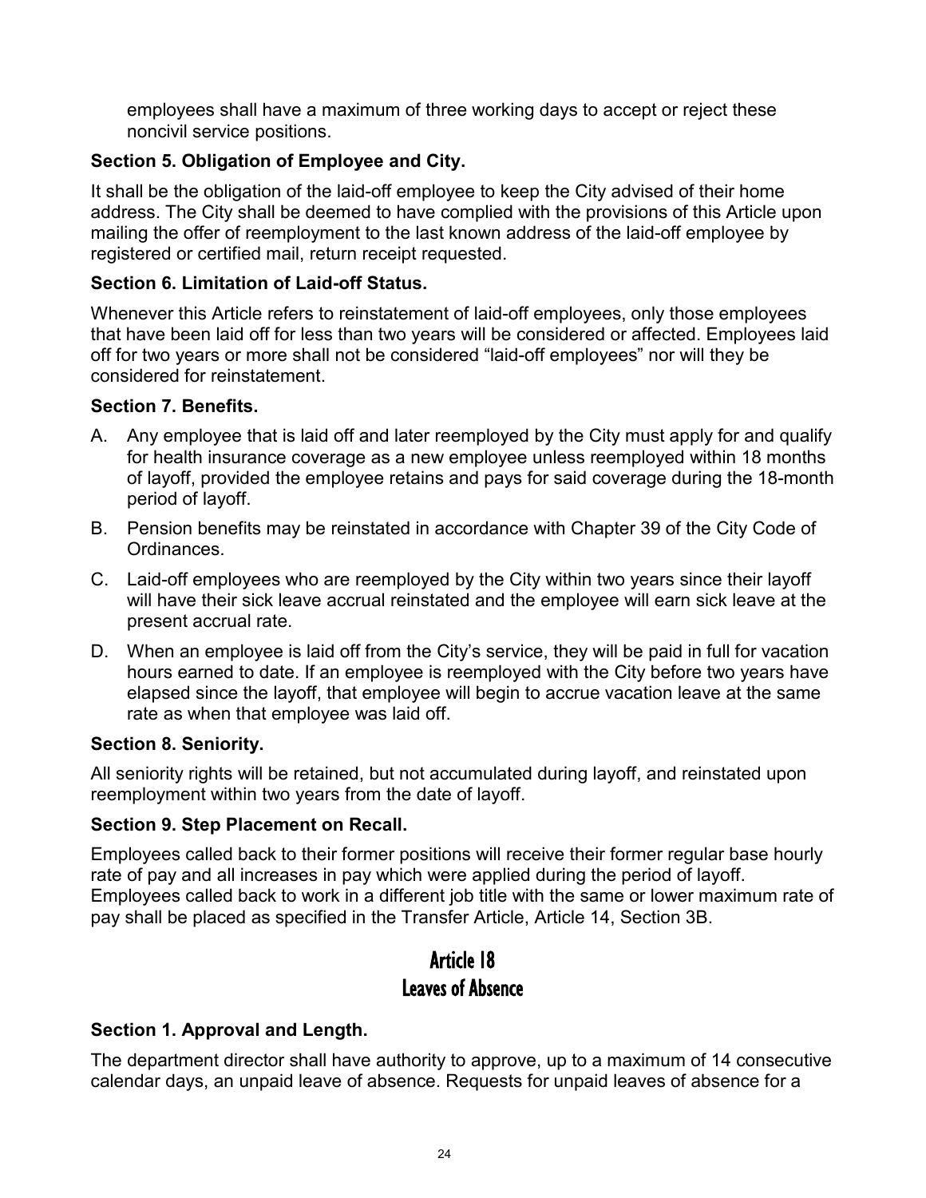employees shall have a maximum of three working days to accept or reject these noncivil service positions.

### Section 5. Obligation of Employee and City.

It shall be the obligation of the laid-off employee to keep the City advised of their home address. The City shall be deemed to have complied with the provisions of this Article upon mailing the offer of reemployment to the last known address of the laid-off employee by registered or certified mail, return receipt requested.

### Section 6. Limitation of Laid-off Status.

Whenever this Article refers to reinstatement of laid-off employees, only those employees that have been laid off for less than two years will be considered or affected. Employees laid off for two years or more shall not be considered "laid-off employees" nor will they be considered for reinstatement.

### Section 7. Benefits.

A. Any employee that is laid off and later reemployed by the City must apply for and qualify for health insurance coverage as a new employee unless reemployed within 18 months of layoff, provided the employee retains and pays for said coverage during the 18-month period of layoff.

B. Pension benefits may be reinstated in accordance with Chapter 39 of the City Code of Ordinances.

C. Laid-off employees who are reemployed by the City within two years since their layoff will have their sick leave accrual reinstated and the employee will earn sick leave at the present accrual rate.

D. When an employee is laid off from the City's service, they will be paid in full for vacation hours earned to date. If an employee is reemployed with the City before two years have elapsed since the layoff, that employee will begin to accrue vacation leave at the same rate as when that employee was laid off.

### Section 8. Seniority.

All seniority rights will be retained, but not accumulated during layoff, and reinstated upon reemployment within two years from the date of layoff.

### Section 9. Step Placement on Recall.

Employees called back to their former positions will receive their former regular base hourly rate of pay and all increases in pay which were applied during the period of layoff. Employees called back to work in a different job title with the same or lower maximum rate of pay shall be placed as specified in the Transfer Article, Article 14, Section 3B.

## Article 18
## Leaves of Absence

### Section 1. Approval and Length.

The department director shall have authority to approve, up to a maximum of 14 consecutive calendar days, an unpaid leave of absence. Requests for unpaid leaves of absence for a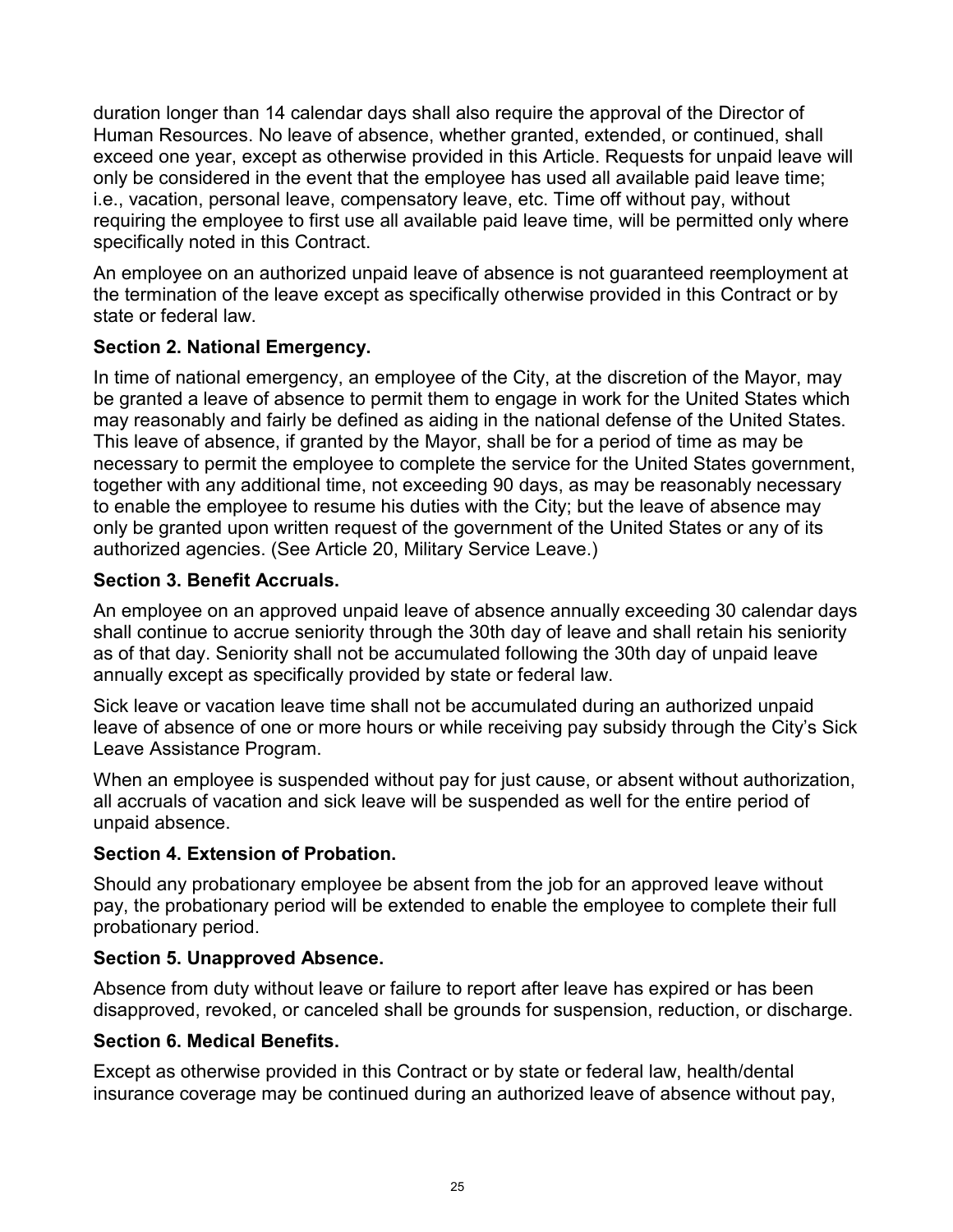duration longer than 14 calendar days shall also require the approval of the Director of Human Resources. No leave of absence, whether granted, extended, or continued, shall exceed one year, except as otherwise provided in this Article. Requests for unpaid leave will only be considered in the event that the employee has used all available paid leave time; i.e., vacation, personal leave, compensatory leave, etc. Time off without pay, without requiring the employee to first use all available paid leave time, will be permitted only where specifically noted in this Contract.

An employee on an authorized unpaid leave of absence is not guaranteed reemployment at the termination of the leave except as specifically otherwise provided in this Contract or by state or federal law.

### Section 2. National Emergency.

In time of national emergency, an employee of the City, at the discretion of the Mayor, may be granted a leave of absence to permit them to engage in work for the United States which may reasonably and fairly be defined as aiding in the national defense of the United States. This leave of absence, if granted by the Mayor, shall be for a period of time as may be necessary to permit the employee to complete the service for the United States government, together with any additional time, not exceeding 90 days, as may be reasonably necessary to enable the employee to resume his duties with the City; but the leave of absence may only be granted upon written request of the government of the United States or any of its authorized agencies. (See Article 20, Military Service Leave.)

### Section 3. Benefit Accruals.

An employee on an approved unpaid leave of absence annually exceeding 30 calendar days shall continue to accrue seniority through the 30th day of leave and shall retain his seniority as of that day. Seniority shall not be accumulated following the 30th day of unpaid leave annually except as specifically provided by state or federal law.

Sick leave or vacation leave time shall not be accumulated during an authorized unpaid leave of absence of one or more hours or while receiving pay subsidy through the City's Sick Leave Assistance Program.

When an employee is suspended without pay for just cause, or absent without authorization, all accruals of vacation and sick leave will be suspended as well for the entire period of unpaid absence.

### Section 4. Extension of Probation.

Should any probationary employee be absent from the job for an approved leave without pay, the probationary period will be extended to enable the employee to complete their full probationary period.

### Section 5. Unapproved Absence.

Absence from duty without leave or failure to report after leave has expired or has been disapproved, revoked, or canceled shall be grounds for suspension, reduction, or discharge.

### Section 6. Medical Benefits.

Except as otherwise provided in this Contract or by state or federal law, health/dental insurance coverage may be continued during an authorized leave of absence without pay,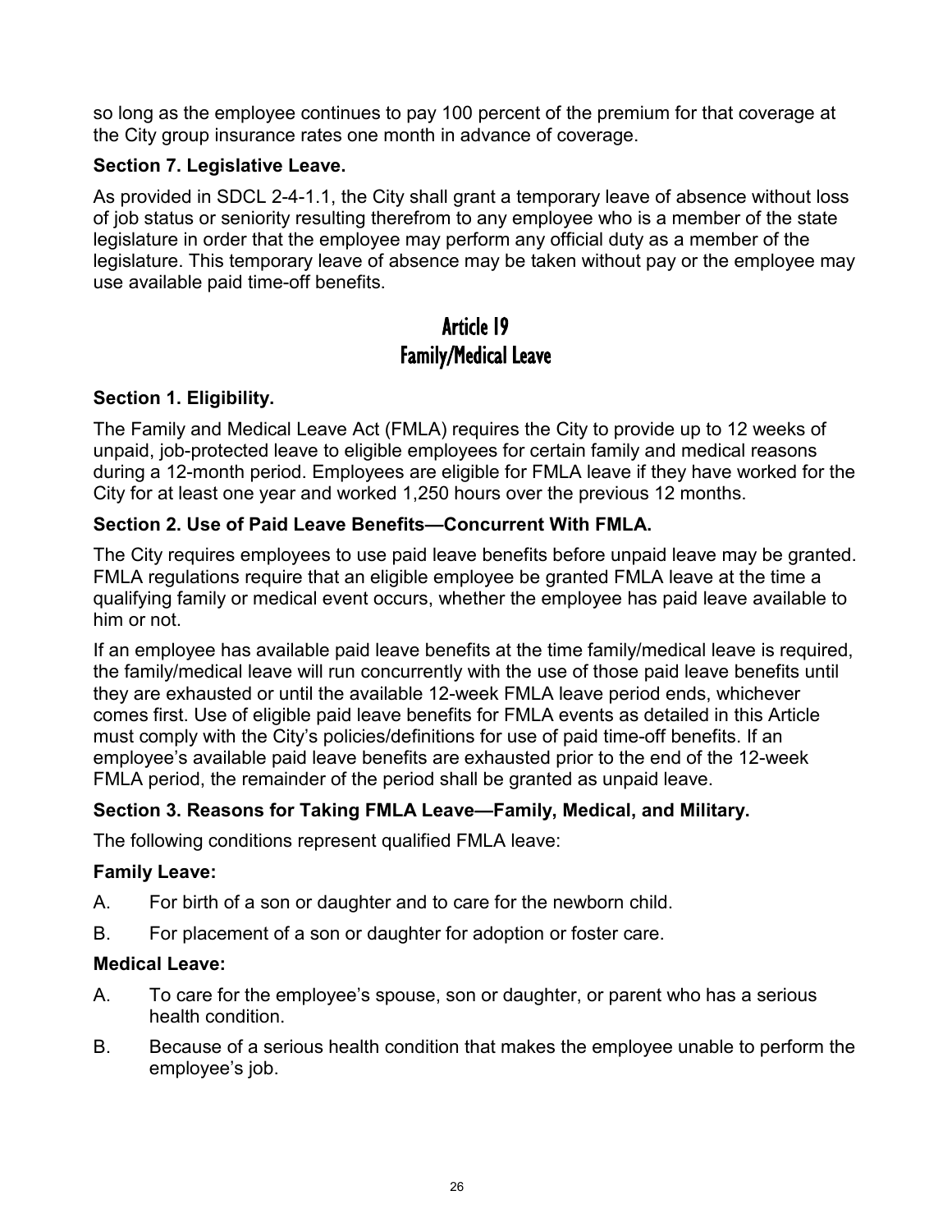so long as the employee continues to pay 100 percent of the premium for that coverage at the City group insurance rates one month in advance of coverage.

**Section 7. Legislative Leave.**

As provided in SDCL 2-4-1.1, the City shall grant a temporary leave of absence without loss of job status or seniority resulting therefrom to any employee who is a member of the state legislature in order that the employee may perform any official duty as a member of the legislature. This temporary leave of absence may be taken without pay or the employee may use available paid time-off benefits.

# Article 19
# Family/Medical Leave

**Section 1. Eligibility.**

The Family and Medical Leave Act (FMLA) requires the City to provide up to 12 weeks of unpaid, job-protected leave to eligible employees for certain family and medical reasons during a 12-month period. Employees are eligible for FMLA leave if they have worked for the City for at least one year and worked 1,250 hours over the previous 12 months.

**Section 2. Use of Paid Leave Benefits—Concurrent With FMLA.**

The City requires employees to use paid leave benefits before unpaid leave may be granted. FMLA regulations require that an eligible employee be granted FMLA leave at the time a qualifying family or medical event occurs, whether the employee has paid leave available to him or not.

If an employee has available paid leave benefits at the time family/medical leave is required, the family/medical leave will run concurrently with the use of those paid leave benefits until they are exhausted or until the available 12-week FMLA leave period ends, whichever comes first. Use of eligible paid leave benefits for FMLA events as detailed in this Article must comply with the City's policies/definitions for use of paid time-off benefits. If an employee's available paid leave benefits are exhausted prior to the end of the 12-week FMLA period, the remainder of the period shall be granted as unpaid leave.

**Section 3. Reasons for Taking FMLA Leave—Family, Medical, and Military.**

The following conditions represent qualified FMLA leave:

**Family Leave:**

A. For birth of a son or daughter and to care for the newborn child.

B. For placement of a son or daughter for adoption or foster care.

**Medical Leave:**

A. To care for the employee's spouse, son or daughter, or parent who has a serious health condition.

B. Because of a serious health condition that makes the employee unable to perform the employee's job.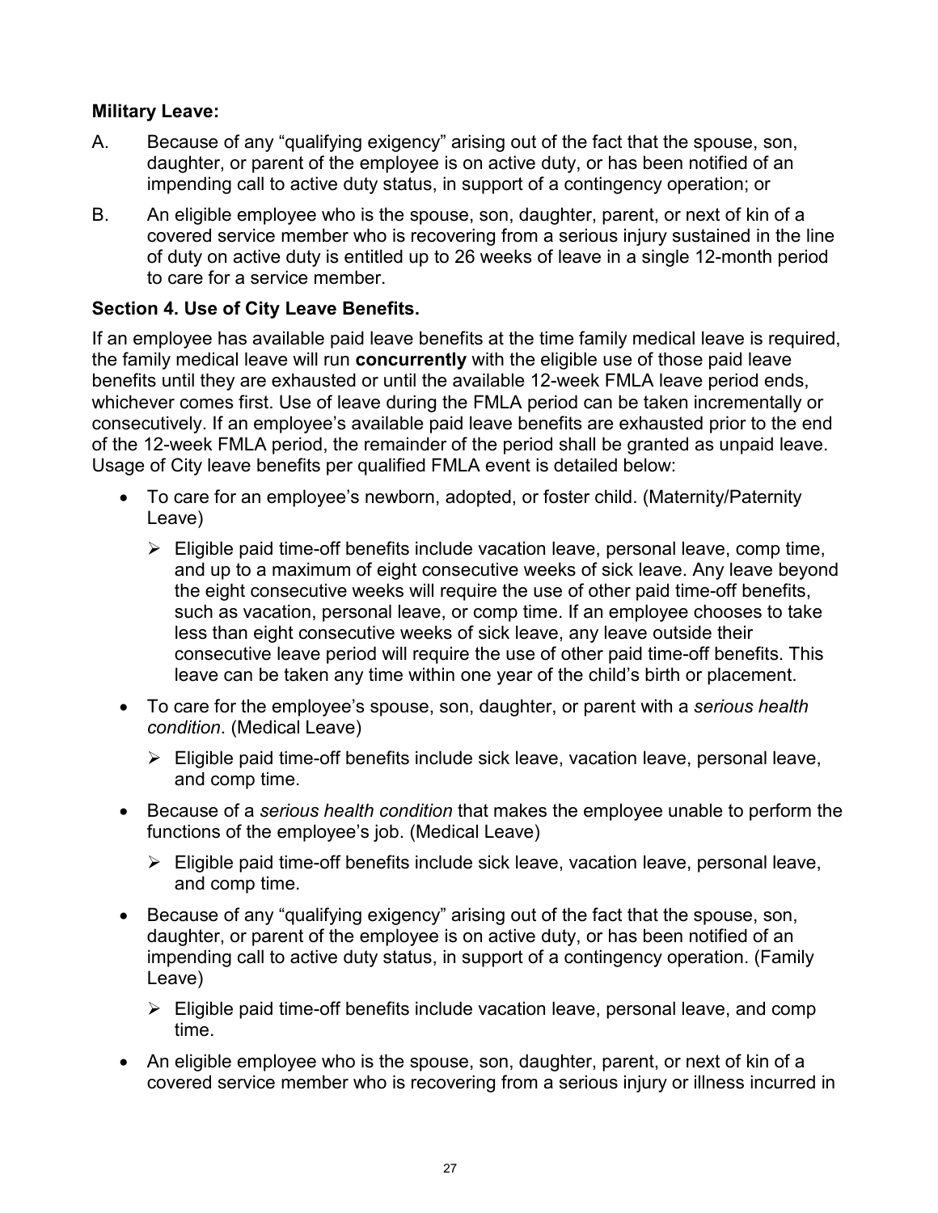**Military Leave:**

A. Because of any "qualifying exigency" arising out of the fact that the spouse, son, daughter, or parent of the employee is on active duty, or has been notified of an impending call to active duty status, in support of a contingency operation; or

B. An eligible employee who is the spouse, son, daughter, parent, or next of kin of a covered service member who is recovering from a serious injury sustained in the line of duty on active duty is entitled up to 26 weeks of leave in a single 12-month period to care for a service member.

**Section 4. Use of City Leave Benefits.**

If an employee has available paid leave benefits at the time family medical leave is required, the family medical leave will run **concurrently** with the eligible use of those paid leave benefits until they are exhausted or until the available 12-week FMLA leave period ends, whichever comes first. Use of leave during the FMLA period can be taken incrementally or consecutively. If an employee's available paid leave benefits are exhausted prior to the end of the 12-week FMLA period, the remainder of the period shall be granted as unpaid leave. Usage of City leave benefits per qualified FMLA event is detailed below:

- To care for an employee's newborn, adopted, or foster child. (Maternity/Paternity Leave)
  - Eligible paid time-off benefits include vacation leave, personal leave, comp time, and up to a maximum of eight consecutive weeks of sick leave. Any leave beyond the eight consecutive weeks will require the use of other paid time-off benefits, such as vacation, personal leave, or comp time. If an employee chooses to take less than eight consecutive weeks of sick leave, any leave outside their consecutive leave period will require the use of other paid time-off benefits. This leave can be taken any time within one year of the child's birth or placement.
- To care for the employee's spouse, son, daughter, or parent with a *serious health condition*. (Medical Leave)
  - Eligible paid time-off benefits include sick leave, vacation leave, personal leave, and comp time.
- Because of a *serious health condition* that makes the employee unable to perform the functions of the employee's job. (Medical Leave)
  - Eligible paid time-off benefits include sick leave, vacation leave, personal leave, and comp time.
- Because of any "qualifying exigency" arising out of the fact that the spouse, son, daughter, or parent of the employee is on active duty, or has been notified of an impending call to active duty status, in support of a contingency operation. (Family Leave)
  - Eligible paid time-off benefits include vacation leave, personal leave, and comp time.
- An eligible employee who is the spouse, son, daughter, parent, or next of kin of a covered service member who is recovering from a serious injury or illness incurred in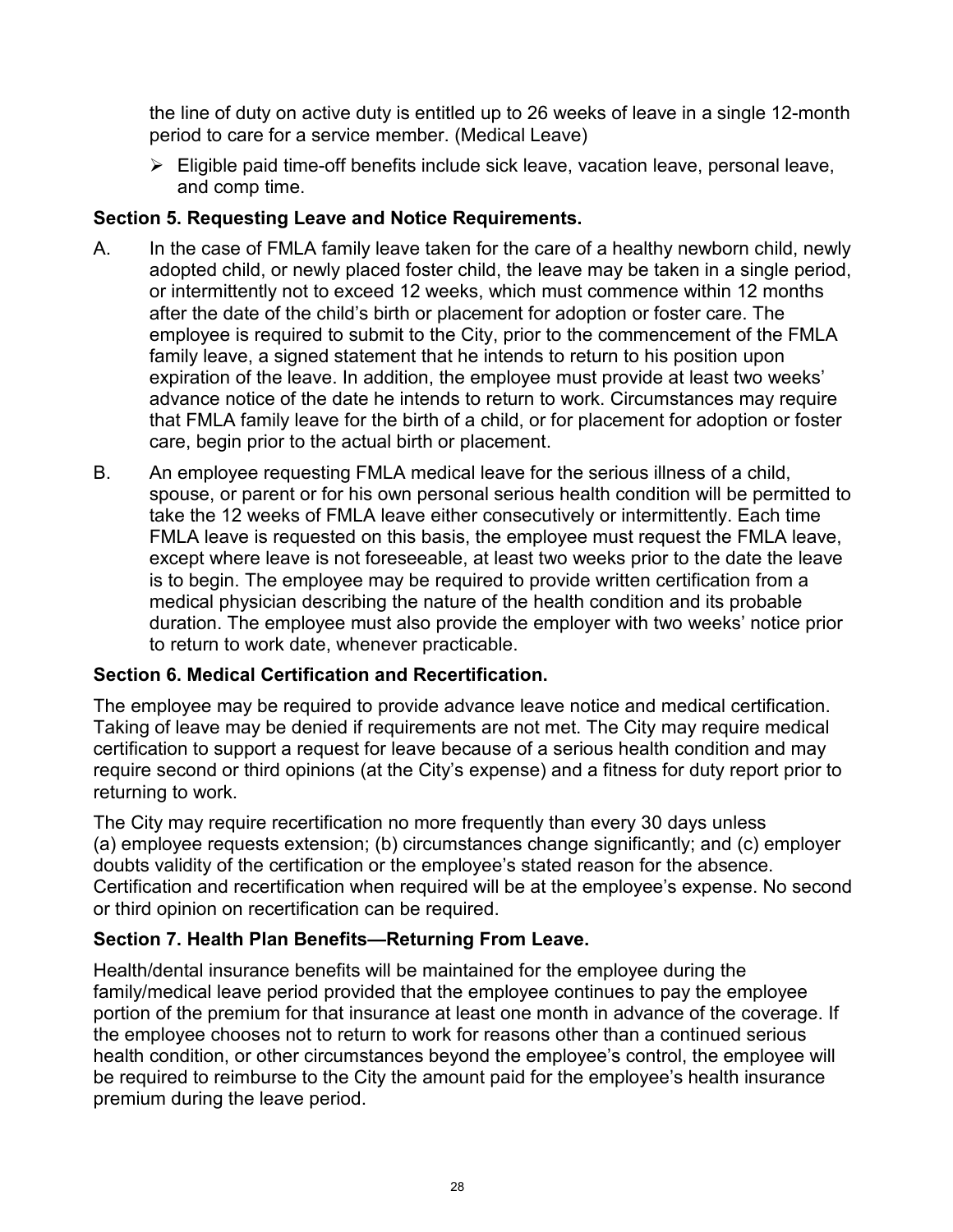the line of duty on active duty is entitled up to 26 weeks of leave in a single 12-month period to care for a service member. (Medical Leave)

- Eligible paid time-off benefits include sick leave, vacation leave, personal leave, and comp time.

**Section 5. Requesting Leave and Notice Requirements.**

A. In the case of FMLA family leave taken for the care of a healthy newborn child, newly adopted child, or newly placed foster child, the leave may be taken in a single period, or intermittently not to exceed 12 weeks, which must commence within 12 months after the date of the child's birth or placement for adoption or foster care. The employee is required to submit to the City, prior to the commencement of the FMLA family leave, a signed statement that he intends to return to his position upon expiration of the leave. In addition, the employee must provide at least two weeks' advance notice of the date he intends to return to work. Circumstances may require that FMLA family leave for the birth of a child, or for placement for adoption or foster care, begin prior to the actual birth or placement.

B. An employee requesting FMLA medical leave for the serious illness of a child, spouse, or parent or for his own personal serious health condition will be permitted to take the 12 weeks of FMLA leave either consecutively or intermittently. Each time FMLA leave is requested on this basis, the employee must request the FMLA leave, except where leave is not foreseeable, at least two weeks prior to the date the leave is to begin. The employee may be required to provide written certification from a medical physician describing the nature of the health condition and its probable duration. The employee must also provide the employer with two weeks' notice prior to return to work date, whenever practicable.

**Section 6. Medical Certification and Recertification.**

The employee may be required to provide advance leave notice and medical certification. Taking of leave may be denied if requirements are not met. The City may require medical certification to support a request for leave because of a serious health condition and may require second or third opinions (at the City's expense) and a fitness for duty report prior to returning to work.

The City may require recertification no more frequently than every 30 days unless (a) employee requests extension; (b) circumstances change significantly; and (c) employer doubts validity of the certification or the employee's stated reason for the absence. Certification and recertification when required will be at the employee's expense. No second or third opinion on recertification can be required.

**Section 7. Health Plan Benefits—Returning From Leave.**

Health/dental insurance benefits will be maintained for the employee during the family/medical leave period provided that the employee continues to pay the employee portion of the premium for that insurance at least one month in advance of the coverage. If the employee chooses not to return to work for reasons other than a continued serious health condition, or other circumstances beyond the employee's control, the employee will be required to reimburse to the City the amount paid for the employee's health insurance premium during the leave period.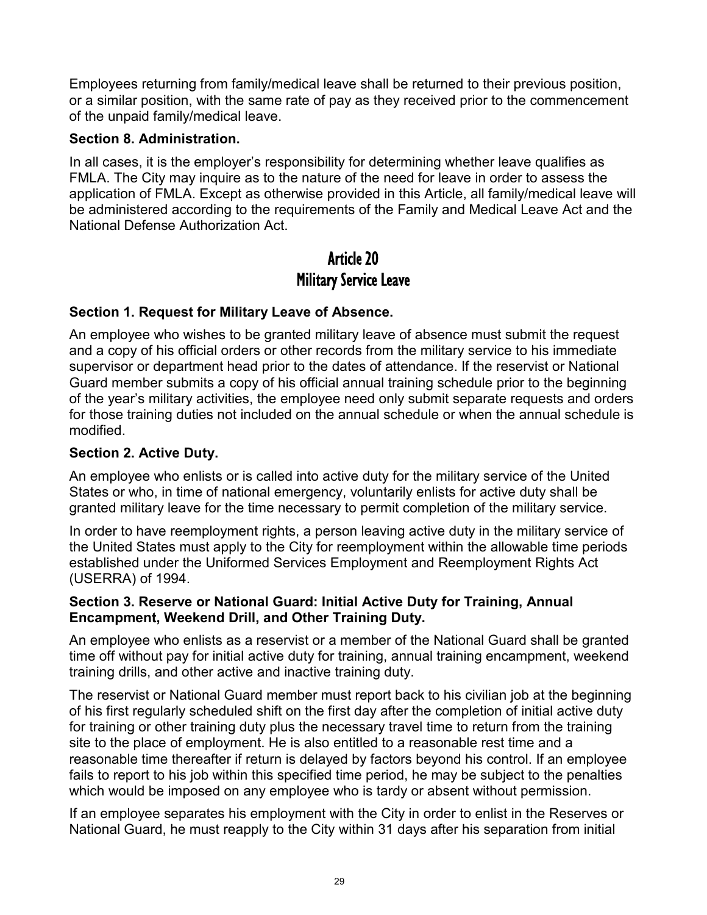Employees returning from family/medical leave shall be returned to their previous position, or a similar position, with the same rate of pay as they received prior to the commencement of the unpaid family/medical leave.

**Section 8. Administration.**

In all cases, it is the employer's responsibility for determining whether leave qualifies as FMLA. The City may inquire as to the nature of the need for leave in order to assess the application of FMLA. Except as otherwise provided in this Article, all family/medical leave will be administered according to the requirements of the Family and Medical Leave Act and the National Defense Authorization Act.

## Article 20
## Military Service Leave

**Section 1. Request for Military Leave of Absence.**

An employee who wishes to be granted military leave of absence must submit the request and a copy of his official orders or other records from the military service to his immediate supervisor or department head prior to the dates of attendance. If the reservist or National Guard member submits a copy of his official annual training schedule prior to the beginning of the year's military activities, the employee need only submit separate requests and orders for those training duties not included on the annual schedule or when the annual schedule is modified.

**Section 2. Active Duty.**

An employee who enlists or is called into active duty for the military service of the United States or who, in time of national emergency, voluntarily enlists for active duty shall be granted military leave for the time necessary to permit completion of the military service.

In order to have reemployment rights, a person leaving active duty in the military service of the United States must apply to the City for reemployment within the allowable time periods established under the Uniformed Services Employment and Reemployment Rights Act (USERRA) of 1994.

**Section 3. Reserve or National Guard: Initial Active Duty for Training, Annual Encampment, Weekend Drill, and Other Training Duty.**

An employee who enlists as a reservist or a member of the National Guard shall be granted time off without pay for initial active duty for training, annual training encampment, weekend training drills, and other active and inactive training duty.

The reservist or National Guard member must report back to his civilian job at the beginning of his first regularly scheduled shift on the first day after the completion of initial active duty for training or other training duty plus the necessary travel time to return from the training site to the place of employment. He is also entitled to a reasonable rest time and a reasonable time thereafter if return is delayed by factors beyond his control. If an employee fails to report to his job within this specified time period, he may be subject to the penalties which would be imposed on any employee who is tardy or absent without permission.

If an employee separates his employment with the City in order to enlist in the Reserves or National Guard, he must reapply to the City within 31 days after his separation from initial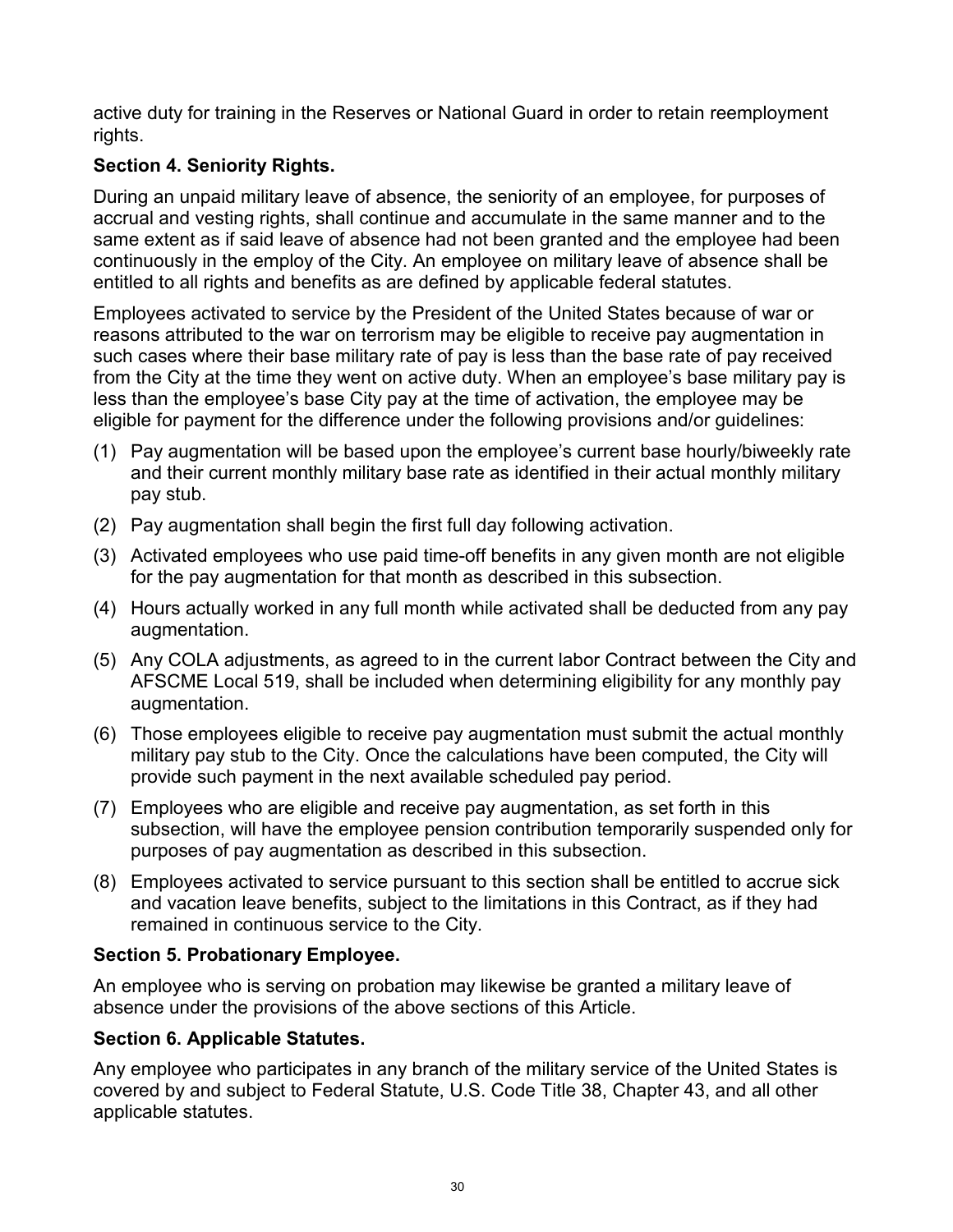active duty for training in the Reserves or National Guard in order to retain reemployment rights.

**Section 4. Seniority Rights.**

During an unpaid military leave of absence, the seniority of an employee, for purposes of accrual and vesting rights, shall continue and accumulate in the same manner and to the same extent as if said leave of absence had not been granted and the employee had been continuously in the employ of the City. An employee on military leave of absence shall be entitled to all rights and benefits as are defined by applicable federal statutes.

Employees activated to service by the President of the United States because of war or reasons attributed to the war on terrorism may be eligible to receive pay augmentation in such cases where their base military rate of pay is less than the base rate of pay received from the City at the time they went on active duty. When an employee's base military pay is less than the employee's base City pay at the time of activation, the employee may be eligible for payment for the difference under the following provisions and/or guidelines:

(1) Pay augmentation will be based upon the employee's current base hourly/biweekly rate and their current monthly military base rate as identified in their actual monthly military pay stub.

(2) Pay augmentation shall begin the first full day following activation.

(3) Activated employees who use paid time-off benefits in any given month are not eligible for the pay augmentation for that month as described in this subsection.

(4) Hours actually worked in any full month while activated shall be deducted from any pay augmentation.

(5) Any COLA adjustments, as agreed to in the current labor Contract between the City and AFSCME Local 519, shall be included when determining eligibility for any monthly pay augmentation.

(6) Those employees eligible to receive pay augmentation must submit the actual monthly military pay stub to the City. Once the calculations have been computed, the City will provide such payment in the next available scheduled pay period.

(7) Employees who are eligible and receive pay augmentation, as set forth in this subsection, will have the employee pension contribution temporarily suspended only for purposes of pay augmentation as described in this subsection.

(8) Employees activated to service pursuant to this section shall be entitled to accrue sick and vacation leave benefits, subject to the limitations in this Contract, as if they had remained in continuous service to the City.

**Section 5. Probationary Employee.**

An employee who is serving on probation may likewise be granted a military leave of absence under the provisions of the above sections of this Article.

**Section 6. Applicable Statutes.**

Any employee who participates in any branch of the military service of the United States is covered by and subject to Federal Statute, U.S. Code Title 38, Chapter 43, and all other applicable statutes.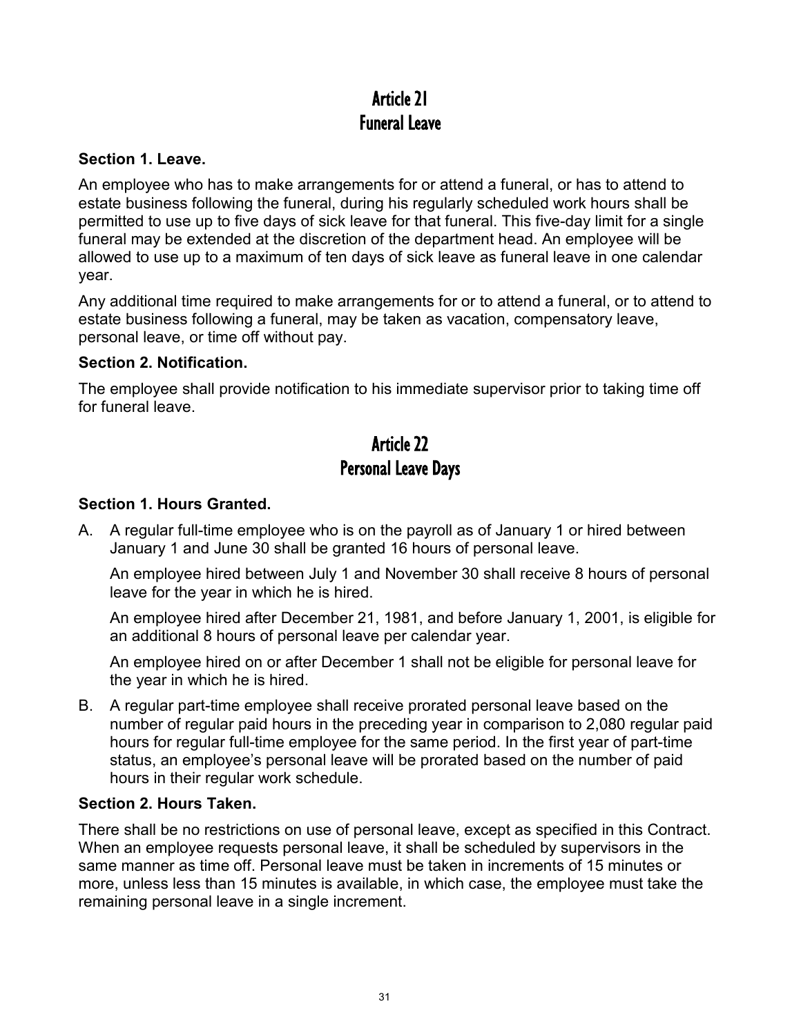# Article 21
# Funeral Leave

**Section 1. Leave.**

An employee who has to make arrangements for or attend a funeral, or has to attend to estate business following the funeral, during his regularly scheduled work hours shall be permitted to use up to five days of sick leave for that funeral. This five-day limit for a single funeral may be extended at the discretion of the department head. An employee will be allowed to use up to a maximum of ten days of sick leave as funeral leave in one calendar year.

Any additional time required to make arrangements for or to attend a funeral, or to attend to estate business following a funeral, may be taken as vacation, compensatory leave, personal leave, or time off without pay.

**Section 2. Notification.**

The employee shall provide notification to his immediate supervisor prior to taking time off for funeral leave.

# Article 22
# Personal Leave Days

**Section 1. Hours Granted.**

A. A regular full-time employee who is on the payroll as of January 1 or hired between January 1 and June 30 shall be granted 16 hours of personal leave.

   An employee hired between July 1 and November 30 shall receive 8 hours of personal leave for the year in which he is hired.

   An employee hired after December 21, 1981, and before January 1, 2001, is eligible for an additional 8 hours of personal leave per calendar year.

   An employee hired on or after December 1 shall not be eligible for personal leave for the year in which he is hired.

B. A regular part-time employee shall receive prorated personal leave based on the number of regular paid hours in the preceding year in comparison to 2,080 regular paid hours for regular full-time employee for the same period. In the first year of part-time status, an employee's personal leave will be prorated based on the number of paid hours in their regular work schedule.

**Section 2. Hours Taken.**

There shall be no restrictions on use of personal leave, except as specified in this Contract. When an employee requests personal leave, it shall be scheduled by supervisors in the same manner as time off. Personal leave must be taken in increments of 15 minutes or more, unless less than 15 minutes is available, in which case, the employee must take the remaining personal leave in a single increment.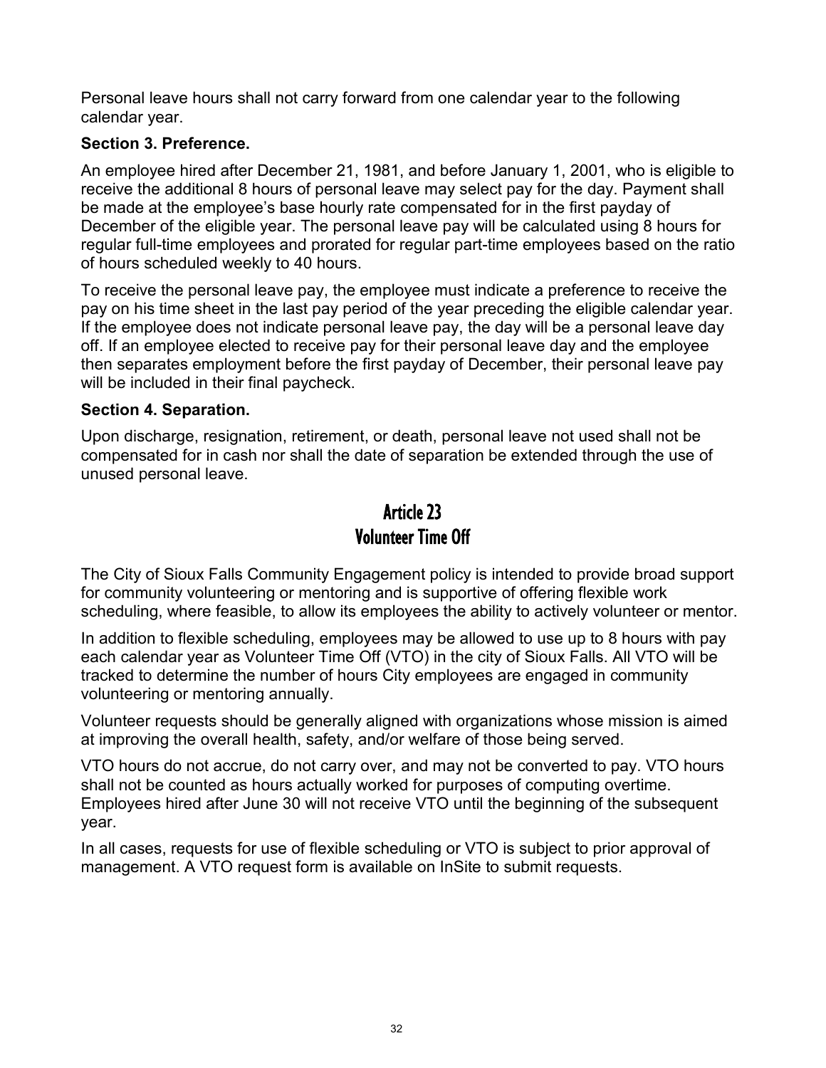Personal leave hours shall not carry forward from one calendar year to the following calendar year.

**Section 3. Preference.**

An employee hired after December 21, 1981, and before January 1, 2001, who is eligible to receive the additional 8 hours of personal leave may select pay for the day. Payment shall be made at the employee's base hourly rate compensated for in the first payday of December of the eligible year. The personal leave pay will be calculated using 8 hours for regular full-time employees and prorated for regular part-time employees based on the ratio of hours scheduled weekly to 40 hours.

To receive the personal leave pay, the employee must indicate a preference to receive the pay on his time sheet in the last pay period of the year preceding the eligible calendar year. If the employee does not indicate personal leave pay, the day will be a personal leave day off. If an employee elected to receive pay for their personal leave day and the employee then separates employment before the first payday of December, their personal leave pay will be included in their final paycheck.

**Section 4. Separation.**

Upon discharge, resignation, retirement, or death, personal leave not used shall not be compensated for in cash nor shall the date of separation be extended through the use of unused personal leave.

# Article 23
# Volunteer Time Off

The City of Sioux Falls Community Engagement policy is intended to provide broad support for community volunteering or mentoring and is supportive of offering flexible work scheduling, where feasible, to allow its employees the ability to actively volunteer or mentor.

In addition to flexible scheduling, employees may be allowed to use up to 8 hours with pay each calendar year as Volunteer Time Off (VTO) in the city of Sioux Falls. All VTO will be tracked to determine the number of hours City employees are engaged in community volunteering or mentoring annually.

Volunteer requests should be generally aligned with organizations whose mission is aimed at improving the overall health, safety, and/or welfare of those being served.

VTO hours do not accrue, do not carry over, and may not be converted to pay. VTO hours shall not be counted as hours actually worked for purposes of computing overtime. Employees hired after June 30 will not receive VTO until the beginning of the subsequent year.

In all cases, requests for use of flexible scheduling or VTO is subject to prior approval of management. A VTO request form is available on InSite to submit requests.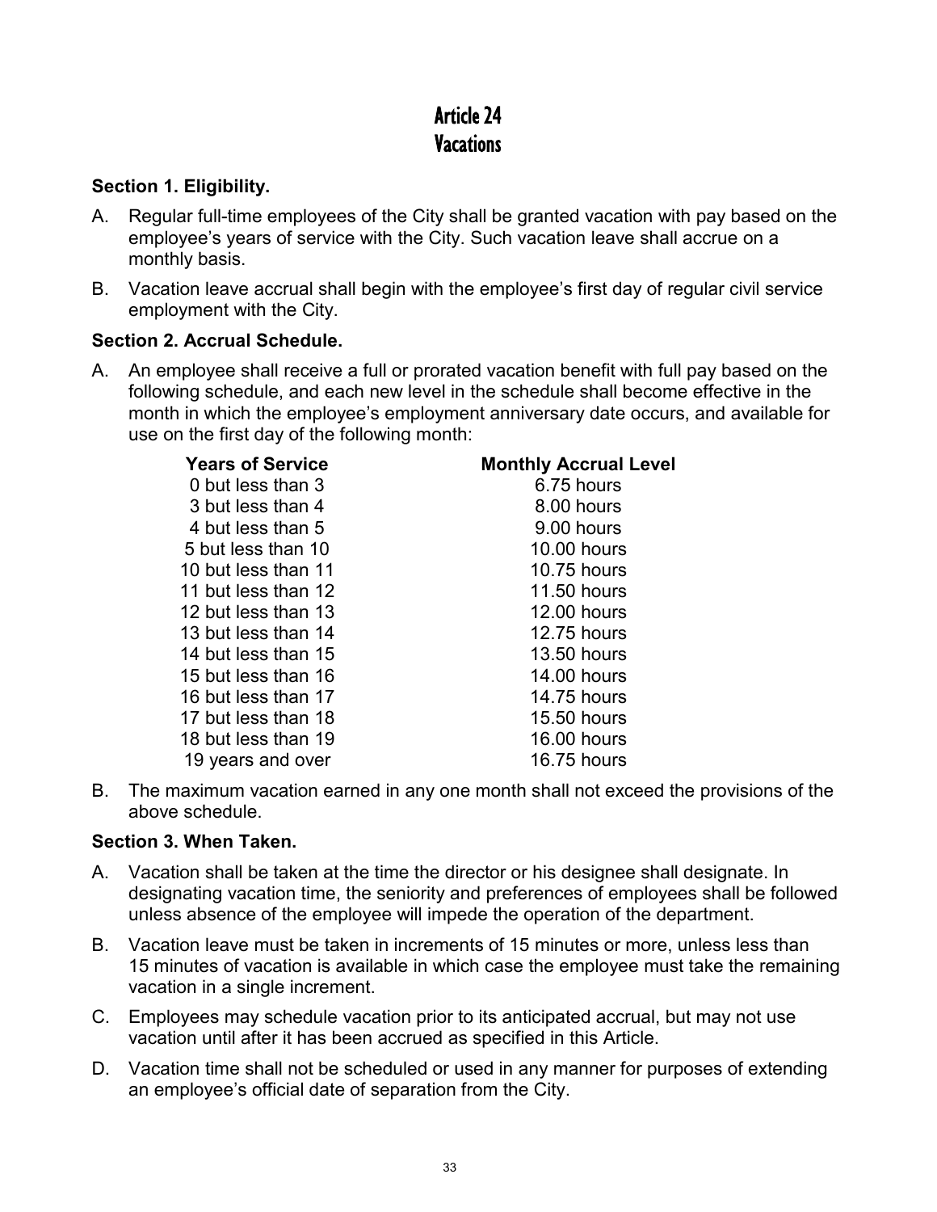# Article 24
# Vacations

**Section 1. Eligibility.**

A. Regular full-time employees of the City shall be granted vacation with pay based on the employee's years of service with the City. Such vacation leave shall accrue on a monthly basis.

B. Vacation leave accrual shall begin with the employee's first day of regular civil service employment with the City.

**Section 2. Accrual Schedule.**

A. An employee shall receive a full or prorated vacation benefit with full pay based on the following schedule, and each new level in the schedule shall become effective in the month in which the employee's employment anniversary date occurs, and available for use on the first day of the following month:

| Years of Service | Monthly Accrual Level |
|---|---|
| 0 but less than 3 | 6.75 hours |
| 3 but less than 4 | 8.00 hours |
| 4 but less than 5 | 9.00 hours |
| 5 but less than 10 | 10.00 hours |
| 10 but less than 11 | 10.75 hours |
| 11 but less than 12 | 11.50 hours |
| 12 but less than 13 | 12.00 hours |
| 13 but less than 14 | 12.75 hours |
| 14 but less than 15 | 13.50 hours |
| 15 but less than 16 | 14.00 hours |
| 16 but less than 17 | 14.75 hours |
| 17 but less than 18 | 15.50 hours |
| 18 but less than 19 | 16.00 hours |
| 19 years and over | 16.75 hours |

B. The maximum vacation earned in any one month shall not exceed the provisions of the above schedule.

**Section 3. When Taken.**

A. Vacation shall be taken at the time the director or his designee shall designate. In designating vacation time, the seniority and preferences of employees shall be followed unless absence of the employee will impede the operation of the department.

B. Vacation leave must be taken in increments of 15 minutes or more, unless less than 15 minutes of vacation is available in which case the employee must take the remaining vacation in a single increment.

C. Employees may schedule vacation prior to its anticipated accrual, but may not use vacation until after it has been accrued as specified in this Article.

D. Vacation time shall not be scheduled or used in any manner for purposes of extending an employee's official date of separation from the City.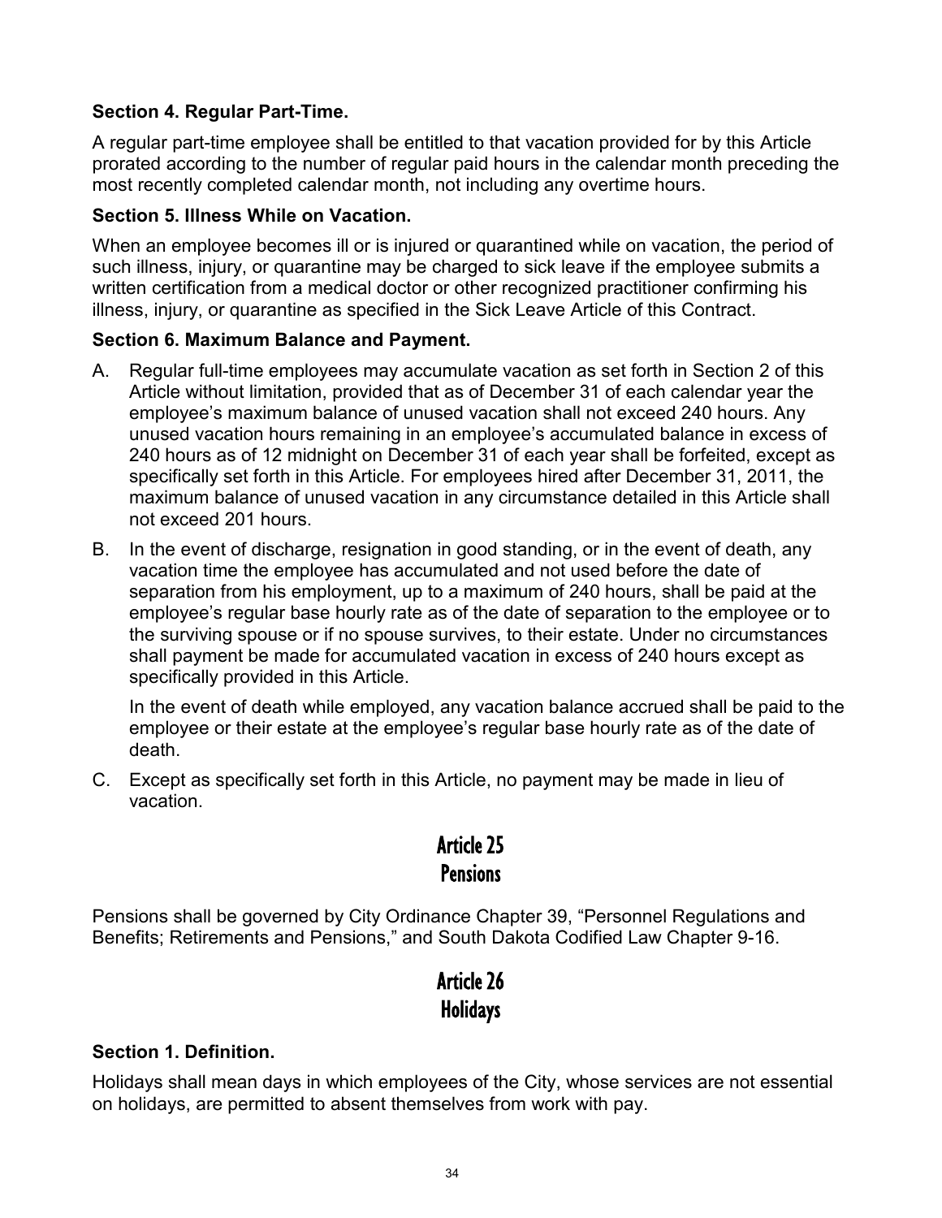### Section 4. Regular Part-Time.

A regular part-time employee shall be entitled to that vacation provided for by this Article prorated according to the number of regular paid hours in the calendar month preceding the most recently completed calendar month, not including any overtime hours.

### Section 5. Illness While on Vacation.

When an employee becomes ill or is injured or quarantined while on vacation, the period of such illness, injury, or quarantine may be charged to sick leave if the employee submits a written certification from a medical doctor or other recognized practitioner confirming his illness, injury, or quarantine as specified in the Sick Leave Article of this Contract.

### Section 6. Maximum Balance and Payment.

A. Regular full-time employees may accumulate vacation as set forth in Section 2 of this Article without limitation, provided that as of December 31 of each calendar year the employee's maximum balance of unused vacation shall not exceed 240 hours. Any unused vacation hours remaining in an employee's accumulated balance in excess of 240 hours as of 12 midnight on December 31 of each year shall be forfeited, except as specifically set forth in this Article. For employees hired after December 31, 2011, the maximum balance of unused vacation in any circumstance detailed in this Article shall not exceed 201 hours.

B. In the event of discharge, resignation in good standing, or in the event of death, any vacation time the employee has accumulated and not used before the date of separation from his employment, up to a maximum of 240 hours, shall be paid at the employee's regular base hourly rate as of the date of separation to the employee or to the surviving spouse or if no spouse survives, to their estate. Under no circumstances shall payment be made for accumulated vacation in excess of 240 hours except as specifically provided in this Article.

   In the event of death while employed, any vacation balance accrued shall be paid to the employee or their estate at the employee's regular base hourly rate as of the date of death.

C. Except as specifically set forth in this Article, no payment may be made in lieu of vacation.

## Article 25
## Pensions

Pensions shall be governed by City Ordinance Chapter 39, "Personnel Regulations and Benefits; Retirements and Pensions," and South Dakota Codified Law Chapter 9-16.

## Article 26
## Holidays

### Section 1. Definition.

Holidays shall mean days in which employees of the City, whose services are not essential on holidays, are permitted to absent themselves from work with pay.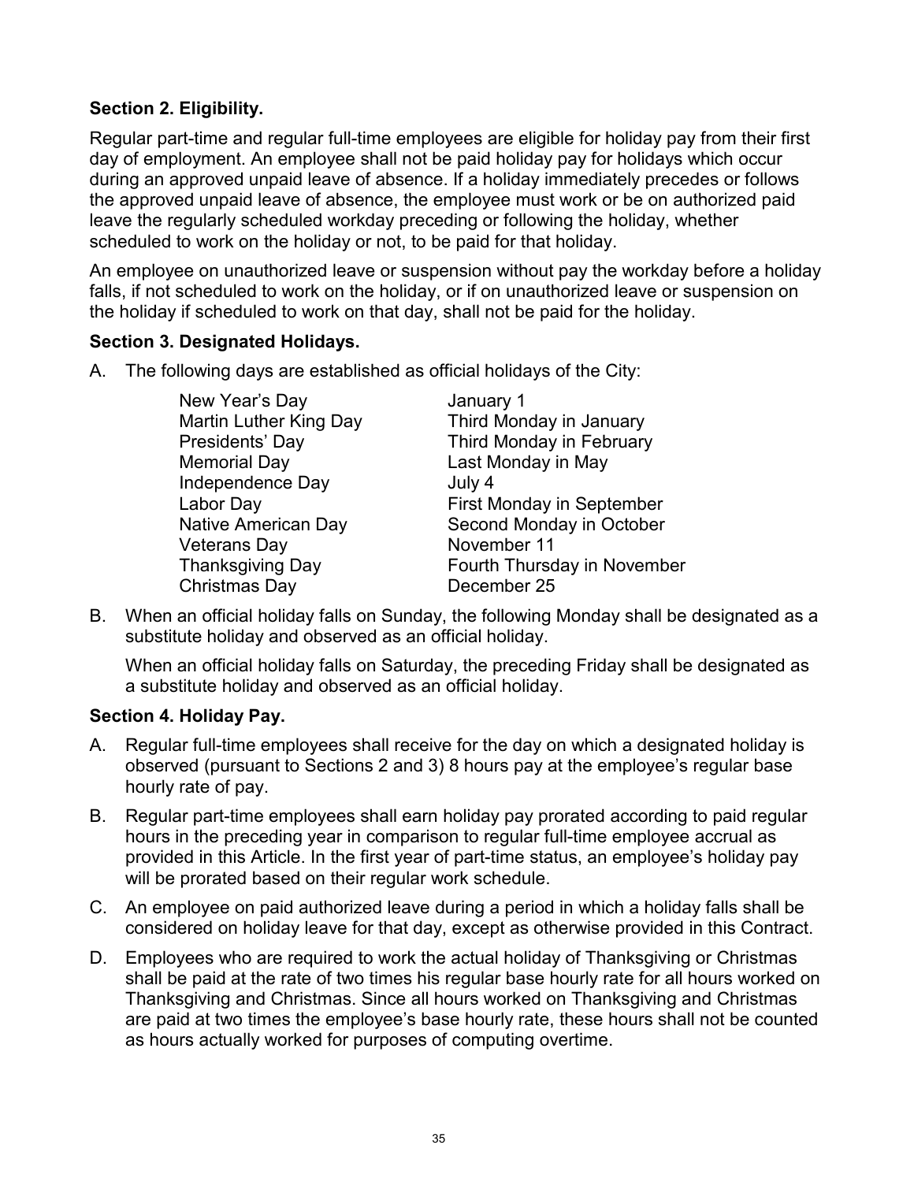### Section 2. Eligibility.

Regular part-time and regular full-time employees are eligible for holiday pay from their first day of employment. An employee shall not be paid holiday pay for holidays which occur during an approved unpaid leave of absence. If a holiday immediately precedes or follows the approved unpaid leave of absence, the employee must work or be on authorized paid leave the regularly scheduled workday preceding or following the holiday, whether scheduled to work on the holiday or not, to be paid for that holiday.

An employee on unauthorized leave or suspension without pay the workday before a holiday falls, if not scheduled to work on the holiday, or if on unauthorized leave or suspension on the holiday if scheduled to work on that day, shall not be paid for the holiday.

### Section 3. Designated Holidays.

A. The following days are established as official holidays of the City:

| | |
|---|---|
| New Year's Day | January 1 |
| Martin Luther King Day | Third Monday in January |
| Presidents' Day | Third Monday in February |
| Memorial Day | Last Monday in May |
| Independence Day | July 4 |
| Labor Day | First Monday in September |
| Native American Day | Second Monday in October |
| Veterans Day | November 11 |
| Thanksgiving Day | Fourth Thursday in November |
| Christmas Day | December 25 |

B. When an official holiday falls on Sunday, the following Monday shall be designated as a substitute holiday and observed as an official holiday.

   When an official holiday falls on Saturday, the preceding Friday shall be designated as a substitute holiday and observed as an official holiday.

### Section 4. Holiday Pay.

A. Regular full-time employees shall receive for the day on which a designated holiday is observed (pursuant to Sections 2 and 3) 8 hours pay at the employee's regular base hourly rate of pay.

B. Regular part-time employees shall earn holiday pay prorated according to paid regular hours in the preceding year in comparison to regular full-time employee accrual as provided in this Article. In the first year of part-time status, an employee's holiday pay will be prorated based on their regular work schedule.

C. An employee on paid authorized leave during a period in which a holiday falls shall be considered on holiday leave for that day, except as otherwise provided in this Contract.

D. Employees who are required to work the actual holiday of Thanksgiving or Christmas shall be paid at the rate of two times his regular base hourly rate for all hours worked on Thanksgiving and Christmas. Since all hours worked on Thanksgiving and Christmas are paid at two times the employee's base hourly rate, these hours shall not be counted as hours actually worked for purposes of computing overtime.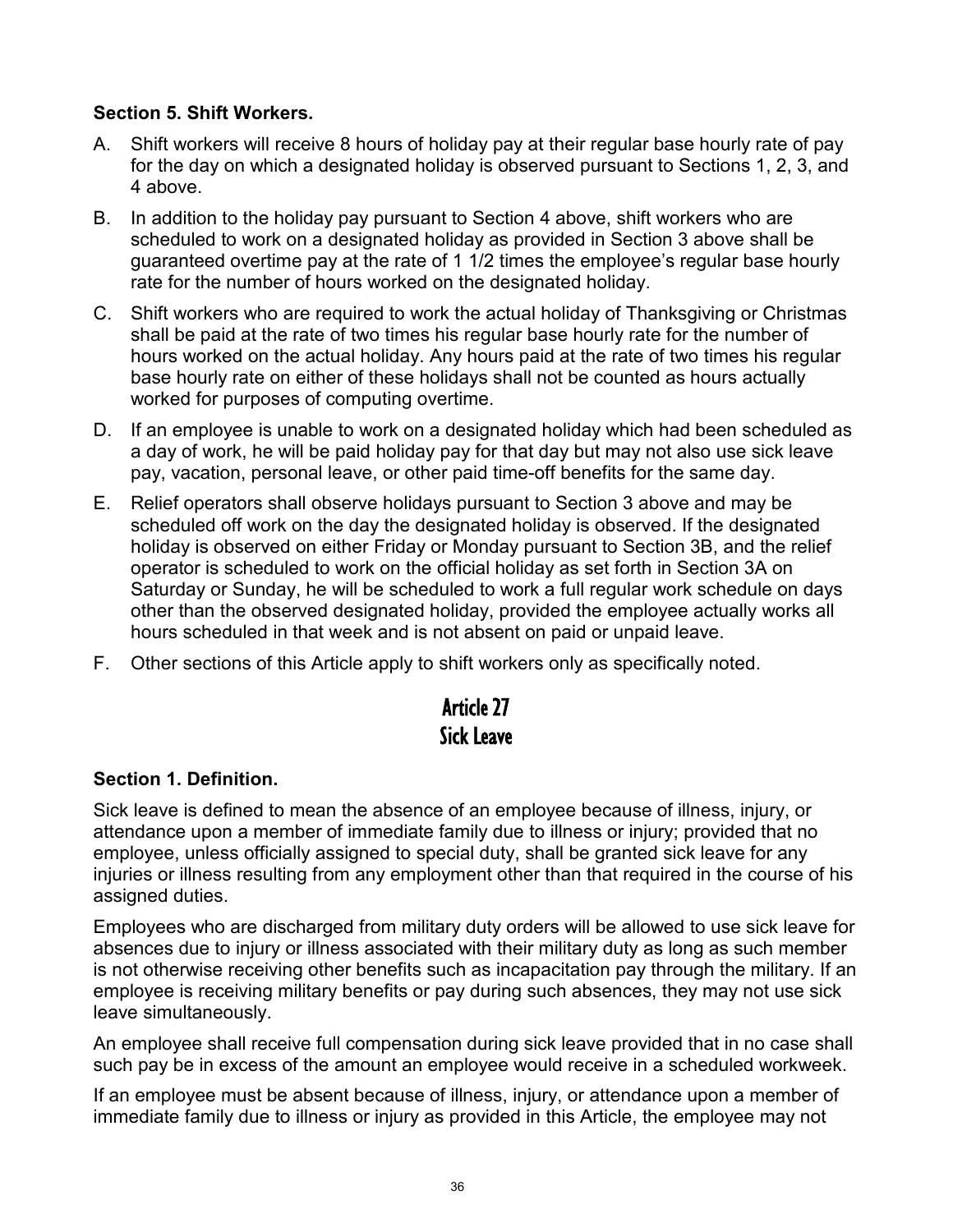### Section 5. Shift Workers.

A. Shift workers will receive 8 hours of holiday pay at their regular base hourly rate of pay for the day on which a designated holiday is observed pursuant to Sections 1, 2, 3, and 4 above.

B. In addition to the holiday pay pursuant to Section 4 above, shift workers who are scheduled to work on a designated holiday as provided in Section 3 above shall be guaranteed overtime pay at the rate of 1 1/2 times the employee's regular base hourly rate for the number of hours worked on the designated holiday.

C. Shift workers who are required to work the actual holiday of Thanksgiving or Christmas shall be paid at the rate of two times his regular base hourly rate for the number of hours worked on the actual holiday. Any hours paid at the rate of two times his regular base hourly rate on either of these holidays shall not be counted as hours actually worked for purposes of computing overtime.

D. If an employee is unable to work on a designated holiday which had been scheduled as a day of work, he will be paid holiday pay for that day but may not also use sick leave pay, vacation, personal leave, or other paid time-off benefits for the same day.

E. Relief operators shall observe holidays pursuant to Section 3 above and may be scheduled off work on the day the designated holiday is observed. If the designated holiday is observed on either Friday or Monday pursuant to Section 3B, and the relief operator is scheduled to work on the official holiday as set forth in Section 3A on Saturday or Sunday, he will be scheduled to work a full regular work schedule on days other than the observed designated holiday, provided the employee actually works all hours scheduled in that week and is not absent on paid or unpaid leave.

F. Other sections of this Article apply to shift workers only as specifically noted.

## Article 27
## Sick Leave

### Section 1. Definition.

Sick leave is defined to mean the absence of an employee because of illness, injury, or attendance upon a member of immediate family due to illness or injury; provided that no employee, unless officially assigned to special duty, shall be granted sick leave for any injuries or illness resulting from any employment other than that required in the course of his assigned duties.

Employees who are discharged from military duty orders will be allowed to use sick leave for absences due to injury or illness associated with their military duty as long as such member is not otherwise receiving other benefits such as incapacitation pay through the military. If an employee is receiving military benefits or pay during such absences, they may not use sick leave simultaneously.

An employee shall receive full compensation during sick leave provided that in no case shall such pay be in excess of the amount an employee would receive in a scheduled workweek.

If an employee must be absent because of illness, injury, or attendance upon a member of immediate family due to illness or injury as provided in this Article, the employee may not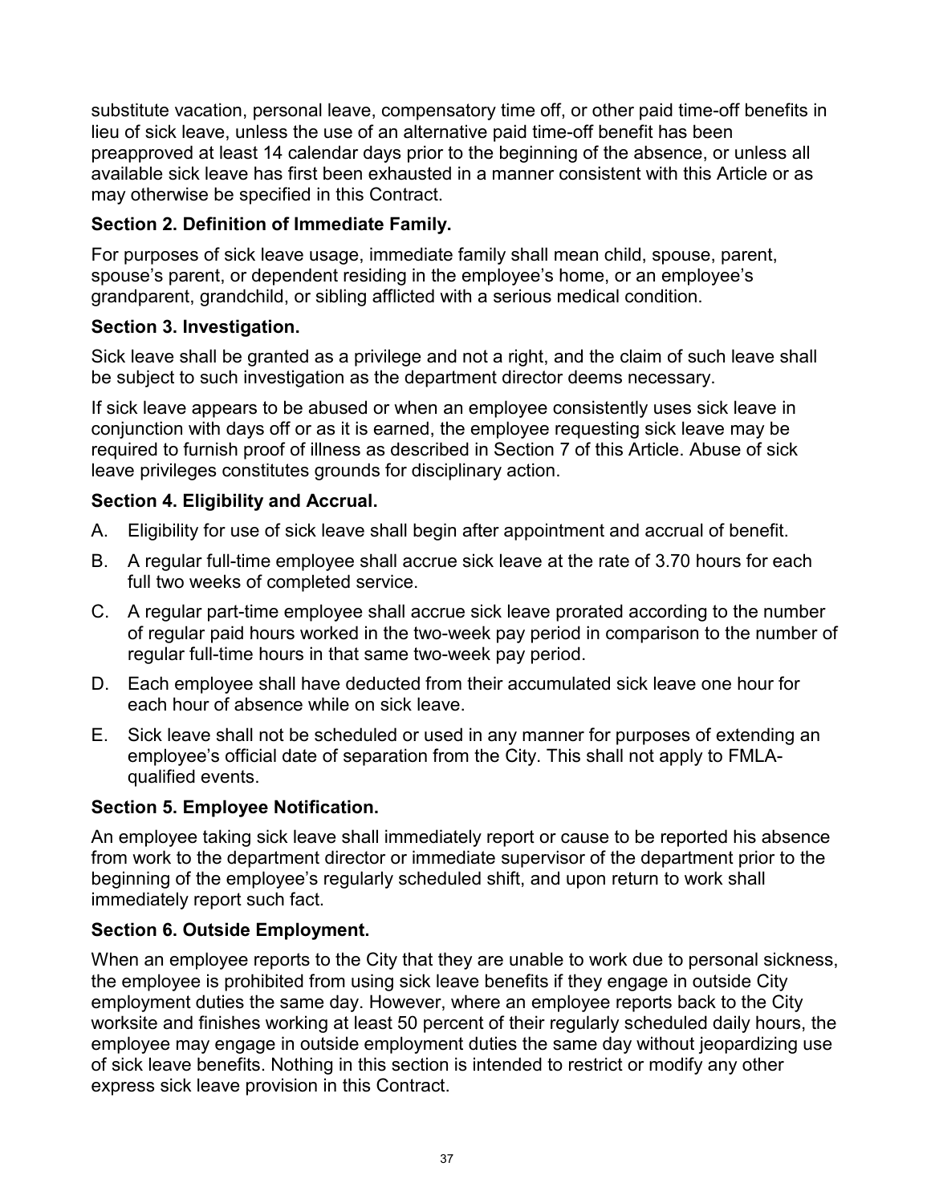substitute vacation, personal leave, compensatory time off, or other paid time-off benefits in lieu of sick leave, unless the use of an alternative paid time-off benefit has been preapproved at least 14 calendar days prior to the beginning of the absence, or unless all available sick leave has first been exhausted in a manner consistent with this Article or as may otherwise be specified in this Contract.

**Section 2. Definition of Immediate Family.**

For purposes of sick leave usage, immediate family shall mean child, spouse, parent, spouse's parent, or dependent residing in the employee's home, or an employee's grandparent, grandchild, or sibling afflicted with a serious medical condition.

**Section 3. Investigation.**

Sick leave shall be granted as a privilege and not a right, and the claim of such leave shall be subject to such investigation as the department director deems necessary.

If sick leave appears to be abused or when an employee consistently uses sick leave in conjunction with days off or as it is earned, the employee requesting sick leave may be required to furnish proof of illness as described in Section 7 of this Article. Abuse of sick leave privileges constitutes grounds for disciplinary action.

**Section 4. Eligibility and Accrual.**

A. Eligibility for use of sick leave shall begin after appointment and accrual of benefit.

B. A regular full-time employee shall accrue sick leave at the rate of 3.70 hours for each full two weeks of completed service.

C. A regular part-time employee shall accrue sick leave prorated according to the number of regular paid hours worked in the two-week pay period in comparison to the number of regular full-time hours in that same two-week pay period.

D. Each employee shall have deducted from their accumulated sick leave one hour for each hour of absence while on sick leave.

E. Sick leave shall not be scheduled or used in any manner for purposes of extending an employee's official date of separation from the City. This shall not apply to FMLA-qualified events.

**Section 5. Employee Notification.**

An employee taking sick leave shall immediately report or cause to be reported his absence from work to the department director or immediate supervisor of the department prior to the beginning of the employee's regularly scheduled shift, and upon return to work shall immediately report such fact.

**Section 6. Outside Employment.**

When an employee reports to the City that they are unable to work due to personal sickness, the employee is prohibited from using sick leave benefits if they engage in outside City employment duties the same day. However, where an employee reports back to the City worksite and finishes working at least 50 percent of their regularly scheduled daily hours, the employee may engage in outside employment duties the same day without jeopardizing use of sick leave benefits. Nothing in this section is intended to restrict or modify any other express sick leave provision in this Contract.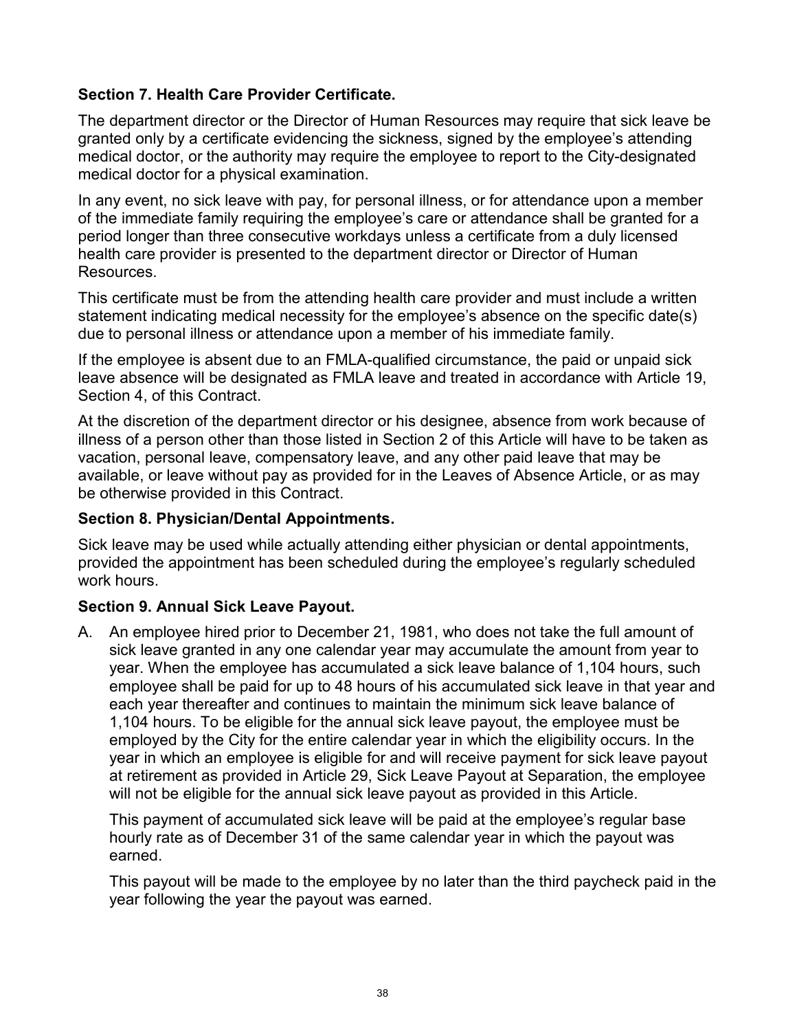### Section 7. Health Care Provider Certificate.

The department director or the Director of Human Resources may require that sick leave be granted only by a certificate evidencing the sickness, signed by the employee's attending medical doctor, or the authority may require the employee to report to the City-designated medical doctor for a physical examination.

In any event, no sick leave with pay, for personal illness, or for attendance upon a member of the immediate family requiring the employee's care or attendance shall be granted for a period longer than three consecutive workdays unless a certificate from a duly licensed health care provider is presented to the department director or Director of Human Resources.

This certificate must be from the attending health care provider and must include a written statement indicating medical necessity for the employee's absence on the specific date(s) due to personal illness or attendance upon a member of his immediate family.

If the employee is absent due to an FMLA-qualified circumstance, the paid or unpaid sick leave absence will be designated as FMLA leave and treated in accordance with Article 19, Section 4, of this Contract.

At the discretion of the department director or his designee, absence from work because of illness of a person other than those listed in Section 2 of this Article will have to be taken as vacation, personal leave, compensatory leave, and any other paid leave that may be available, or leave without pay as provided for in the Leaves of Absence Article, or as may be otherwise provided in this Contract.

### Section 8. Physician/Dental Appointments.

Sick leave may be used while actually attending either physician or dental appointments, provided the appointment has been scheduled during the employee's regularly scheduled work hours.

### Section 9. Annual Sick Leave Payout.

A. An employee hired prior to December 21, 1981, who does not take the full amount of sick leave granted in any one calendar year may accumulate the amount from year to year. When the employee has accumulated a sick leave balance of 1,104 hours, such employee shall be paid for up to 48 hours of his accumulated sick leave in that year and each year thereafter and continues to maintain the minimum sick leave balance of 1,104 hours. To be eligible for the annual sick leave payout, the employee must be employed by the City for the entire calendar year in which the eligibility occurs. In the year in which an employee is eligible for and will receive payment for sick leave payout at retirement as provided in Article 29, Sick Leave Payout at Separation, the employee will not be eligible for the annual sick leave payout as provided in this Article.

   This payment of accumulated sick leave will be paid at the employee's regular base hourly rate as of December 31 of the same calendar year in which the payout was earned.

   This payout will be made to the employee by no later than the third paycheck paid in the year following the year the payout was earned.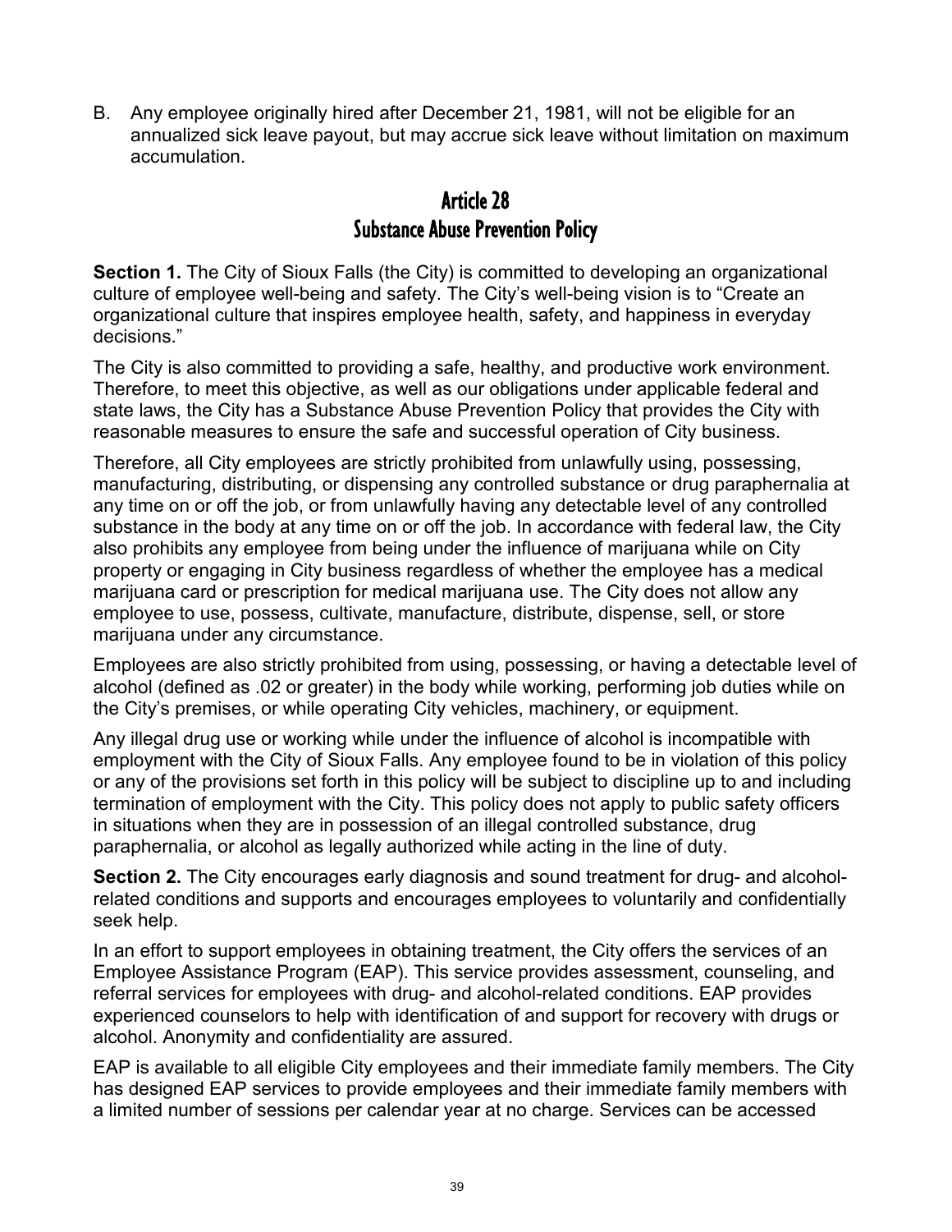B. Any employee originally hired after December 21, 1981, will not be eligible for an annualized sick leave payout, but may accrue sick leave without limitation on maximum accumulation.

## Article 28
## Substance Abuse Prevention Policy

**Section 1.** The City of Sioux Falls (the City) is committed to developing an organizational culture of employee well-being and safety. The City's well-being vision is to "Create an organizational culture that inspires employee health, safety, and happiness in everyday decisions."

The City is also committed to providing a safe, healthy, and productive work environment. Therefore, to meet this objective, as well as our obligations under applicable federal and state laws, the City has a Substance Abuse Prevention Policy that provides the City with reasonable measures to ensure the safe and successful operation of City business.

Therefore, all City employees are strictly prohibited from unlawfully using, possessing, manufacturing, distributing, or dispensing any controlled substance or drug paraphernalia at any time on or off the job, or from unlawfully having any detectable level of any controlled substance in the body at any time on or off the job. In accordance with federal law, the City also prohibits any employee from being under the influence of marijuana while on City property or engaging in City business regardless of whether the employee has a medical marijuana card or prescription for medical marijuana use. The City does not allow any employee to use, possess, cultivate, manufacture, distribute, dispense, sell, or store marijuana under any circumstance.

Employees are also strictly prohibited from using, possessing, or having a detectable level of alcohol (defined as .02 or greater) in the body while working, performing job duties while on the City's premises, or while operating City vehicles, machinery, or equipment.

Any illegal drug use or working while under the influence of alcohol is incompatible with employment with the City of Sioux Falls. Any employee found to be in violation of this policy or any of the provisions set forth in this policy will be subject to discipline up to and including termination of employment with the City. This policy does not apply to public safety officers in situations when they are in possession of an illegal controlled substance, drug paraphernalia, or alcohol as legally authorized while acting in the line of duty.

**Section 2.** The City encourages early diagnosis and sound treatment for drug- and alcohol-related conditions and supports and encourages employees to voluntarily and confidentially seek help.

In an effort to support employees in obtaining treatment, the City offers the services of an Employee Assistance Program (EAP). This service provides assessment, counseling, and referral services for employees with drug- and alcohol-related conditions. EAP provides experienced counselors to help with identification of and support for recovery with drugs or alcohol. Anonymity and confidentiality are assured.

EAP is available to all eligible City employees and their immediate family members. The City has designed EAP services to provide employees and their immediate family members with a limited number of sessions per calendar year at no charge. Services can be accessed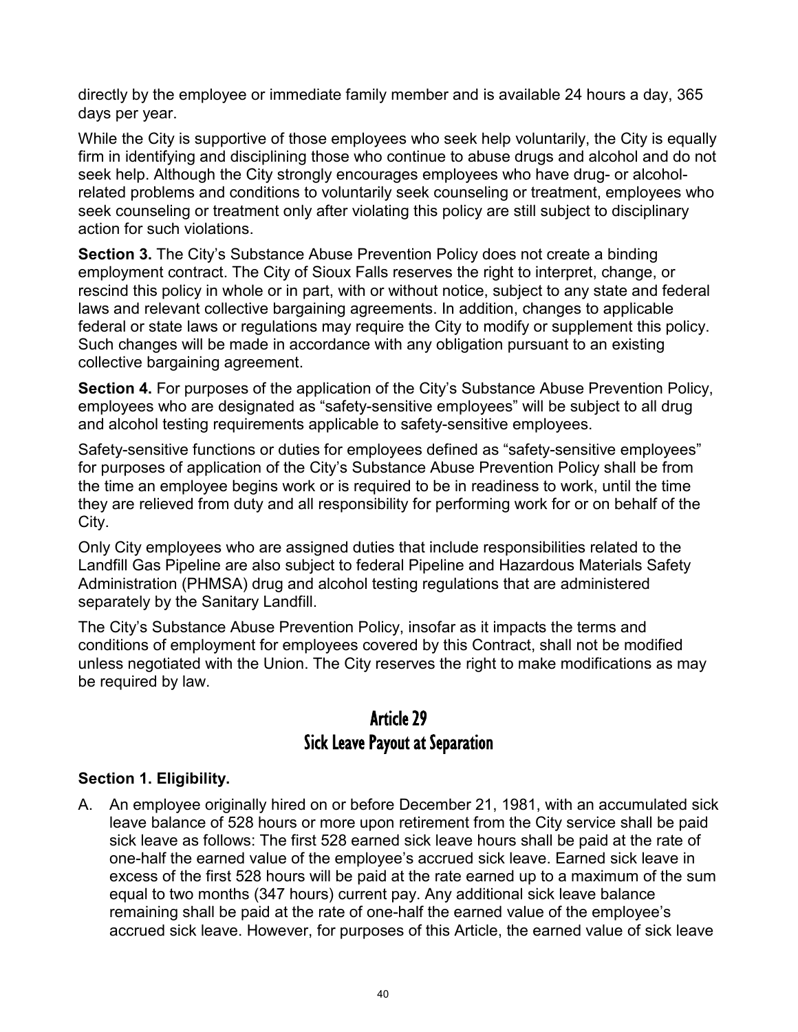directly by the employee or immediate family member and is available 24 hours a day, 365 days per year.

While the City is supportive of those employees who seek help voluntarily, the City is equally firm in identifying and disciplining those who continue to abuse drugs and alcohol and do not seek help. Although the City strongly encourages employees who have drug- or alcohol-related problems and conditions to voluntarily seek counseling or treatment, employees who seek counseling or treatment only after violating this policy are still subject to disciplinary action for such violations.

**Section 3.** The City's Substance Abuse Prevention Policy does not create a binding employment contract. The City of Sioux Falls reserves the right to interpret, change, or rescind this policy in whole or in part, with or without notice, subject to any state and federal laws and relevant collective bargaining agreements. In addition, changes to applicable federal or state laws or regulations may require the City to modify or supplement this policy. Such changes will be made in accordance with any obligation pursuant to an existing collective bargaining agreement.

**Section 4.** For purposes of the application of the City's Substance Abuse Prevention Policy, employees who are designated as "safety-sensitive employees" will be subject to all drug and alcohol testing requirements applicable to safety-sensitive employees.

Safety-sensitive functions or duties for employees defined as "safety-sensitive employees" for purposes of application of the City's Substance Abuse Prevention Policy shall be from the time an employee begins work or is required to be in readiness to work, until the time they are relieved from duty and all responsibility for performing work for or on behalf of the City.

Only City employees who are assigned duties that include responsibilities related to the Landfill Gas Pipeline are also subject to federal Pipeline and Hazardous Materials Safety Administration (PHMSA) drug and alcohol testing regulations that are administered separately by the Sanitary Landfill.

The City's Substance Abuse Prevention Policy, insofar as it impacts the terms and conditions of employment for employees covered by this Contract, shall not be modified unless negotiated with the Union. The City reserves the right to make modifications as may be required by law.

## Article 29
## Sick Leave Payout at Separation

### Section 1. Eligibility.

A. An employee originally hired on or before December 21, 1981, with an accumulated sick leave balance of 528 hours or more upon retirement from the City service shall be paid sick leave as follows: The first 528 earned sick leave hours shall be paid at the rate of one-half the earned value of the employee's accrued sick leave. Earned sick leave in excess of the first 528 hours will be paid at the rate earned up to a maximum of the sum equal to two months (347 hours) current pay. Any additional sick leave balance remaining shall be paid at the rate of one-half the earned value of the employee's accrued sick leave. However, for purposes of this Article, the earned value of sick leave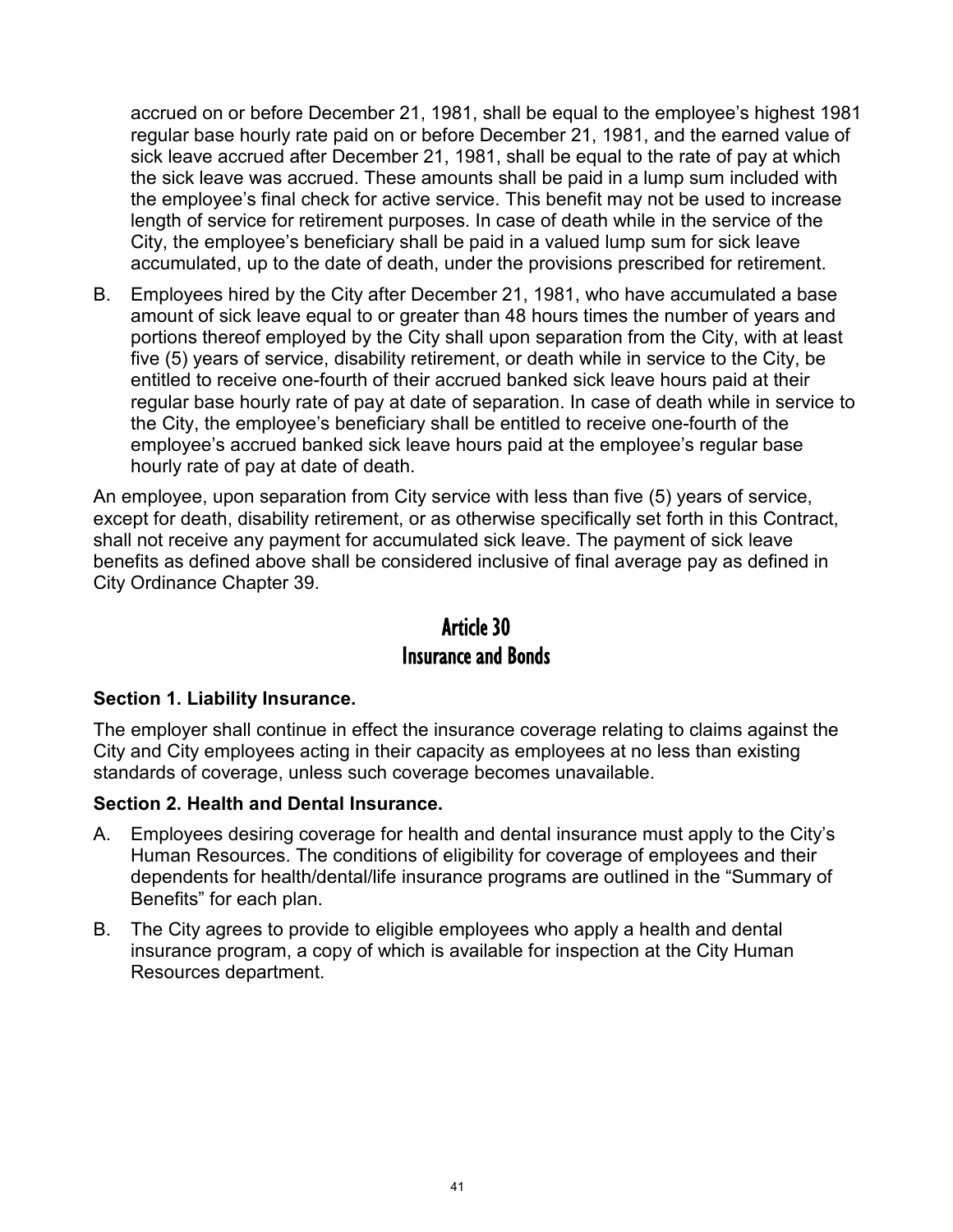accrued on or before December 21, 1981, shall be equal to the employee's highest 1981 regular base hourly rate paid on or before December 21, 1981, and the earned value of sick leave accrued after December 21, 1981, shall be equal to the rate of pay at which the sick leave was accrued. These amounts shall be paid in a lump sum included with the employee's final check for active service. This benefit may not be used to increase length of service for retirement purposes. In case of death while in the service of the City, the employee's beneficiary shall be paid in a valued lump sum for sick leave accumulated, up to the date of death, under the provisions prescribed for retirement.

B. Employees hired by the City after December 21, 1981, who have accumulated a base amount of sick leave equal to or greater than 48 hours times the number of years and portions thereof employed by the City shall upon separation from the City, with at least five (5) years of service, disability retirement, or death while in service to the City, be entitled to receive one-fourth of their accrued banked sick leave hours paid at their regular base hourly rate of pay at date of separation. In case of death while in service to the City, the employee's beneficiary shall be entitled to receive one-fourth of the employee's accrued banked sick leave hours paid at the employee's regular base hourly rate of pay at date of death.

An employee, upon separation from City service with less than five (5) years of service, except for death, disability retirement, or as otherwise specifically set forth in this Contract, shall not receive any payment for accumulated sick leave. The payment of sick leave benefits as defined above shall be considered inclusive of final average pay as defined in City Ordinance Chapter 39.

## Article 30
## Insurance and Bonds

**Section 1. Liability Insurance.**

The employer shall continue in effect the insurance coverage relating to claims against the City and City employees acting in their capacity as employees at no less than existing standards of coverage, unless such coverage becomes unavailable.

**Section 2. Health and Dental Insurance.**

A. Employees desiring coverage for health and dental insurance must apply to the City's Human Resources. The conditions of eligibility for coverage of employees and their dependents for health/dental/life insurance programs are outlined in the "Summary of Benefits" for each plan.

B. The City agrees to provide to eligible employees who apply a health and dental insurance program, a copy of which is available for inspection at the City Human Resources department.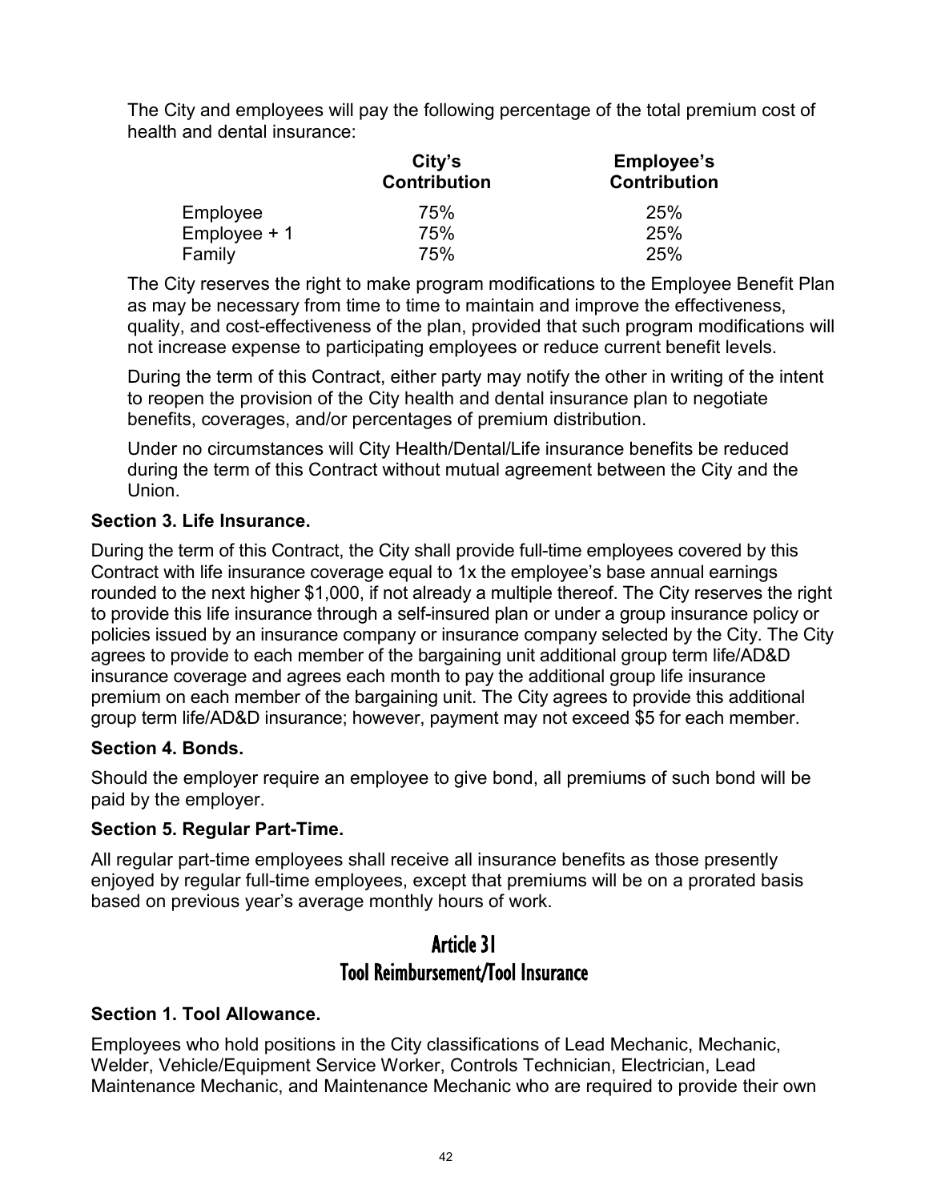The City and employees will pay the following percentage of the total premium cost of health and dental insurance:

| | City's Contribution | Employee's Contribution |
|---|---|---|
| Employee | 75% | 25% |
| Employee + 1 | 75% | 25% |
| Family | 75% | 25% |

The City reserves the right to make program modifications to the Employee Benefit Plan as may be necessary from time to time to maintain and improve the effectiveness, quality, and cost-effectiveness of the plan, provided that such program modifications will not increase expense to participating employees or reduce current benefit levels.

During the term of this Contract, either party may notify the other in writing of the intent to reopen the provision of the City health and dental insurance plan to negotiate benefits, coverages, and/or percentages of premium distribution.

Under no circumstances will City Health/Dental/Life insurance benefits be reduced during the term of this Contract without mutual agreement between the City and the Union.

**Section 3. Life Insurance.**

During the term of this Contract, the City shall provide full-time employees covered by this Contract with life insurance coverage equal to 1x the employee's base annual earnings rounded to the next higher $1,000, if not already a multiple thereof. The City reserves the right to provide this life insurance through a self-insured plan or under a group insurance policy or policies issued by an insurance company or insurance company selected by the City. The City agrees to provide to each member of the bargaining unit additional group term life/AD&D insurance coverage and agrees each month to pay the additional group life insurance premium on each member of the bargaining unit. The City agrees to provide this additional group term life/AD&D insurance; however, payment may not exceed $5 for each member.

**Section 4. Bonds.**

Should the employer require an employee to give bond, all premiums of such bond will be paid by the employer.

**Section 5. Regular Part-Time.**

All regular part-time employees shall receive all insurance benefits as those presently enjoyed by regular full-time employees, except that premiums will be on a prorated basis based on previous year's average monthly hours of work.

## Article 31
## Tool Reimbursement/Tool Insurance

**Section 1. Tool Allowance.**

Employees who hold positions in the City classifications of Lead Mechanic, Mechanic, Welder, Vehicle/Equipment Service Worker, Controls Technician, Electrician, Lead Maintenance Mechanic, and Maintenance Mechanic who are required to provide their own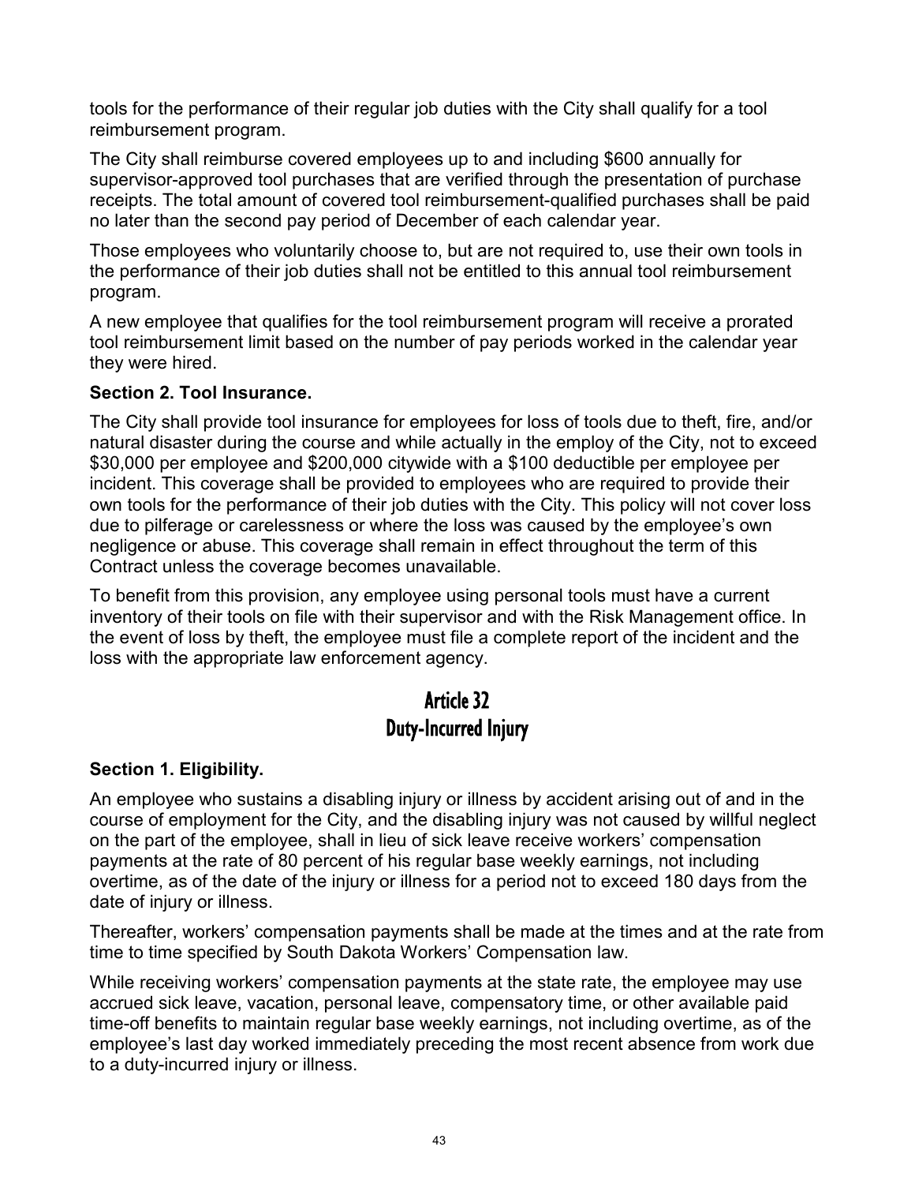tools for the performance of their regular job duties with the City shall qualify for a tool reimbursement program.

The City shall reimburse covered employees up to and including $600 annually for supervisor-approved tool purchases that are verified through the presentation of purchase receipts. The total amount of covered tool reimbursement-qualified purchases shall be paid no later than the second pay period of December of each calendar year.

Those employees who voluntarily choose to, but are not required to, use their own tools in the performance of their job duties shall not be entitled to this annual tool reimbursement program.

A new employee that qualifies for the tool reimbursement program will receive a prorated tool reimbursement limit based on the number of pay periods worked in the calendar year they were hired.

### Section 2. Tool Insurance.

The City shall provide tool insurance for employees for loss of tools due to theft, fire, and/or natural disaster during the course and while actually in the employ of the City, not to exceed $30,000 per employee and $200,000 citywide with a $100 deductible per employee per incident. This coverage shall be provided to employees who are required to provide their own tools for the performance of their job duties with the City. This policy will not cover loss due to pilferage or carelessness or where the loss was caused by the employee's own negligence or abuse. This coverage shall remain in effect throughout the term of this Contract unless the coverage becomes unavailable.

To benefit from this provision, any employee using personal tools must have a current inventory of their tools on file with their supervisor and with the Risk Management office. In the event of loss by theft, the employee must file a complete report of the incident and the loss with the appropriate law enforcement agency.

## Article 32
## Duty-Incurred Injury

### Section 1. Eligibility.

An employee who sustains a disabling injury or illness by accident arising out of and in the course of employment for the City, and the disabling injury was not caused by willful neglect on the part of the employee, shall in lieu of sick leave receive workers' compensation payments at the rate of 80 percent of his regular base weekly earnings, not including overtime, as of the date of the injury or illness for a period not to exceed 180 days from the date of injury or illness.

Thereafter, workers' compensation payments shall be made at the times and at the rate from time to time specified by South Dakota Workers' Compensation law.

While receiving workers' compensation payments at the state rate, the employee may use accrued sick leave, vacation, personal leave, compensatory time, or other available paid time-off benefits to maintain regular base weekly earnings, not including overtime, as of the employee's last day worked immediately preceding the most recent absence from work due to a duty-incurred injury or illness.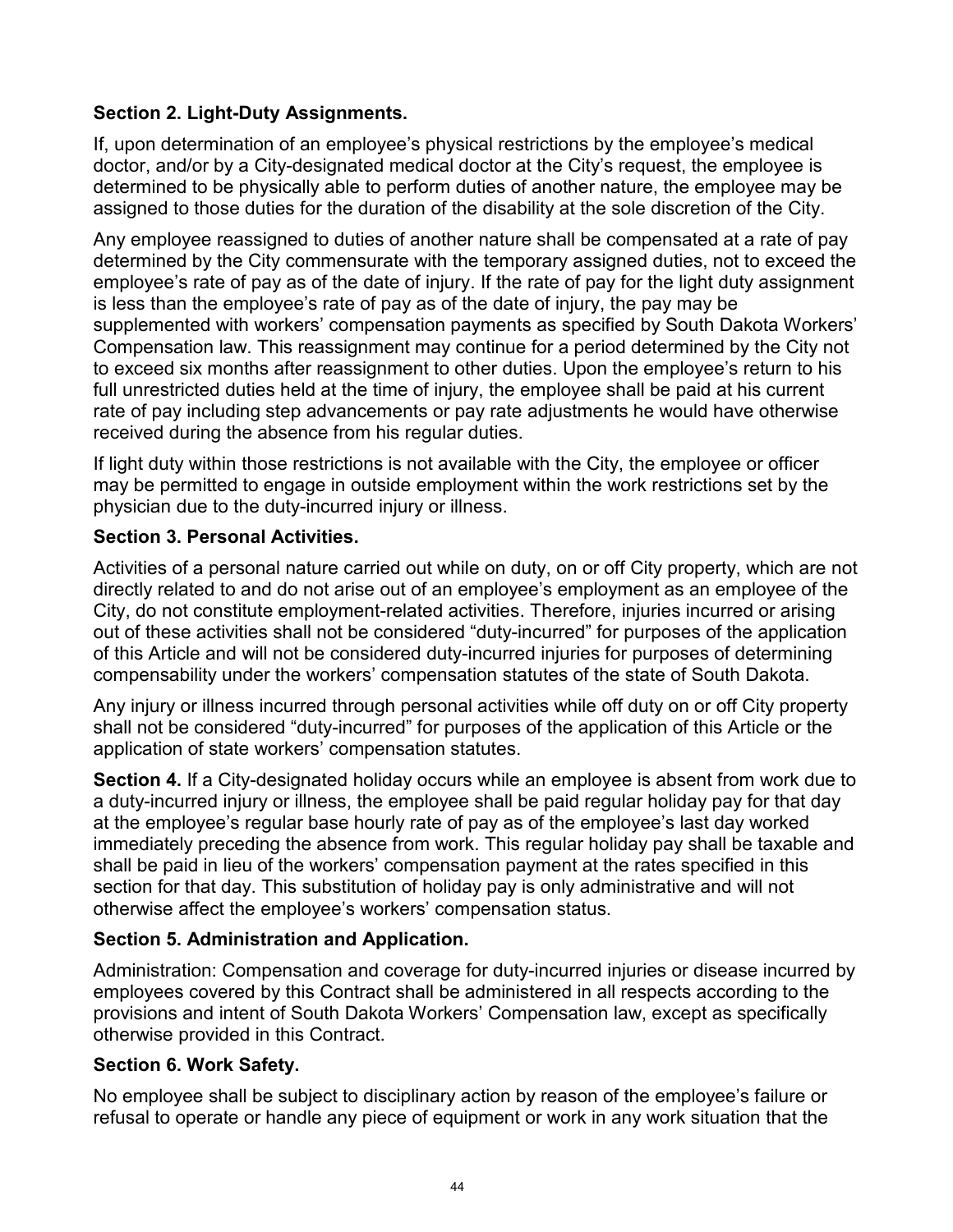**Section 2. Light-Duty Assignments.**

If, upon determination of an employee's physical restrictions by the employee's medical doctor, and/or by a City-designated medical doctor at the City's request, the employee is determined to be physically able to perform duties of another nature, the employee may be assigned to those duties for the duration of the disability at the sole discretion of the City.

Any employee reassigned to duties of another nature shall be compensated at a rate of pay determined by the City commensurate with the temporary assigned duties, not to exceed the employee's rate of pay as of the date of injury. If the rate of pay for the light duty assignment is less than the employee's rate of pay as of the date of injury, the pay may be supplemented with workers' compensation payments as specified by South Dakota Workers' Compensation law. This reassignment may continue for a period determined by the City not to exceed six months after reassignment to other duties. Upon the employee's return to his full unrestricted duties held at the time of injury, the employee shall be paid at his current rate of pay including step advancements or pay rate adjustments he would have otherwise received during the absence from his regular duties.

If light duty within those restrictions is not available with the City, the employee or officer may be permitted to engage in outside employment within the work restrictions set by the physician due to the duty-incurred injury or illness.

**Section 3. Personal Activities.**

Activities of a personal nature carried out while on duty, on or off City property, which are not directly related to and do not arise out of an employee's employment as an employee of the City, do not constitute employment-related activities. Therefore, injuries incurred or arising out of these activities shall not be considered "duty-incurred" for purposes of the application of this Article and will not be considered duty-incurred injuries for purposes of determining compensability under the workers' compensation statutes of the state of South Dakota.

Any injury or illness incurred through personal activities while off duty on or off City property shall not be considered "duty-incurred" for purposes of the application of this Article or the application of state workers' compensation statutes.

**Section 4.** If a City-designated holiday occurs while an employee is absent from work due to a duty-incurred injury or illness, the employee shall be paid regular holiday pay for that day at the employee's regular base hourly rate of pay as of the employee's last day worked immediately preceding the absence from work. This regular holiday pay shall be taxable and shall be paid in lieu of the workers' compensation payment at the rates specified in this section for that day. This substitution of holiday pay is only administrative and will not otherwise affect the employee's workers' compensation status.

**Section 5. Administration and Application.**

Administration: Compensation and coverage for duty-incurred injuries or disease incurred by employees covered by this Contract shall be administered in all respects according to the provisions and intent of South Dakota Workers' Compensation law, except as specifically otherwise provided in this Contract.

**Section 6. Work Safety.**

No employee shall be subject to disciplinary action by reason of the employee's failure or refusal to operate or handle any piece of equipment or work in any work situation that the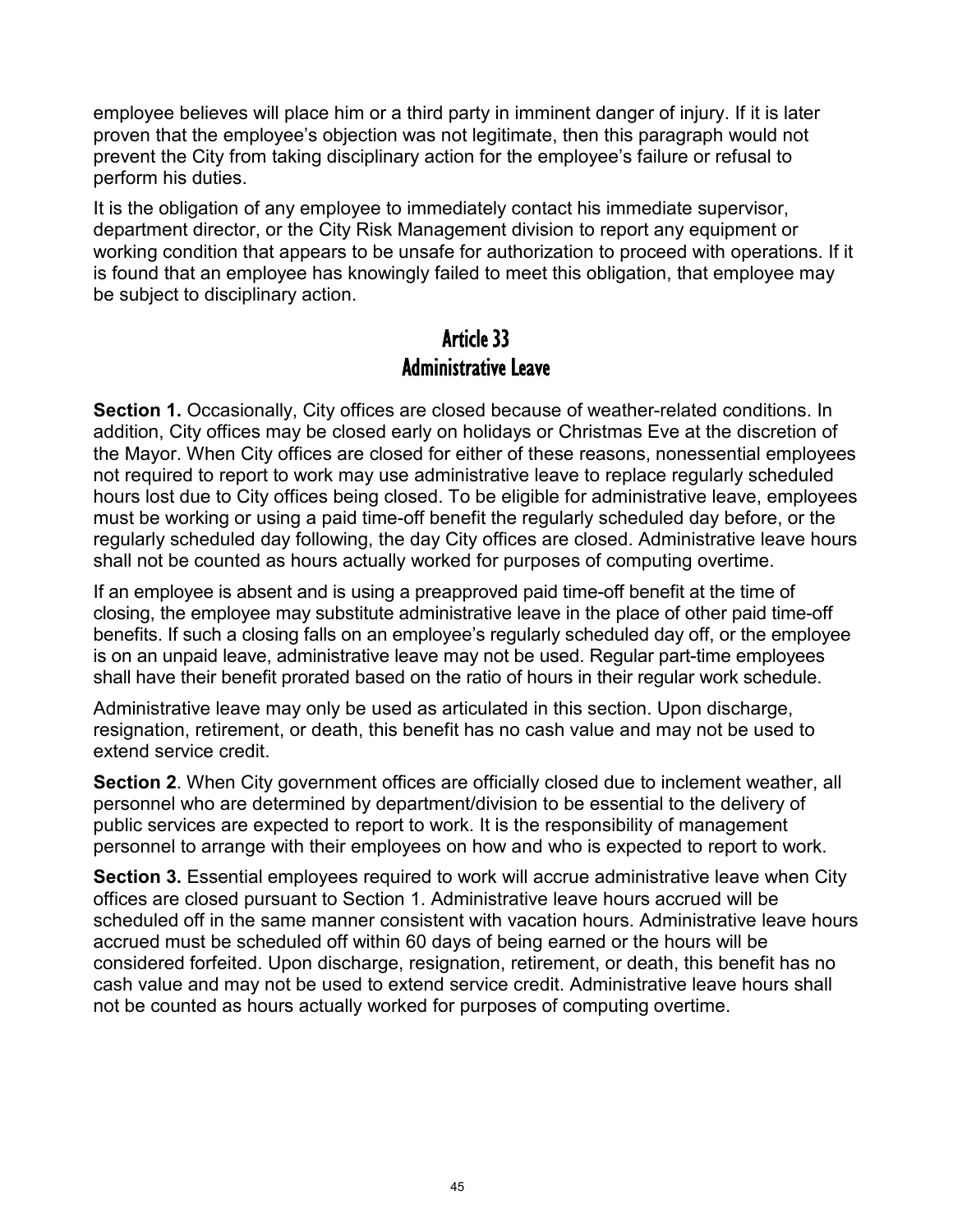employee believes will place him or a third party in imminent danger of injury. If it is later proven that the employee's objection was not legitimate, then this paragraph would not prevent the City from taking disciplinary action for the employee's failure or refusal to perform his duties.

It is the obligation of any employee to immediately contact his immediate supervisor, department director, or the City Risk Management division to report any equipment or working condition that appears to be unsafe for authorization to proceed with operations. If it is found that an employee has knowingly failed to meet this obligation, that employee may be subject to disciplinary action.

## Article 33
## Administrative Leave

**Section 1.** Occasionally, City offices are closed because of weather-related conditions. In addition, City offices may be closed early on holidays or Christmas Eve at the discretion of the Mayor. When City offices are closed for either of these reasons, nonessential employees not required to report to work may use administrative leave to replace regularly scheduled hours lost due to City offices being closed. To be eligible for administrative leave, employees must be working or using a paid time-off benefit the regularly scheduled day before, or the regularly scheduled day following, the day City offices are closed. Administrative leave hours shall not be counted as hours actually worked for purposes of computing overtime.

If an employee is absent and is using a preapproved paid time-off benefit at the time of closing, the employee may substitute administrative leave in the place of other paid time-off benefits. If such a closing falls on an employee's regularly scheduled day off, or the employee is on an unpaid leave, administrative leave may not be used. Regular part-time employees shall have their benefit prorated based on the ratio of hours in their regular work schedule.

Administrative leave may only be used as articulated in this section. Upon discharge, resignation, retirement, or death, this benefit has no cash value and may not be used to extend service credit.

**Section 2**. When City government offices are officially closed due to inclement weather, all personnel who are determined by department/division to be essential to the delivery of public services are expected to report to work. It is the responsibility of management personnel to arrange with their employees on how and who is expected to report to work.

**Section 3.** Essential employees required to work will accrue administrative leave when City offices are closed pursuant to Section 1. Administrative leave hours accrued will be scheduled off in the same manner consistent with vacation hours. Administrative leave hours accrued must be scheduled off within 60 days of being earned or the hours will be considered forfeited. Upon discharge, resignation, retirement, or death, this benefit has no cash value and may not be used to extend service credit. Administrative leave hours shall not be counted as hours actually worked for purposes of computing overtime.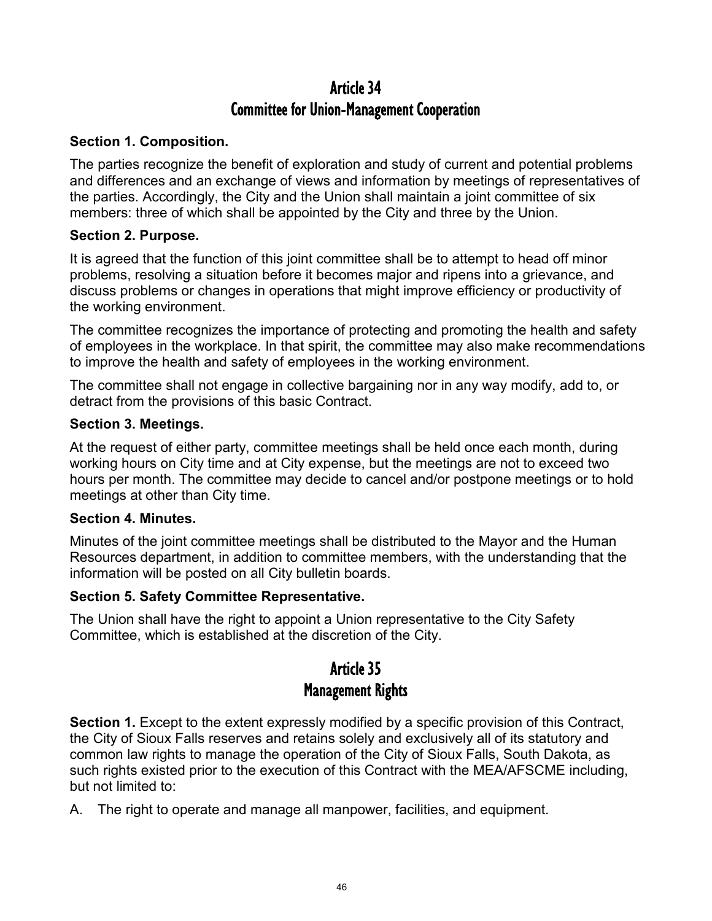# Article 34
# Committee for Union-Management Cooperation

**Section 1. Composition.**

The parties recognize the benefit of exploration and study of current and potential problems and differences and an exchange of views and information by meetings of representatives of the parties. Accordingly, the City and the Union shall maintain a joint committee of six members: three of which shall be appointed by the City and three by the Union.

**Section 2. Purpose.**

It is agreed that the function of this joint committee shall be to attempt to head off minor problems, resolving a situation before it becomes major and ripens into a grievance, and discuss problems or changes in operations that might improve efficiency or productivity of the working environment.

The committee recognizes the importance of protecting and promoting the health and safety of employees in the workplace. In that spirit, the committee may also make recommendations to improve the health and safety of employees in the working environment.

The committee shall not engage in collective bargaining nor in any way modify, add to, or detract from the provisions of this basic Contract.

**Section 3. Meetings.**

At the request of either party, committee meetings shall be held once each month, during working hours on City time and at City expense, but the meetings are not to exceed two hours per month. The committee may decide to cancel and/or postpone meetings or to hold meetings at other than City time.

**Section 4. Minutes.**

Minutes of the joint committee meetings shall be distributed to the Mayor and the Human Resources department, in addition to committee members, with the understanding that the information will be posted on all City bulletin boards.

**Section 5. Safety Committee Representative.**

The Union shall have the right to appoint a Union representative to the City Safety Committee, which is established at the discretion of the City.

# Article 35
# Management Rights

**Section 1.** Except to the extent expressly modified by a specific provision of this Contract, the City of Sioux Falls reserves and retains solely and exclusively all of its statutory and common law rights to manage the operation of the City of Sioux Falls, South Dakota, as such rights existed prior to the execution of this Contract with the MEA/AFSCME including, but not limited to:

A. The right to operate and manage all manpower, facilities, and equipment.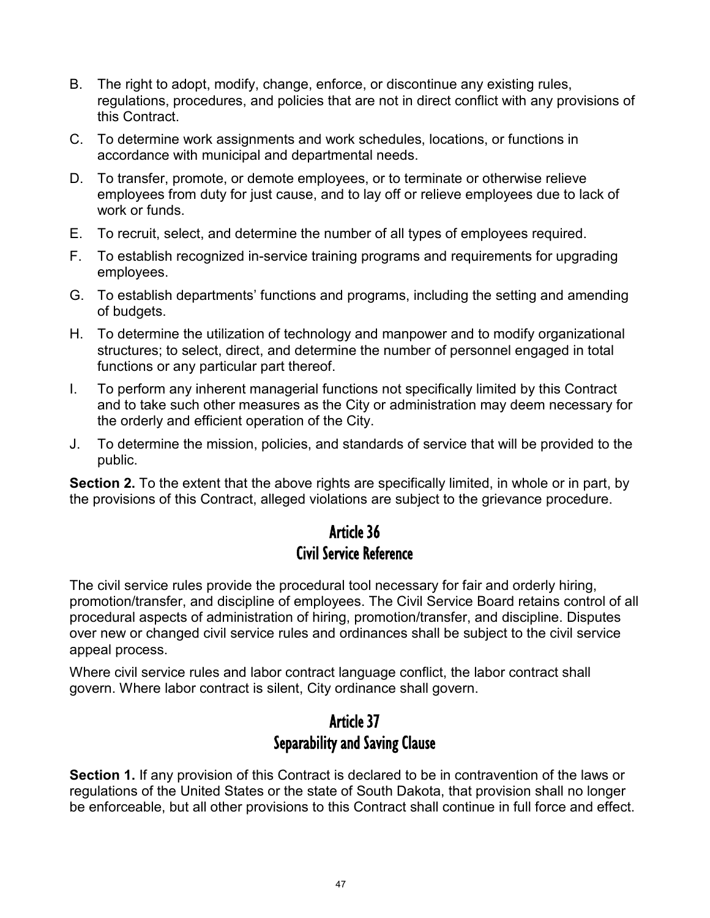B. The right to adopt, modify, change, enforce, or discontinue any existing rules, regulations, procedures, and policies that are not in direct conflict with any provisions of this Contract.

C. To determine work assignments and work schedules, locations, or functions in accordance with municipal and departmental needs.

D. To transfer, promote, or demote employees, or to terminate or otherwise relieve employees from duty for just cause, and to lay off or relieve employees due to lack of work or funds.

E. To recruit, select, and determine the number of all types of employees required.

F. To establish recognized in-service training programs and requirements for upgrading employees.

G. To establish departments' functions and programs, including the setting and amending of budgets.

H. To determine the utilization of technology and manpower and to modify organizational structures; to select, direct, and determine the number of personnel engaged in total functions or any particular part thereof.

I. To perform any inherent managerial functions not specifically limited by this Contract and to take such other measures as the City or administration may deem necessary for the orderly and efficient operation of the City.

J. To determine the mission, policies, and standards of service that will be provided to the public.

**Section 2.** To the extent that the above rights are specifically limited, in whole or in part, by the provisions of this Contract, alleged violations are subject to the grievance procedure.

## Article 36
## Civil Service Reference

The civil service rules provide the procedural tool necessary for fair and orderly hiring, promotion/transfer, and discipline of employees. The Civil Service Board retains control of all procedural aspects of administration of hiring, promotion/transfer, and discipline. Disputes over new or changed civil service rules and ordinances shall be subject to the civil service appeal process.

Where civil service rules and labor contract language conflict, the labor contract shall govern. Where labor contract is silent, City ordinance shall govern.

## Article 37
## Separability and Saving Clause

**Section 1.** If any provision of this Contract is declared to be in contravention of the laws or regulations of the United States or the state of South Dakota, that provision shall no longer be enforceable, but all other provisions to this Contract shall continue in full force and effect.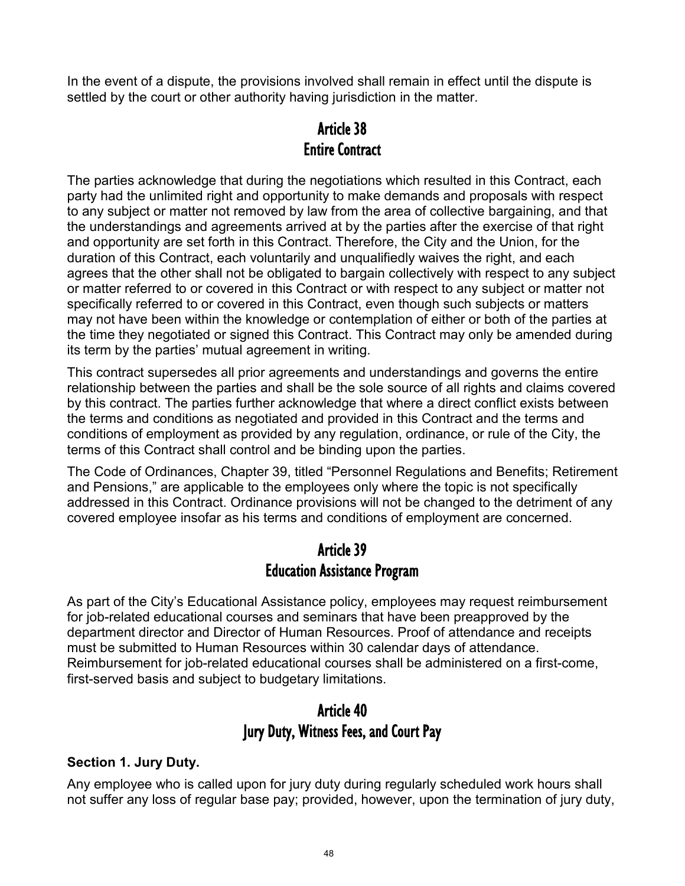In the event of a dispute, the provisions involved shall remain in effect until the dispute is settled by the court or other authority having jurisdiction in the matter.

## Article 38
## Entire Contract

The parties acknowledge that during the negotiations which resulted in this Contract, each party had the unlimited right and opportunity to make demands and proposals with respect to any subject or matter not removed by law from the area of collective bargaining, and that the understandings and agreements arrived at by the parties after the exercise of that right and opportunity are set forth in this Contract. Therefore, the City and the Union, for the duration of this Contract, each voluntarily and unqualifiedly waives the right, and each agrees that the other shall not be obligated to bargain collectively with respect to any subject or matter referred to or covered in this Contract or with respect to any subject or matter not specifically referred to or covered in this Contract, even though such subjects or matters may not have been within the knowledge or contemplation of either or both of the parties at the time they negotiated or signed this Contract. This Contract may only be amended during its term by the parties' mutual agreement in writing.

This contract supersedes all prior agreements and understandings and governs the entire relationship between the parties and shall be the sole source of all rights and claims covered by this contract. The parties further acknowledge that where a direct conflict exists between the terms and conditions as negotiated and provided in this Contract and the terms and conditions of employment as provided by any regulation, ordinance, or rule of the City, the terms of this Contract shall control and be binding upon the parties.

The Code of Ordinances, Chapter 39, titled "Personnel Regulations and Benefits; Retirement and Pensions," are applicable to the employees only where the topic is not specifically addressed in this Contract. Ordinance provisions will not be changed to the detriment of any covered employee insofar as his terms and conditions of employment are concerned.

## Article 39
## Education Assistance Program

As part of the City's Educational Assistance policy, employees may request reimbursement for job-related educational courses and seminars that have been preapproved by the department director and Director of Human Resources. Proof of attendance and receipts must be submitted to Human Resources within 30 calendar days of attendance. Reimbursement for job-related educational courses shall be administered on a first-come, first-served basis and subject to budgetary limitations.

## Article 40
## Jury Duty, Witness Fees, and Court Pay

**Section 1. Jury Duty.**

Any employee who is called upon for jury duty during regularly scheduled work hours shall not suffer any loss of regular base pay; provided, however, upon the termination of jury duty,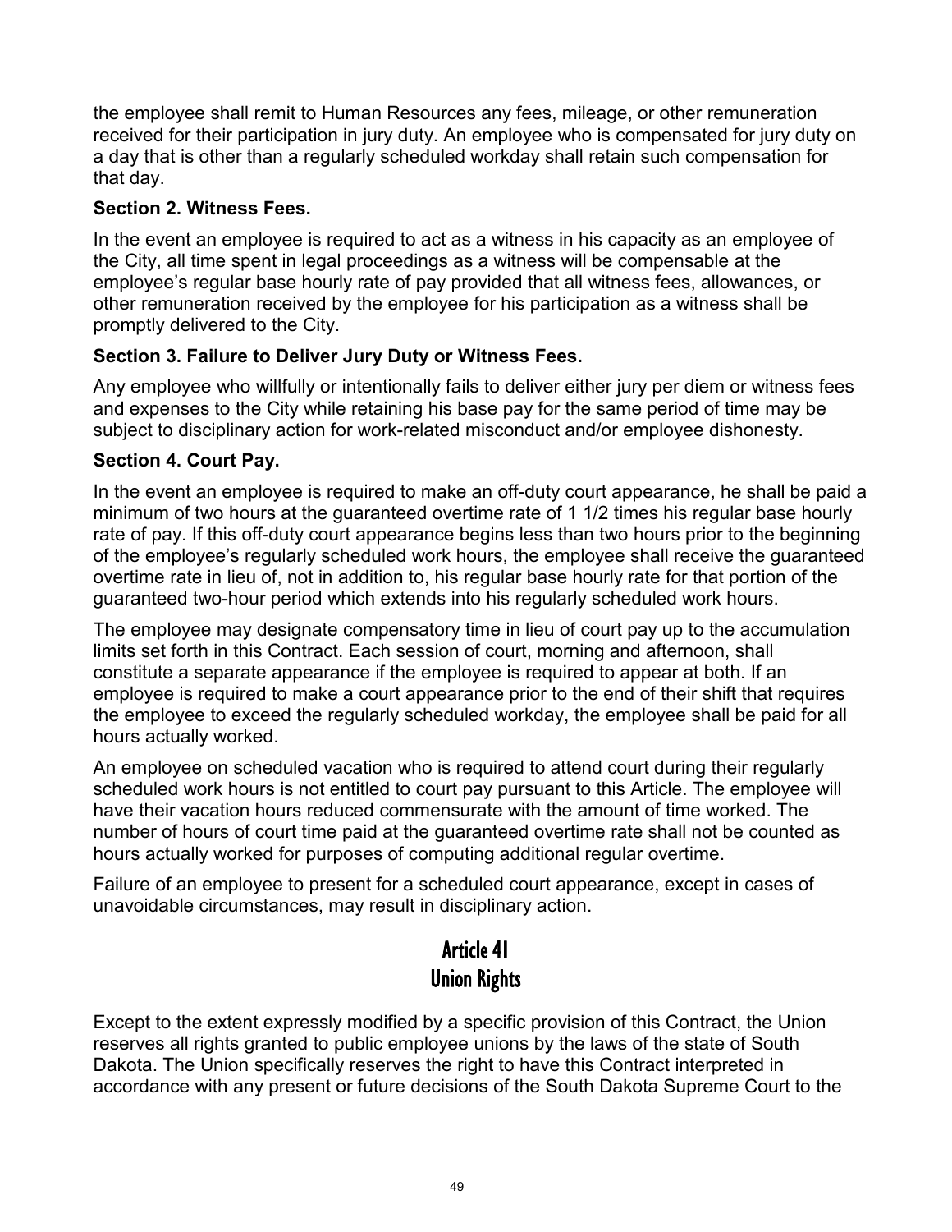the employee shall remit to Human Resources any fees, mileage, or other remuneration received for their participation in jury duty. An employee who is compensated for jury duty on a day that is other than a regularly scheduled workday shall retain such compensation for that day.

**Section 2. Witness Fees.**

In the event an employee is required to act as a witness in his capacity as an employee of the City, all time spent in legal proceedings as a witness will be compensable at the employee's regular base hourly rate of pay provided that all witness fees, allowances, or other remuneration received by the employee for his participation as a witness shall be promptly delivered to the City.

**Section 3. Failure to Deliver Jury Duty or Witness Fees.**

Any employee who willfully or intentionally fails to deliver either jury per diem or witness fees and expenses to the City while retaining his base pay for the same period of time may be subject to disciplinary action for work-related misconduct and/or employee dishonesty.

**Section 4. Court Pay.**

In the event an employee is required to make an off-duty court appearance, he shall be paid a minimum of two hours at the guaranteed overtime rate of 1 1/2 times his regular base hourly rate of pay. If this off-duty court appearance begins less than two hours prior to the beginning of the employee's regularly scheduled work hours, the employee shall receive the guaranteed overtime rate in lieu of, not in addition to, his regular base hourly rate for that portion of the guaranteed two-hour period which extends into his regularly scheduled work hours.

The employee may designate compensatory time in lieu of court pay up to the accumulation limits set forth in this Contract. Each session of court, morning and afternoon, shall constitute a separate appearance if the employee is required to appear at both. If an employee is required to make a court appearance prior to the end of their shift that requires the employee to exceed the regularly scheduled workday, the employee shall be paid for all hours actually worked.

An employee on scheduled vacation who is required to attend court during their regularly scheduled work hours is not entitled to court pay pursuant to this Article. The employee will have their vacation hours reduced commensurate with the amount of time worked. The number of hours of court time paid at the guaranteed overtime rate shall not be counted as hours actually worked for purposes of computing additional regular overtime.

Failure of an employee to present for a scheduled court appearance, except in cases of unavoidable circumstances, may result in disciplinary action.

## Article 41
## Union Rights

Except to the extent expressly modified by a specific provision of this Contract, the Union reserves all rights granted to public employee unions by the laws of the state of South Dakota. The Union specifically reserves the right to have this Contract interpreted in accordance with any present or future decisions of the South Dakota Supreme Court to the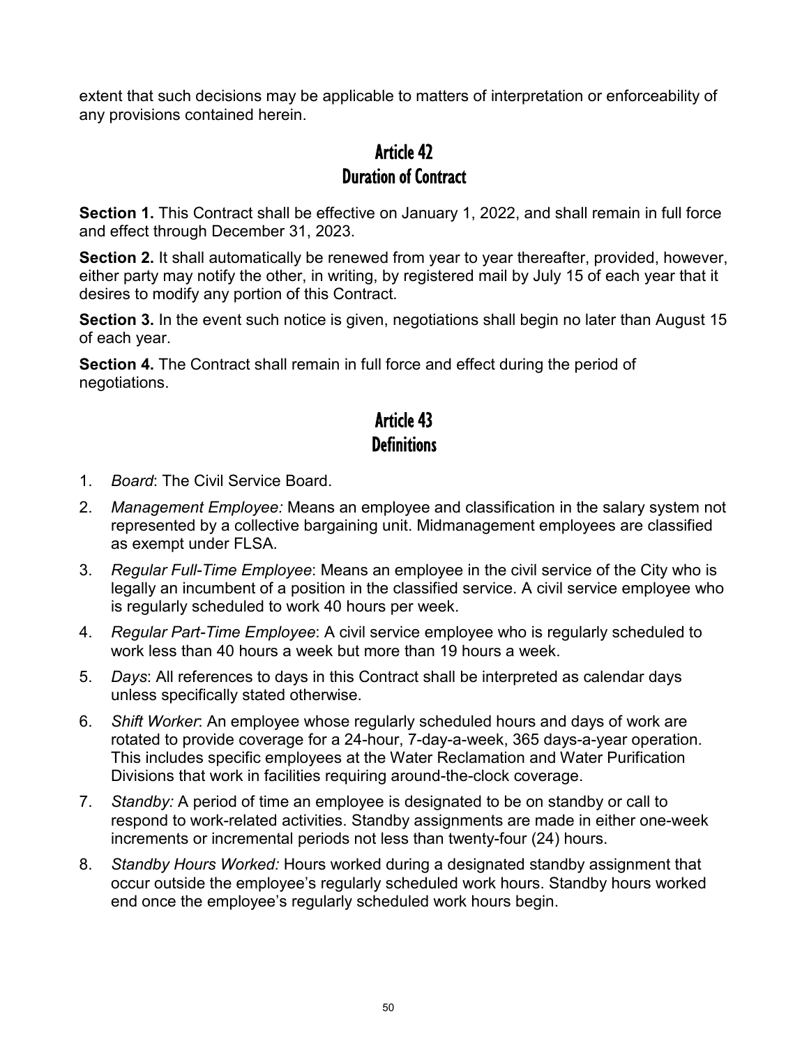extent that such decisions may be applicable to matters of interpretation or enforceability of any provisions contained herein.

## Article 42
## Duration of Contract

**Section 1.** This Contract shall be effective on January 1, 2022, and shall remain in full force and effect through December 31, 2023.

**Section 2.** It shall automatically be renewed from year to year thereafter, provided, however, either party may notify the other, in writing, by registered mail by July 15 of each year that it desires to modify any portion of this Contract.

**Section 3.** In the event such notice is given, negotiations shall begin no later than August 15 of each year.

**Section 4.** The Contract shall remain in full force and effect during the period of negotiations.

## Article 43
## Definitions

1. *Board*: The Civil Service Board.
2. *Management Employee:* Means an employee and classification in the salary system not represented by a collective bargaining unit. Midmanagement employees are classified as exempt under FLSA.
3. *Regular Full-Time Employee*: Means an employee in the civil service of the City who is legally an incumbent of a position in the classified service. A civil service employee who is regularly scheduled to work 40 hours per week.
4. *Regular Part-Time Employee*: A civil service employee who is regularly scheduled to work less than 40 hours a week but more than 19 hours a week.
5. *Days*: All references to days in this Contract shall be interpreted as calendar days unless specifically stated otherwise.
6. *Shift Worker*: An employee whose regularly scheduled hours and days of work are rotated to provide coverage for a 24-hour, 7-day-a-week, 365 days-a-year operation. This includes specific employees at the Water Reclamation and Water Purification Divisions that work in facilities requiring around-the-clock coverage.
7. *Standby:* A period of time an employee is designated to be on standby or call to respond to work-related activities. Standby assignments are made in either one-week increments or incremental periods not less than twenty-four (24) hours.
8. *Standby Hours Worked:* Hours worked during a designated standby assignment that occur outside the employee's regularly scheduled work hours. Standby hours worked end once the employee's regularly scheduled work hours begin.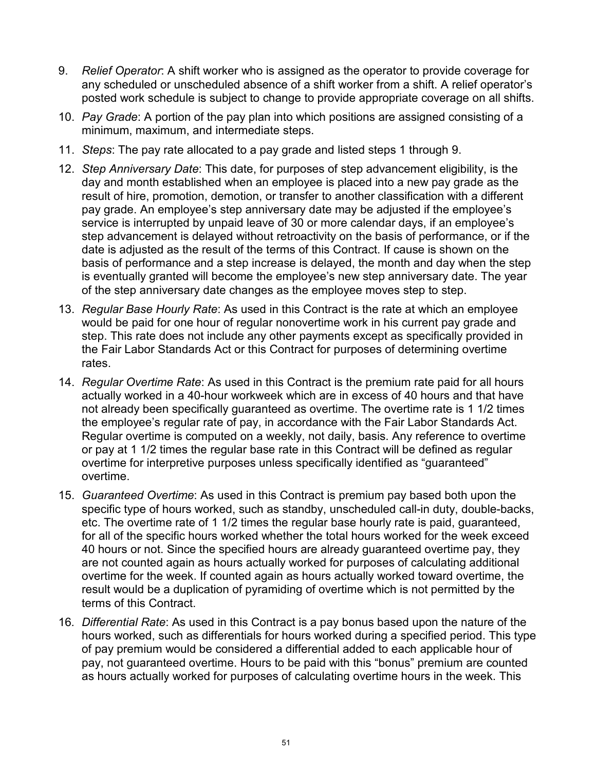9. *Relief Operator*: A shift worker who is assigned as the operator to provide coverage for any scheduled or unscheduled absence of a shift worker from a shift. A relief operator's posted work schedule is subject to change to provide appropriate coverage on all shifts.

10. *Pay Grade*: A portion of the pay plan into which positions are assigned consisting of a minimum, maximum, and intermediate steps.

11. *Steps*: The pay rate allocated to a pay grade and listed steps 1 through 9.

12. *Step Anniversary Date*: This date, for purposes of step advancement eligibility, is the day and month established when an employee is placed into a new pay grade as the result of hire, promotion, demotion, or transfer to another classification with a different pay grade. An employee's step anniversary date may be adjusted if the employee's service is interrupted by unpaid leave of 30 or more calendar days, if an employee's step advancement is delayed without retroactivity on the basis of performance, or if the date is adjusted as the result of the terms of this Contract. If cause is shown on the basis of performance and a step increase is delayed, the month and day when the step is eventually granted will become the employee's new step anniversary date. The year of the step anniversary date changes as the employee moves step to step.

13. *Regular Base Hourly Rate*: As used in this Contract is the rate at which an employee would be paid for one hour of regular nonovertime work in his current pay grade and step. This rate does not include any other payments except as specifically provided in the Fair Labor Standards Act or this Contract for purposes of determining overtime rates.

14. *Regular Overtime Rate*: As used in this Contract is the premium rate paid for all hours actually worked in a 40-hour workweek which are in excess of 40 hours and that have not already been specifically guaranteed as overtime. The overtime rate is 1 1/2 times the employee's regular rate of pay, in accordance with the Fair Labor Standards Act. Regular overtime is computed on a weekly, not daily, basis. Any reference to overtime or pay at 1 1/2 times the regular base rate in this Contract will be defined as regular overtime for interpretive purposes unless specifically identified as "guaranteed" overtime.

15. *Guaranteed Overtime*: As used in this Contract is premium pay based both upon the specific type of hours worked, such as standby, unscheduled call-in duty, double-backs, etc. The overtime rate of 1 1/2 times the regular base hourly rate is paid, guaranteed, for all of the specific hours worked whether the total hours worked for the week exceed 40 hours or not. Since the specified hours are already guaranteed overtime pay, they are not counted again as hours actually worked for purposes of calculating additional overtime for the week. If counted again as hours actually worked toward overtime, the result would be a duplication of pyramiding of overtime which is not permitted by the terms of this Contract.

16. *Differential Rate*: As used in this Contract is a pay bonus based upon the nature of the hours worked, such as differentials for hours worked during a specified period. This type of pay premium would be considered a differential added to each applicable hour of pay, not guaranteed overtime. Hours to be paid with this "bonus" premium are counted as hours actually worked for purposes of calculating overtime hours in the week. This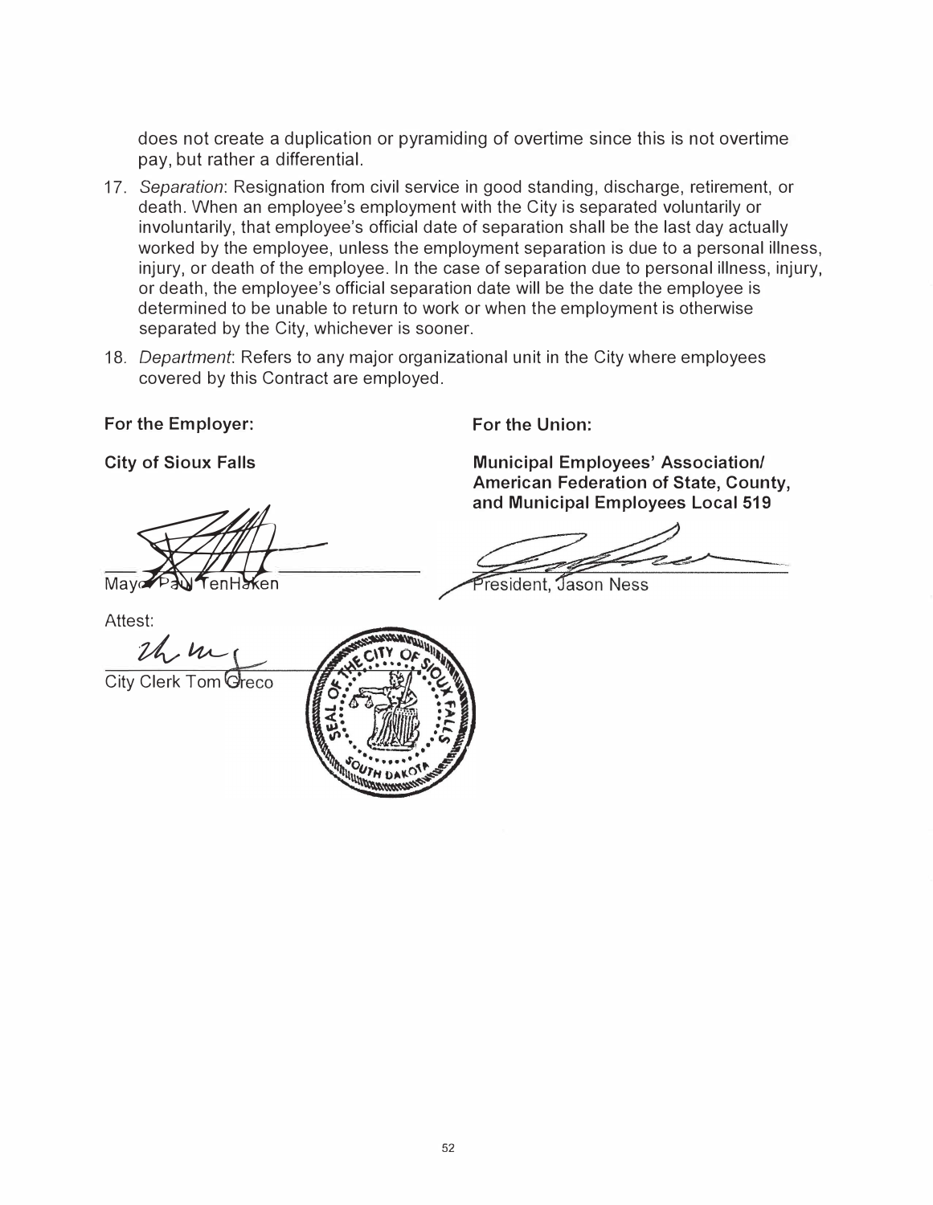does not create a duplication or pyramiding of overtime since this is not overtime pay, but rather a differential.

17. *Separation*: Resignation from civil service in good standing, discharge, retirement, or death. When an employee's employment with the City is separated voluntarily or involuntarily, that employee's official date of separation shall be the last day actually worked by the employee, unless the employment separation is due to a personal illness, injury, or death of the employee. In the case of separation due to personal illness, injury, or death, the employee's official separation date will be the date the employee is determined to be unable to return to work or when the employment is otherwise separated by the City, whichever is sooner.
18. *Department*: Refers to any major organizational unit in the City where employees covered by this Contract are employed.

**For the Employer:**

**City of Sioux Falls**

Mayor Paul TenHaken

Attest:

City Clerk Tom Greco

**For the Union:**

**Municipal Employees' Association/ American Federation of State, County, and Municipal Employees Local 519**

President, Jason Ness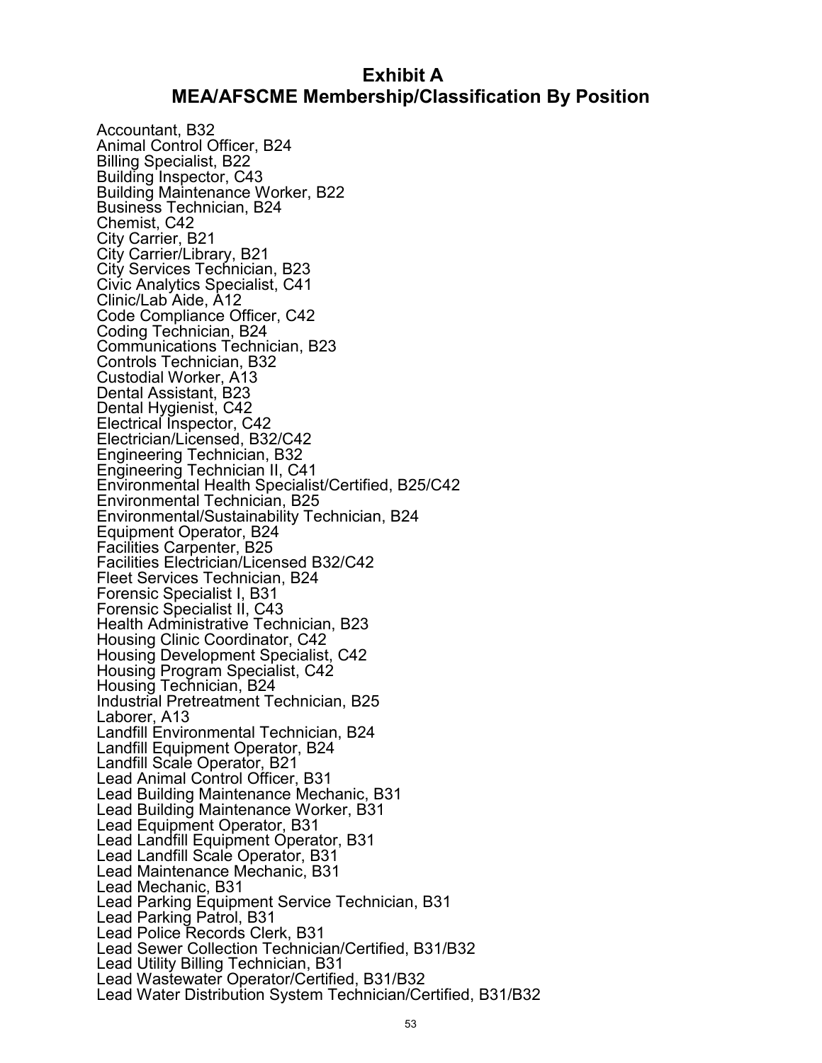# Exhibit A
# MEA/AFSCME Membership/Classification By Position

Accountant, B32
Animal Control Officer, B24
Billing Specialist, B22
Building Inspector, C43
Building Maintenance Worker, B22
Business Technician, B24
Chemist, C42
City Carrier, B21
City Carrier/Library, B21
City Services Technician, B23
Civic Analytics Specialist, C41
Clinic/Lab Aide, A12
Code Compliance Officer, C42
Coding Technician, B24
Communications Technician, B23
Controls Technician, B32
Custodial Worker, A13
Dental Assistant, B23
Dental Hygienist, C42
Electrical Inspector, C42
Electrician/Licensed, B32/C42
Engineering Technician, B32
Engineering Technician II, C41
Environmental Health Specialist/Certified, B25/C42
Environmental Technician, B25
Environmental/Sustainability Technician, B24
Equipment Operator, B24
Facilities Carpenter, B25
Facilities Electrician/Licensed B32/C42
Fleet Services Technician, B24
Forensic Specialist I, B31
Forensic Specialist II, C43
Health Administrative Technician, B23
Housing Clinic Coordinator, C42
Housing Development Specialist, C42
Housing Program Specialist, C42
Housing Technician, B24
Industrial Pretreatment Technician, B25
Laborer, A13
Landfill Environmental Technician, B24
Landfill Equipment Operator, B24
Landfill Scale Operator, B21
Lead Animal Control Officer, B31
Lead Building Maintenance Mechanic, B31
Lead Building Maintenance Worker, B31
Lead Equipment Operator, B31
Lead Landfill Equipment Operator, B31
Lead Landfill Scale Operator, B31
Lead Maintenance Mechanic, B31
Lead Mechanic, B31
Lead Parking Equipment Service Technician, B31
Lead Parking Patrol, B31
Lead Police Records Clerk, B31
Lead Sewer Collection Technician/Certified, B31/B32
Lead Utility Billing Technician, B31
Lead Wastewater Operator/Certified, B31/B32
Lead Water Distribution System Technician/Certified, B31/B32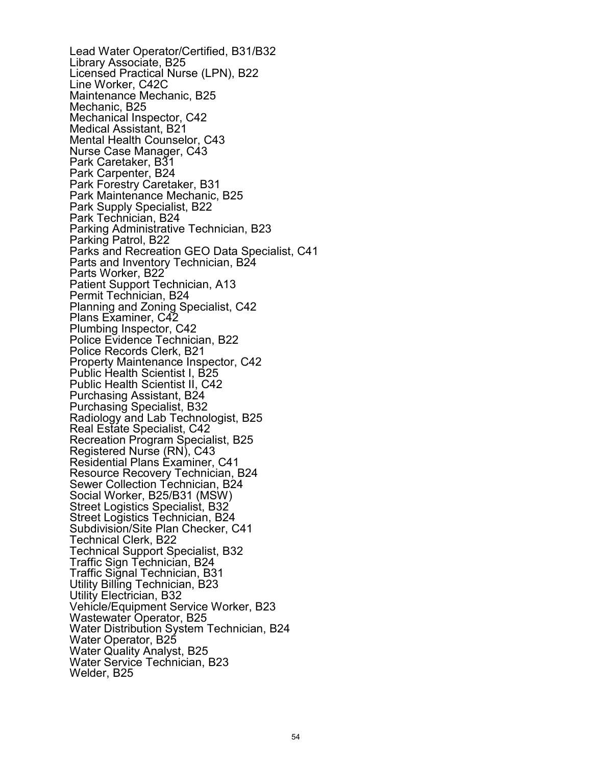Lead Water Operator/Certified, B31/B32
Library Associate, B25
Licensed Practical Nurse (LPN), B22
Line Worker, C42C
Maintenance Mechanic, B25
Mechanic, B25
Mechanical Inspector, C42
Medical Assistant, B21
Mental Health Counselor, C43
Nurse Case Manager, C43
Park Caretaker, B31
Park Carpenter, B24
Park Forestry Caretaker, B31
Park Maintenance Mechanic, B25
Park Supply Specialist, B22
Park Technician, B24
Parking Administrative Technician, B23
Parking Patrol, B22
Parks and Recreation GEO Data Specialist, C41
Parts and Inventory Technician, B24
Parts Worker, B22
Patient Support Technician, A13
Permit Technician, B24
Planning and Zoning Specialist, C42
Plans Examiner, C42
Plumbing Inspector, C42
Police Evidence Technician, B22
Police Records Clerk, B21
Property Maintenance Inspector, C42
Public Health Scientist I, B25
Public Health Scientist II, C42
Purchasing Assistant, B24
Purchasing Specialist, B32
Radiology and Lab Technologist, B25
Real Estate Specialist, C42
Recreation Program Specialist, B25
Registered Nurse (RN), C43
Residential Plans Examiner, C41
Resource Recovery Technician, B24
Sewer Collection Technician, B24
Social Worker, B25/B31 (MSW)
Street Logistics Specialist, B32
Street Logistics Technician, B24
Subdivision/Site Plan Checker, C41
Technical Clerk, B22
Technical Support Specialist, B32
Traffic Sign Technician, B24
Traffic Signal Technician, B31
Utility Billing Technician, B23
Utility Electrician, B32
Vehicle/Equipment Service Worker, B23
Wastewater Operator, B25
Water Distribution System Technician, B24
Water Operator, B25
Water Quality Analyst, B25
Water Service Technician, B23
Welder, B25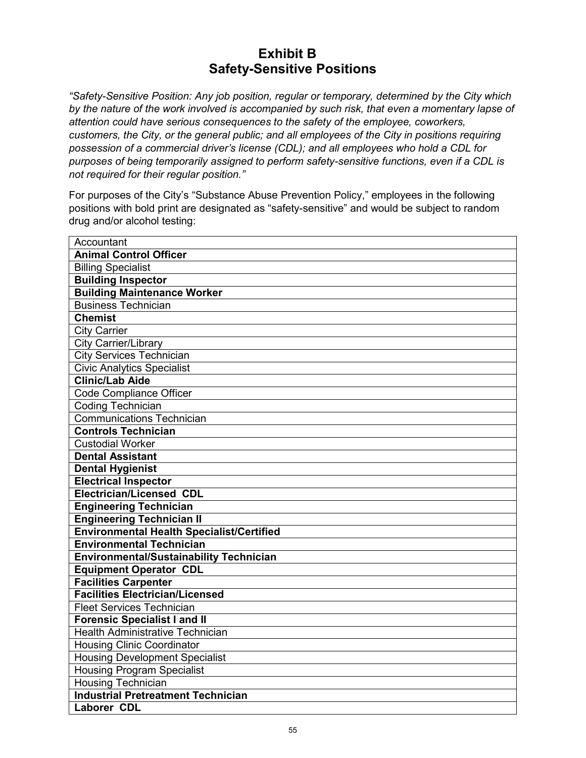# Exhibit B
# Safety-Sensitive Positions

*"Safety-Sensitive Position: Any job position, regular or temporary, determined by the City which by the nature of the work involved is accompanied by such risk, that even a momentary lapse of attention could have serious consequences to the safety of the employee, coworkers, customers, the City, or the general public; and all employees of the City in positions requiring possession of a commercial driver's license (CDL); and all employees who hold a CDL for purposes of being temporarily assigned to perform safety-sensitive functions, even if a CDL is not required for their regular position."*

For purposes of the City's "Substance Abuse Prevention Policy," employees in the following positions with bold print are designated as "safety-sensitive" and would be subject to random drug and/or alcohol testing:

| Position |
|---|
| Accountant |
| **Animal Control Officer** |
| Billing Specialist |
| **Building Inspector** |
| **Building Maintenance Worker** |
| Business Technician |
| **Chemist** |
| City Carrier |
| City Carrier/Library |
| City Services Technician |
| Civic Analytics Specialist |
| **Clinic/Lab Aide** |
| Code Compliance Officer |
| Coding Technician |
| Communications Technician |
| **Controls Technician** |
| Custodial Worker |
| **Dental Assistant** |
| **Dental Hygienist** |
| **Electrical Inspector** |
| **Electrician/Licensed CDL** |
| **Engineering Technician** |
| **Engineering Technician II** |
| **Environmental Health Specialist/Certified** |
| **Environmental Technician** |
| **Environmental/Sustainability Technician** |
| **Equipment Operator CDL** |
| **Facilities Carpenter** |
| **Facilities Electrician/Licensed** |
| Fleet Services Technician |
| **Forensic Specialist I and II** |
| Health Administrative Technician |
| Housing Clinic Coordinator |
| Housing Development Specialist |
| Housing Program Specialist |
| Housing Technician |
| **Industrial Pretreatment Technician** |
| **Laborer CDL** |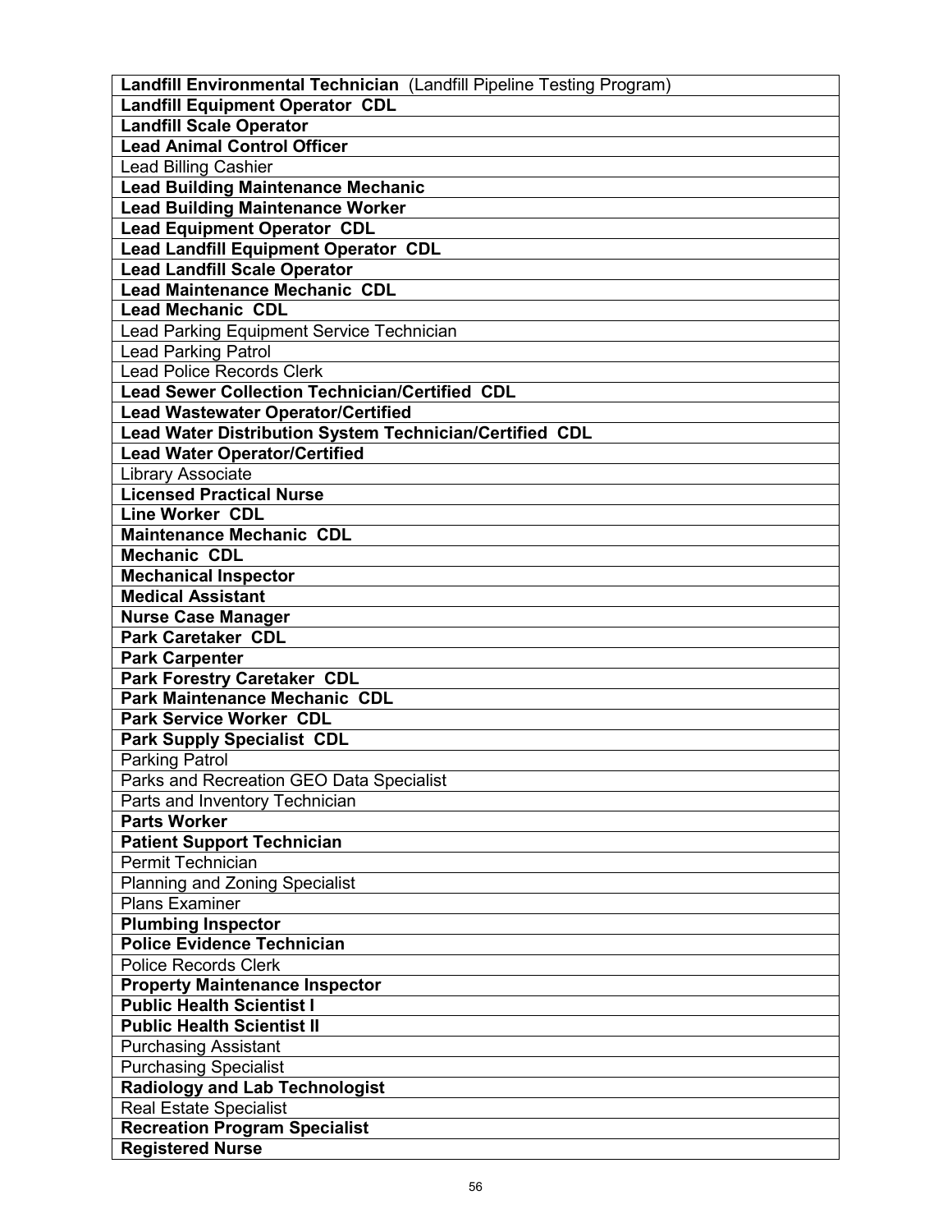| |
|---|
| **Landfill Environmental Technician** (Landfill Pipeline Testing Program) |
| **Landfill Equipment Operator CDL** |
| **Landfill Scale Operator** |
| **Lead Animal Control Officer** |
| Lead Billing Cashier |
| **Lead Building Maintenance Mechanic** |
| **Lead Building Maintenance Worker** |
| **Lead Equipment Operator CDL** |
| **Lead Landfill Equipment Operator CDL** |
| **Lead Landfill Scale Operator** |
| **Lead Maintenance Mechanic CDL** |
| **Lead Mechanic CDL** |
| Lead Parking Equipment Service Technician |
| Lead Parking Patrol |
| Lead Police Records Clerk |
| **Lead Sewer Collection Technician/Certified CDL** |
| **Lead Wastewater Operator/Certified** |
| **Lead Water Distribution System Technician/Certified CDL** |
| **Lead Water Operator/Certified** |
| Library Associate |
| **Licensed Practical Nurse** |
| **Line Worker CDL** |
| **Maintenance Mechanic CDL** |
| **Mechanic CDL** |
| **Mechanical Inspector** |
| **Medical Assistant** |
| **Nurse Case Manager** |
| **Park Caretaker CDL** |
| **Park Carpenter** |
| **Park Forestry Caretaker CDL** |
| **Park Maintenance Mechanic CDL** |
| **Park Service Worker CDL** |
| **Park Supply Specialist CDL** |
| Parking Patrol |
| Parks and Recreation GEO Data Specialist |
| Parts and Inventory Technician |
| **Parts Worker** |
| **Patient Support Technician** |
| Permit Technician |
| Planning and Zoning Specialist |
| Plans Examiner |
| **Plumbing Inspector** |
| **Police Evidence Technician** |
| Police Records Clerk |
| **Property Maintenance Inspector** |
| **Public Health Scientist I** |
| **Public Health Scientist II** |
| Purchasing Assistant |
| Purchasing Specialist |
| **Radiology and Lab Technologist** |
| Real Estate Specialist |
| **Recreation Program Specialist** |
| **Registered Nurse** |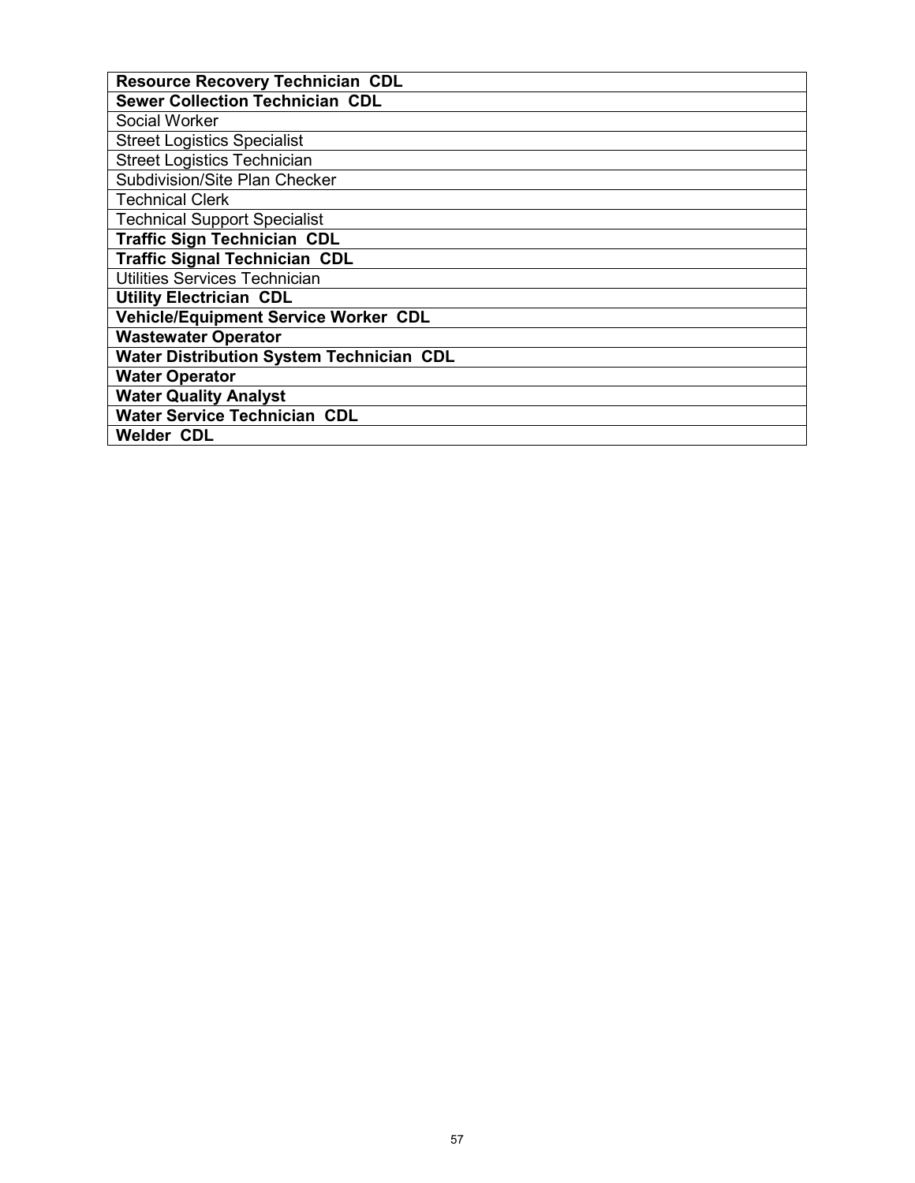| **Resource Recovery Technician  CDL** |
|---|
| **Sewer Collection Technician  CDL** |
| Social Worker |
| Street Logistics Specialist |
| Street Logistics Technician |
| Subdivision/Site Plan Checker |
| Technical Clerk |
| Technical Support Specialist |
| **Traffic Sign Technician  CDL** |
| **Traffic Signal Technician  CDL** |
| Utilities Services Technician |
| **Utility Electrician  CDL** |
| **Vehicle/Equipment Service Worker  CDL** |
| **Wastewater Operator** |
| **Water Distribution System Technician  CDL** |
| **Water Operator** |
| **Water Quality Analyst** |
| **Water Service Technician  CDL** |
| **Welder  CDL** |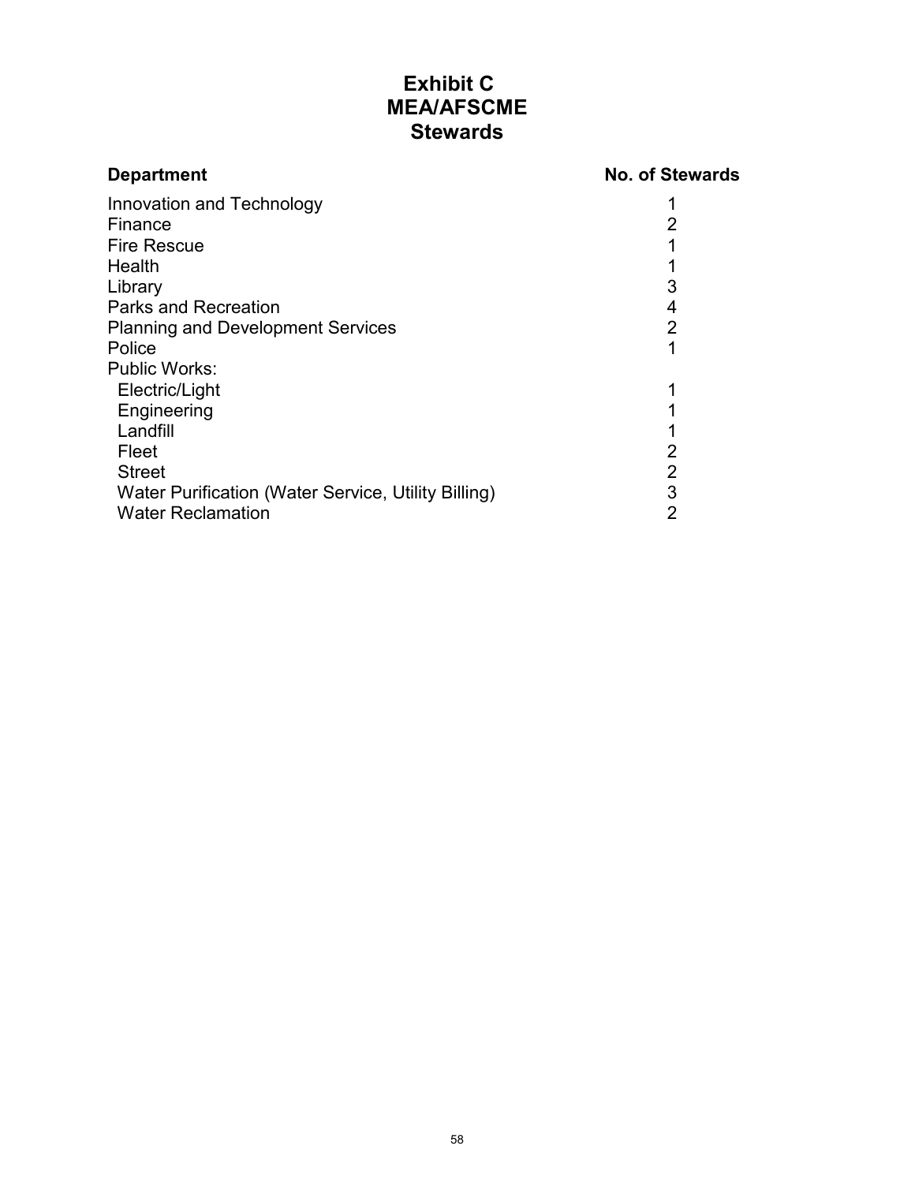# Exhibit C
# MEA/AFSCME
# Stewards

| Department | No. of Stewards |
|---|---|
| Innovation and Technology | 1 |
| Finance | 2 |
| Fire Rescue | 1 |
| Health | 1 |
| Library | 3 |
| Parks and Recreation | 4 |
| Planning and Development Services | 2 |
| Police | 1 |
| Public Works: | |
| Electric/Light | 1 |
| Engineering | 1 |
| Landfill | 1 |
| Fleet | 2 |
| Street | 2 |
| Water Purification (Water Service, Utility Billing) | 3 |
| Water Reclamation | 2 |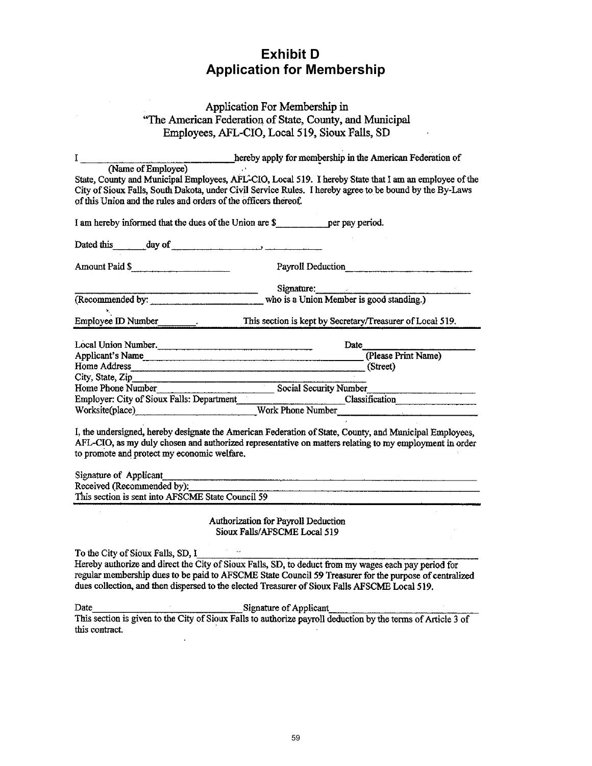# Exhibit D
# Application for Membership

Application For Membership in
"The American Federation of State, County, and Municipal
Employees, AFL-CIO, Local 519, Sioux Falls, SD

I ______________________________ hereby apply for membership in the American Federation of
(Name of Employee)
State, County and Municipal Employees, AFL-CIO, Local 519. I hereby State that I am an employee of the City of Sioux Falls, South Dakota, under Civil Service Rules. I hereby agree to be bound by the By-Laws of this Union and the rules and orders of the officers thereof.

I am hereby informed that the dues of the Union are $__________ per pay period.

Dated this ______ day of __________________, __________

Amount Paid $____________________ Payroll Deduction________________________

______________________________ Signature:________________________
(Recommended by: ______________________ who is a Union Member is good standing.)

Employee ID Number________. This section is kept by Secretary/Treasurer of Local 519.

---

Local Union Number.________________________________ Date____________________
Applicant's Name__________________________________________ (Please Print Name)
Home Address_____________________________________________ (Street)
City, State, Zip___________________________________________
Home Phone Number____________________ Social Security Number__________________
Employer: City of Sioux Falls: Department______________ Classification______________
Worksite(place)____________________ Work Phone Number__________________________

I, the undersigned, hereby designate the American Federation of State, County, and Municipal Employees, AFL-CIO, as my duly chosen and authorized representative on matters relating to my employment in order to promote and protect my economic welfare.

Signature of Applicant________________________________________________________
Received (Recommended by):___________________________________________________
This section is sent into AFSCME State Council 59

---

Authorization for Payroll Deduction
Sioux Falls/AFSCME Local 519

To the City of Sioux Falls, SD, I____________________________________________________
Hereby authorize and direct the City of Sioux Falls, SD, to deduct from my wages each pay period for regular membership dues to be paid to AFSCME State Council 59 Treasurer for the purpose of centralized dues collection, and then dispersed to the elected Treasurer of Sioux Falls AFSCME Local 519.

Date______________________________ Signature of Applicant______________________________
This section is given to the City of Sioux Falls to authorize payroll deduction by the terms of Article 3 of this contract.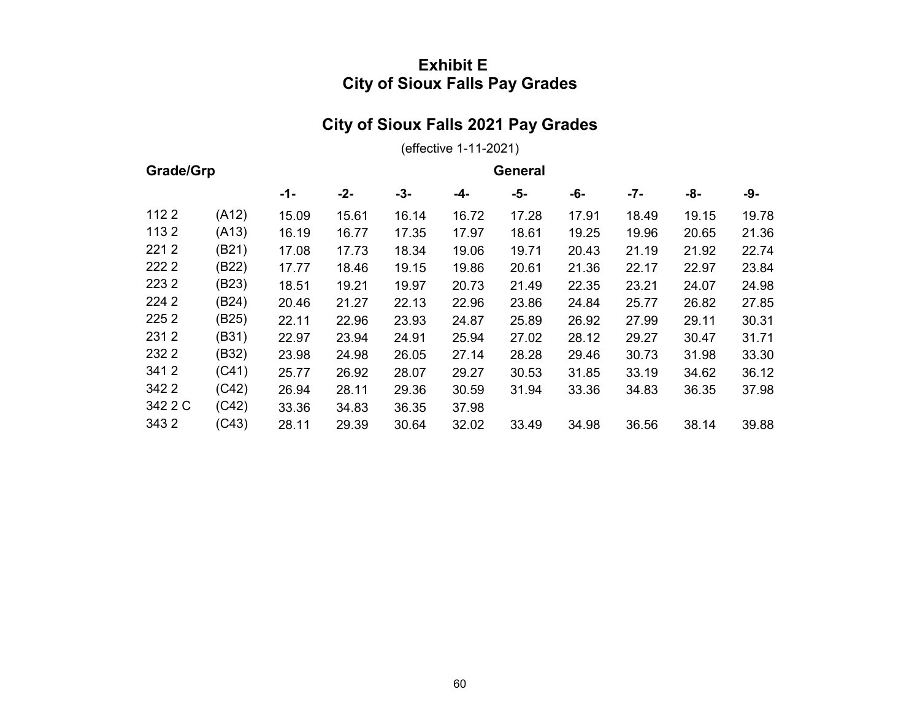# Exhibit E
# City of Sioux Falls Pay Grades

## City of Sioux Falls 2021 Pay Grades

(effective 1-11-2021)

| Grade/Grp | | General | | | | | | | | |
|---|---|---|---|---|---|---|---|---|---|---|
| | | -1- | -2- | -3- | -4- | -5- | -6- | -7- | -8- | -9- |
| 112 2 | (A12) | 15.09 | 15.61 | 16.14 | 16.72 | 17.28 | 17.91 | 18.49 | 19.15 | 19.78 |
| 113 2 | (A13) | 16.19 | 16.77 | 17.35 | 17.97 | 18.61 | 19.25 | 19.96 | 20.65 | 21.36 |
| 221 2 | (B21) | 17.08 | 17.73 | 18.34 | 19.06 | 19.71 | 20.43 | 21.19 | 21.92 | 22.74 |
| 222 2 | (B22) | 17.77 | 18.46 | 19.15 | 19.86 | 20.61 | 21.36 | 22.17 | 22.97 | 23.84 |
| 223 2 | (B23) | 18.51 | 19.21 | 19.97 | 20.73 | 21.49 | 22.35 | 23.21 | 24.07 | 24.98 |
| 224 2 | (B24) | 20.46 | 21.27 | 22.13 | 22.96 | 23.86 | 24.84 | 25.77 | 26.82 | 27.85 |
| 225 2 | (B25) | 22.11 | 22.96 | 23.93 | 24.87 | 25.89 | 26.92 | 27.99 | 29.11 | 30.31 |
| 231 2 | (B31) | 22.97 | 23.94 | 24.91 | 25.94 | 27.02 | 28.12 | 29.27 | 30.47 | 31.71 |
| 232 2 | (B32) | 23.98 | 24.98 | 26.05 | 27.14 | 28.28 | 29.46 | 30.73 | 31.98 | 33.30 |
| 341 2 | (C41) | 25.77 | 26.92 | 28.07 | 29.27 | 30.53 | 31.85 | 33.19 | 34.62 | 36.12 |
| 342 2 | (C42) | 26.94 | 28.11 | 29.36 | 30.59 | 31.94 | 33.36 | 34.83 | 36.35 | 37.98 |
| 342 2 C | (C42) | 33.36 | 34.83 | 36.35 | 37.98 | | | | | |
| 343 2 | (C43) | 28.11 | 29.39 | 30.64 | 32.02 | 33.49 | 34.98 | 36.56 | 38.14 | 39.88 |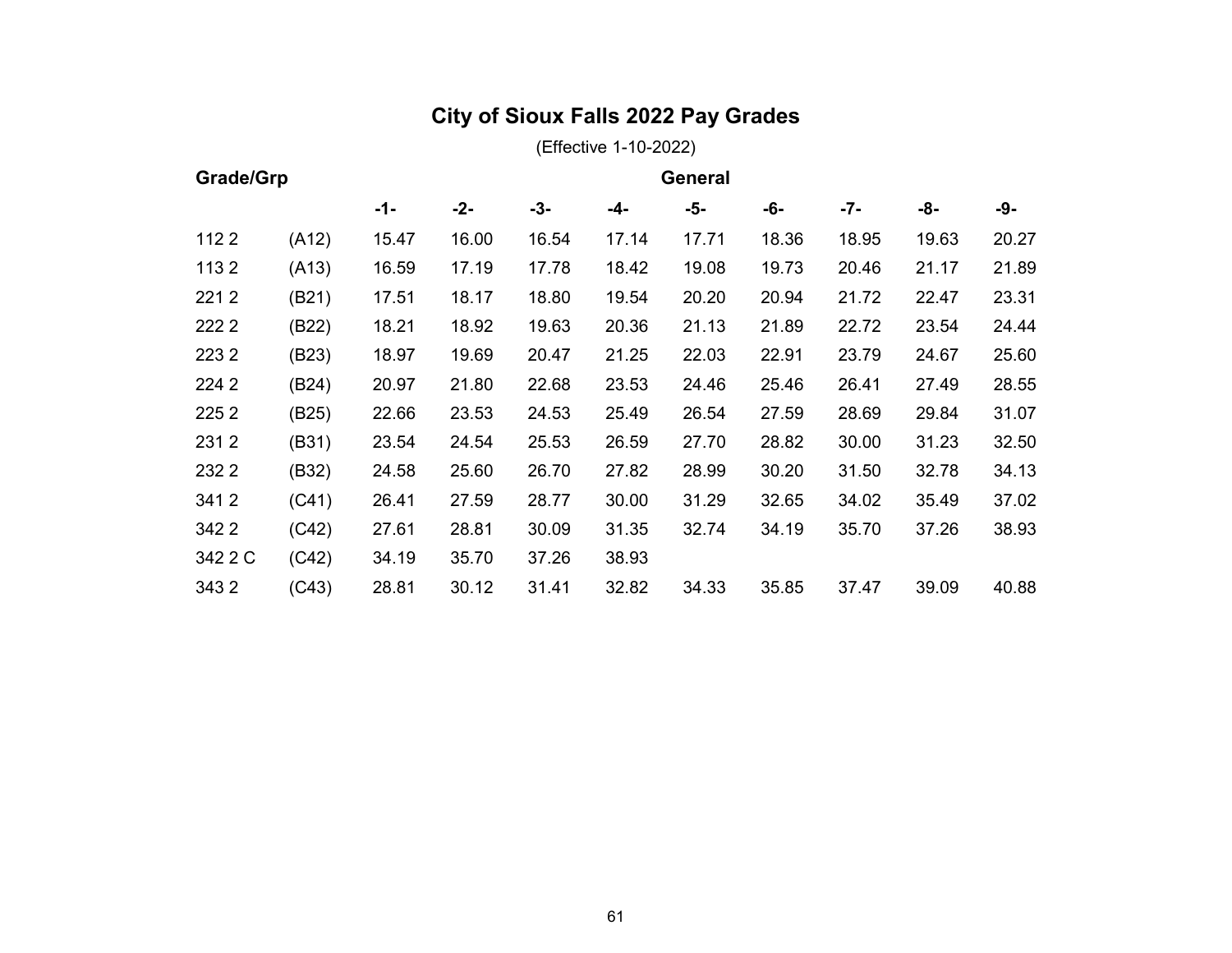# City of Sioux Falls 2022 Pay Grades

(Effective 1-10-2022)

| Grade/Grp | | General | | | | | | | | |
|---|---|---|---|---|---|---|---|---|---|---|
| | | -1- | -2- | -3- | -4- | -5- | -6- | -7- | -8- | -9- |
| 112 2 | (A12) | 15.47 | 16.00 | 16.54 | 17.14 | 17.71 | 18.36 | 18.95 | 19.63 | 20.27 |
| 113 2 | (A13) | 16.59 | 17.19 | 17.78 | 18.42 | 19.08 | 19.73 | 20.46 | 21.17 | 21.89 |
| 221 2 | (B21) | 17.51 | 18.17 | 18.80 | 19.54 | 20.20 | 20.94 | 21.72 | 22.47 | 23.31 |
| 222 2 | (B22) | 18.21 | 18.92 | 19.63 | 20.36 | 21.13 | 21.89 | 22.72 | 23.54 | 24.44 |
| 223 2 | (B23) | 18.97 | 19.69 | 20.47 | 21.25 | 22.03 | 22.91 | 23.79 | 24.67 | 25.60 |
| 224 2 | (B24) | 20.97 | 21.80 | 22.68 | 23.53 | 24.46 | 25.46 | 26.41 | 27.49 | 28.55 |
| 225 2 | (B25) | 22.66 | 23.53 | 24.53 | 25.49 | 26.54 | 27.59 | 28.69 | 29.84 | 31.07 |
| 231 2 | (B31) | 23.54 | 24.54 | 25.53 | 26.59 | 27.70 | 28.82 | 30.00 | 31.23 | 32.50 |
| 232 2 | (B32) | 24.58 | 25.60 | 26.70 | 27.82 | 28.99 | 30.20 | 31.50 | 32.78 | 34.13 |
| 341 2 | (C41) | 26.41 | 27.59 | 28.77 | 30.00 | 31.29 | 32.65 | 34.02 | 35.49 | 37.02 |
| 342 2 | (C42) | 27.61 | 28.81 | 30.09 | 31.35 | 32.74 | 34.19 | 35.70 | 37.26 | 38.93 |
| 342 2 C | (C42) | 34.19 | 35.70 | 37.26 | 38.93 | | | | | |
| 343 2 | (C43) | 28.81 | 30.12 | 31.41 | 32.82 | 34.33 | 35.85 | 37.47 | 39.09 | 40.88 |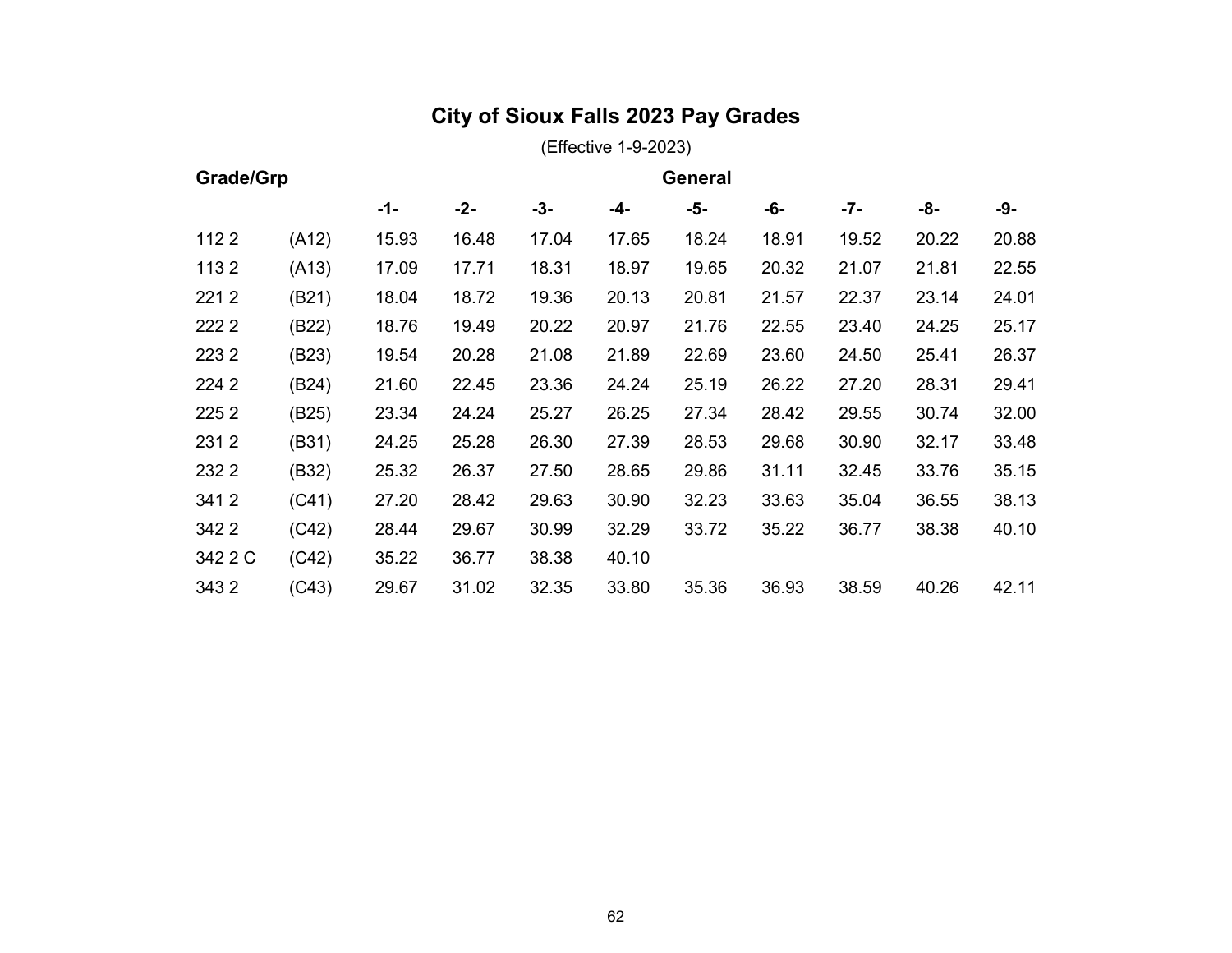# City of Sioux Falls 2023 Pay Grades

(Effective 1-9-2023)

| Grade/Grp | | General | | | | | | | | |
|---|---|---|---|---|---|---|---|---|---|---|
| | | -1- | -2- | -3- | -4- | -5- | -6- | -7- | -8- | -9- |
| 112 2 | (A12) | 15.93 | 16.48 | 17.04 | 17.65 | 18.24 | 18.91 | 19.52 | 20.22 | 20.88 |
| 113 2 | (A13) | 17.09 | 17.71 | 18.31 | 18.97 | 19.65 | 20.32 | 21.07 | 21.81 | 22.55 |
| 221 2 | (B21) | 18.04 | 18.72 | 19.36 | 20.13 | 20.81 | 21.57 | 22.37 | 23.14 | 24.01 |
| 222 2 | (B22) | 18.76 | 19.49 | 20.22 | 20.97 | 21.76 | 22.55 | 23.40 | 24.25 | 25.17 |
| 223 2 | (B23) | 19.54 | 20.28 | 21.08 | 21.89 | 22.69 | 23.60 | 24.50 | 25.41 | 26.37 |
| 224 2 | (B24) | 21.60 | 22.45 | 23.36 | 24.24 | 25.19 | 26.22 | 27.20 | 28.31 | 29.41 |
| 225 2 | (B25) | 23.34 | 24.24 | 25.27 | 26.25 | 27.34 | 28.42 | 29.55 | 30.74 | 32.00 |
| 231 2 | (B31) | 24.25 | 25.28 | 26.30 | 27.39 | 28.53 | 29.68 | 30.90 | 32.17 | 33.48 |
| 232 2 | (B32) | 25.32 | 26.37 | 27.50 | 28.65 | 29.86 | 31.11 | 32.45 | 33.76 | 35.15 |
| 341 2 | (C41) | 27.20 | 28.42 | 29.63 | 30.90 | 32.23 | 33.63 | 35.04 | 36.55 | 38.13 |
| 342 2 | (C42) | 28.44 | 29.67 | 30.99 | 32.29 | 33.72 | 35.22 | 36.77 | 38.38 | 40.10 |
| 342 2 C | (C42) | 35.22 | 36.77 | 38.38 | 40.10 | | | | | |
| 343 2 | (C43) | 29.67 | 31.02 | 32.35 | 33.80 | 35.36 | 36.93 | 38.59 | 40.26 | 42.11 |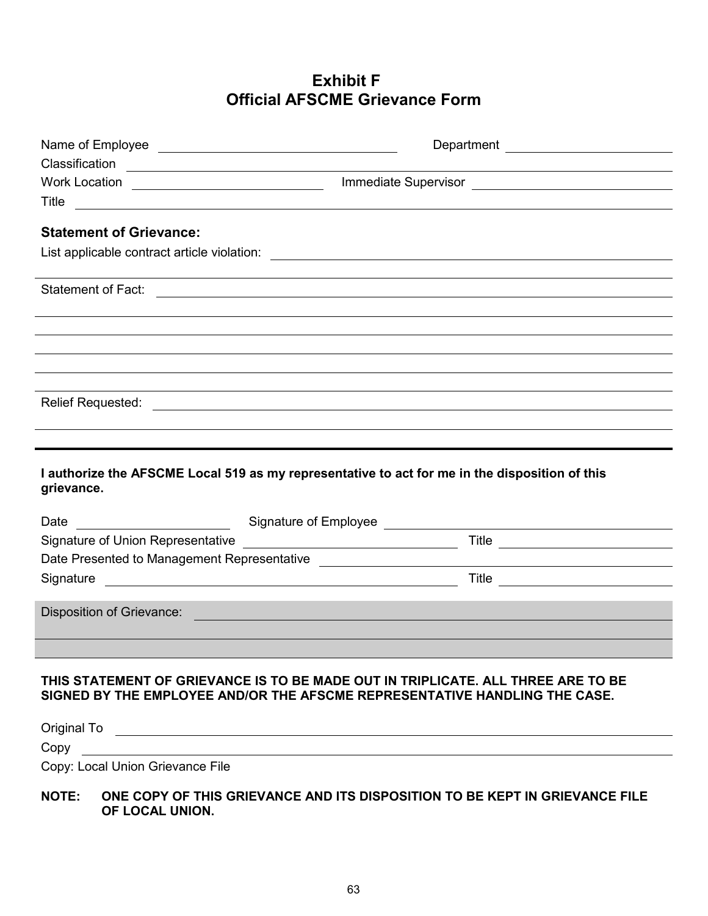# Exhibit F
# Official AFSCME Grievance Form

Name of Employee ______________________ Department ______________________

Classification ______________________

Work Location ______________________ Immediate Supervisor ______________________

Title ______________________

## Statement of Grievance:

List applicable contract article violation: ______________________

Statement of Fact: ______________________

Relief Requested: ______________________

---

**I authorize the AFSCME Local 519 as my representative to act for me in the disposition of this grievance.**

Date ______________________ Signature of Employee ______________________

Signature of Union Representative ______________________ Title ______________________

Date Presented to Management Representative ______________________

Signature ______________________ Title ______________________

Disposition of Grievance: ______________________

**THIS STATEMENT OF GRIEVANCE IS TO BE MADE OUT IN TRIPLICATE. ALL THREE ARE TO BE SIGNED BY THE EMPLOYEE AND/OR THE AFSCME REPRESENTATIVE HANDLING THE CASE.**

Original To ______________________

Copy ______________________

Copy: Local Union Grievance File

**NOTE: ONE COPY OF THIS GRIEVANCE AND ITS DISPOSITION TO BE KEPT IN GRIEVANCE FILE OF LOCAL UNION.**